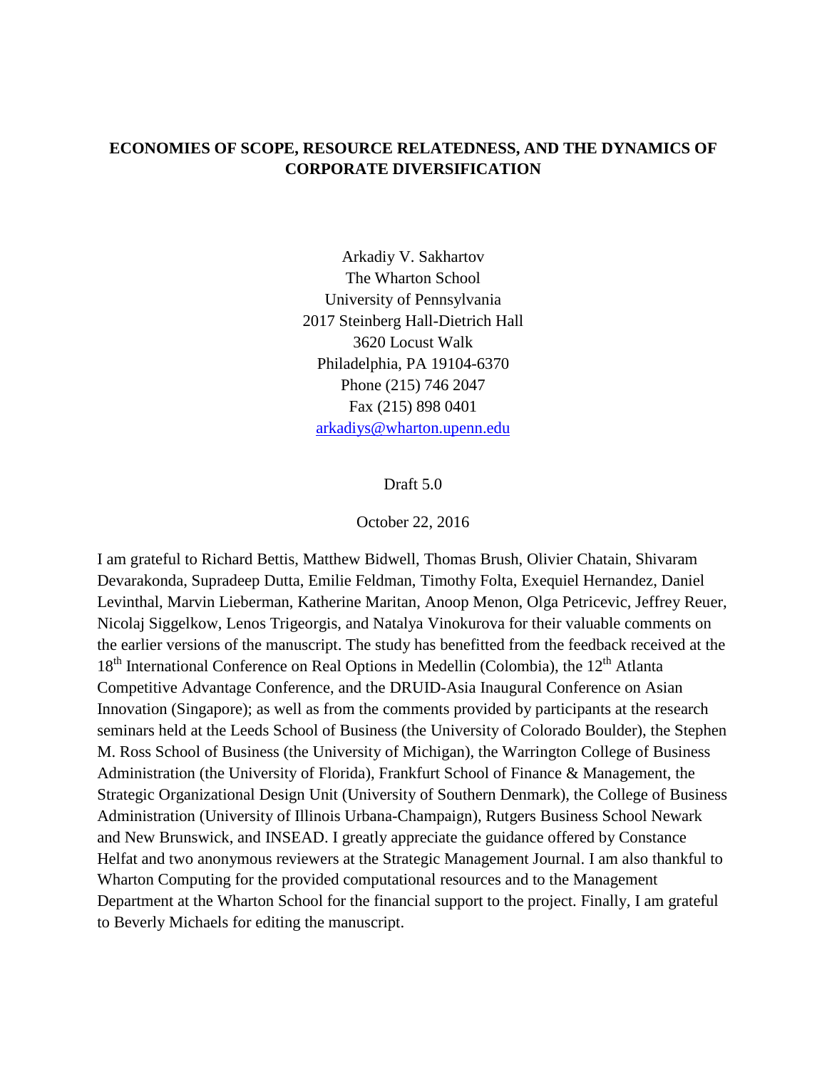# ECONOMIES OF SCOPE, RESOURCE RELATEDNESS, AND THE DYNAMICS OF CORPORATE DIVERSIFICATION

Arkadiy V. Sakhartov
The Wharton School
University of Pennsylvania
2017 Steinberg Hall-Dietrich Hall
3620 Locust Walk
Philadelphia, PA 19104-6370
Phone (215) 746 2047
Fax (215) 898 0401
arkadiys@wharton.upenn.edu

Draft 5.0

October 22, 2016

I am grateful to Richard Bettis, Matthew Bidwell, Thomas Brush, Olivier Chatain, Shivaram Devarakonda, Supradeep Dutta, Emilie Feldman, Timothy Folta, Exequiel Hernandez, Daniel Levinthal, Marvin Lieberman, Katherine Maritan, Anoop Menon, Olga Petricevic, Jeffrey Reuer, Nicolaj Siggelkow, Lenos Trigeorgis, and Natalya Vinokurova for their valuable comments on the earlier versions of the manuscript. The study has benefitted from the feedback received at the 18th International Conference on Real Options in Medellin (Colombia), the 12th Atlanta Competitive Advantage Conference, and the DRUID-Asia Inaugural Conference on Asian Innovation (Singapore); as well as from the comments provided by participants at the research seminars held at the Leeds School of Business (the University of Colorado Boulder), the Stephen M. Ross School of Business (the University of Michigan), the Warrington College of Business Administration (the University of Florida), Frankfurt School of Finance & Management, the Strategic Organizational Design Unit (University of Southern Denmark), the College of Business Administration (University of Illinois Urbana-Champaign), Rutgers Business School Newark and New Brunswick, and INSEAD. I greatly appreciate the guidance offered by Constance Helfat and two anonymous reviewers at the Strategic Management Journal. I am also thankful to Wharton Computing for the provided computational resources and to the Management Department at the Wharton School for the financial support to the project. Finally, I am grateful to Beverly Michaels for editing the manuscript.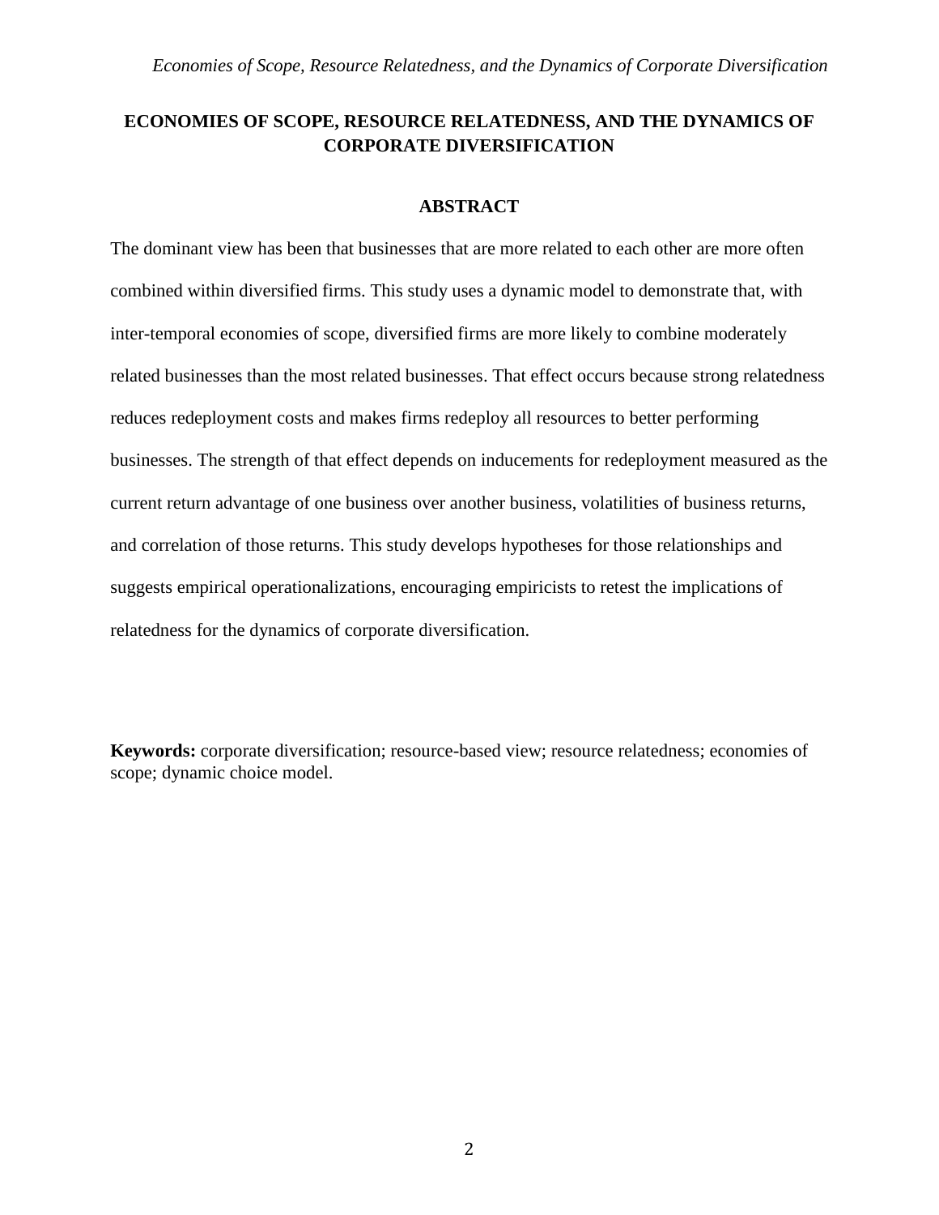# ECONOMIES OF SCOPE, RESOURCE RELATEDNESS, AND THE DYNAMICS OF CORPORATE DIVERSIFICATION

## ABSTRACT

The dominant view has been that businesses that are more related to each other are more often combined within diversified firms. This study uses a dynamic model to demonstrate that, with inter-temporal economies of scope, diversified firms are more likely to combine moderately related businesses than the most related businesses. That effect occurs because strong relatedness reduces redeployment costs and makes firms redeploy all resources to better performing businesses. The strength of that effect depends on inducements for redeployment measured as the current return advantage of one business over another business, volatilities of business returns, and correlation of those returns. This study develops hypotheses for those relationships and suggests empirical operationalizations, encouraging empiricists to retest the implications of relatedness for the dynamics of corporate diversification.

**Keywords:** corporate diversification; resource-based view; resource relatedness; economies of scope; dynamic choice model.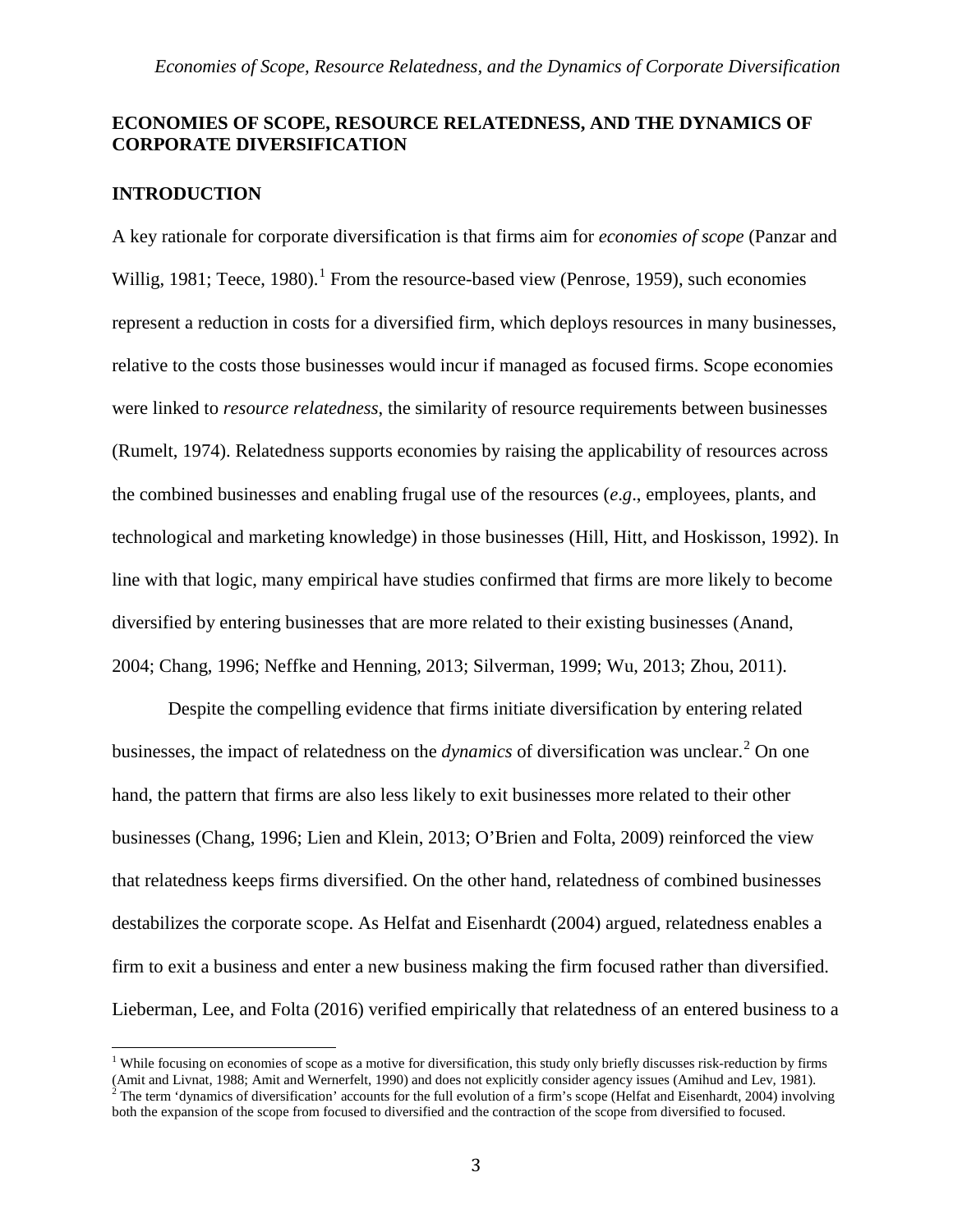# ECONOMIES OF SCOPE, RESOURCE RELATEDNESS, AND THE DYNAMICS OF CORPORATE DIVERSIFICATION

## INTRODUCTION

A key rationale for corporate diversification is that firms aim for *economies of scope* (Panzar and Willig, 1981; Teece, 1980).[1] From the resource-based view (Penrose, 1959), such economies represent a reduction in costs for a diversified firm, which deploys resources in many businesses, relative to the costs those businesses would incur if managed as focused firms. Scope economies were linked to *resource relatedness*, the similarity of resource requirements between businesses (Rumelt, 1974). Relatedness supports economies by raising the applicability of resources across the combined businesses and enabling frugal use of the resources (*e.g*., employees, plants, and technological and marketing knowledge) in those businesses (Hill, Hitt, and Hoskisson, 1992). In line with that logic, many empirical have studies confirmed that firms are more likely to become diversified by entering businesses that are more related to their existing businesses (Anand, 2004; Chang, 1996; Neffke and Henning, 2013; Silverman, 1999; Wu, 2013; Zhou, 2011).

Despite the compelling evidence that firms initiate diversification by entering related businesses, the impact of relatedness on the *dynamics* of diversification was unclear.[2] On one hand, the pattern that firms are also less likely to exit businesses more related to their other businesses (Chang, 1996; Lien and Klein, 2013; O'Brien and Folta, 2009) reinforced the view that relatedness keeps firms diversified. On the other hand, relatedness of combined businesses destabilizes the corporate scope. As Helfat and Eisenhardt (2004) argued, relatedness enables a firm to exit a business and enter a new business making the firm focused rather than diversified. Lieberman, Lee, and Folta (2016) verified empirically that relatedness of an entered business to a

[1] While focusing on economies of scope as a motive for diversification, this study only briefly discusses risk-reduction by firms (Amit and Livnat, 1988; Amit and Wernerfelt, 1990) and does not explicitly consider agency issues (Amihud and Lev, 1981).

[2] The term 'dynamics of diversification' accounts for the full evolution of a firm's scope (Helfat and Eisenhardt, 2004) involving both the expansion of the scope from focused to diversified and the contraction of the scope from diversified to focused.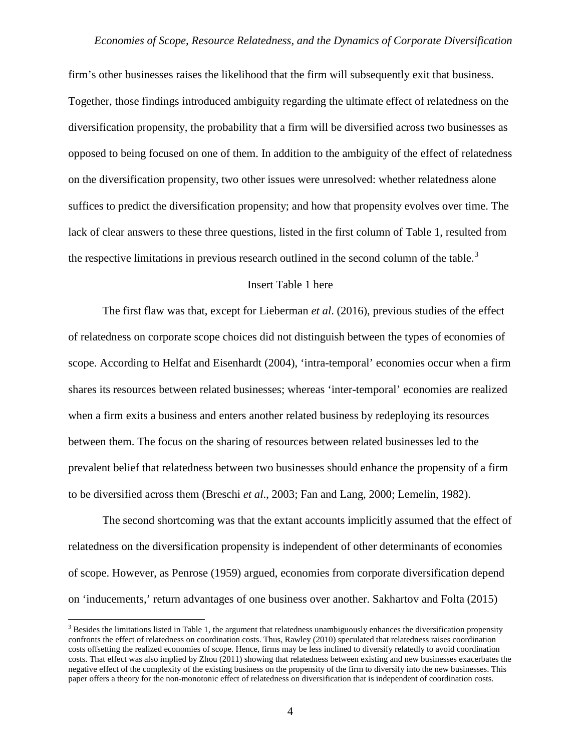firm's other businesses raises the likelihood that the firm will subsequently exit that business. Together, those findings introduced ambiguity regarding the ultimate effect of relatedness on the diversification propensity, the probability that a firm will be diversified across two businesses as opposed to being focused on one of them. In addition to the ambiguity of the effect of relatedness on the diversification propensity, two other issues were unresolved: whether relatedness alone suffices to predict the diversification propensity; and how that propensity evolves over time. The lack of clear answers to these three questions, listed in the first column of Table 1, resulted from the respective limitations in previous research outlined in the second column of the table.[3]

Insert Table 1 here

The first flaw was that, except for Lieberman *et al*. (2016), previous studies of the effect of relatedness on corporate scope choices did not distinguish between the types of economies of scope. According to Helfat and Eisenhardt (2004), 'intra-temporal' economies occur when a firm shares its resources between related businesses; whereas 'inter-temporal' economies are realized when a firm exits a business and enters another related business by redeploying its resources between them. The focus on the sharing of resources between related businesses led to the prevalent belief that relatedness between two businesses should enhance the propensity of a firm to be diversified across them (Breschi *et al*., 2003; Fan and Lang, 2000; Lemelin, 1982).

The second shortcoming was that the extant accounts implicitly assumed that the effect of relatedness on the diversification propensity is independent of other determinants of economies of scope. However, as Penrose (1959) argued, economies from corporate diversification depend on 'inducements,' return advantages of one business over another. Sakhartov and Folta (2015)

[3] Besides the limitations listed in Table 1, the argument that relatedness unambiguously enhances the diversification propensity confronts the effect of relatedness on coordination costs. Thus, Rawley (2010) speculated that relatedness raises coordination costs offsetting the realized economies of scope. Hence, firms may be less inclined to diversify relatedly to avoid coordination costs. That effect was also implied by Zhou (2011) showing that relatedness between existing and new businesses exacerbates the negative effect of the complexity of the existing business on the propensity of the firm to diversify into the new businesses. This paper offers a theory for the non-monotonic effect of relatedness on diversification that is independent of coordination costs.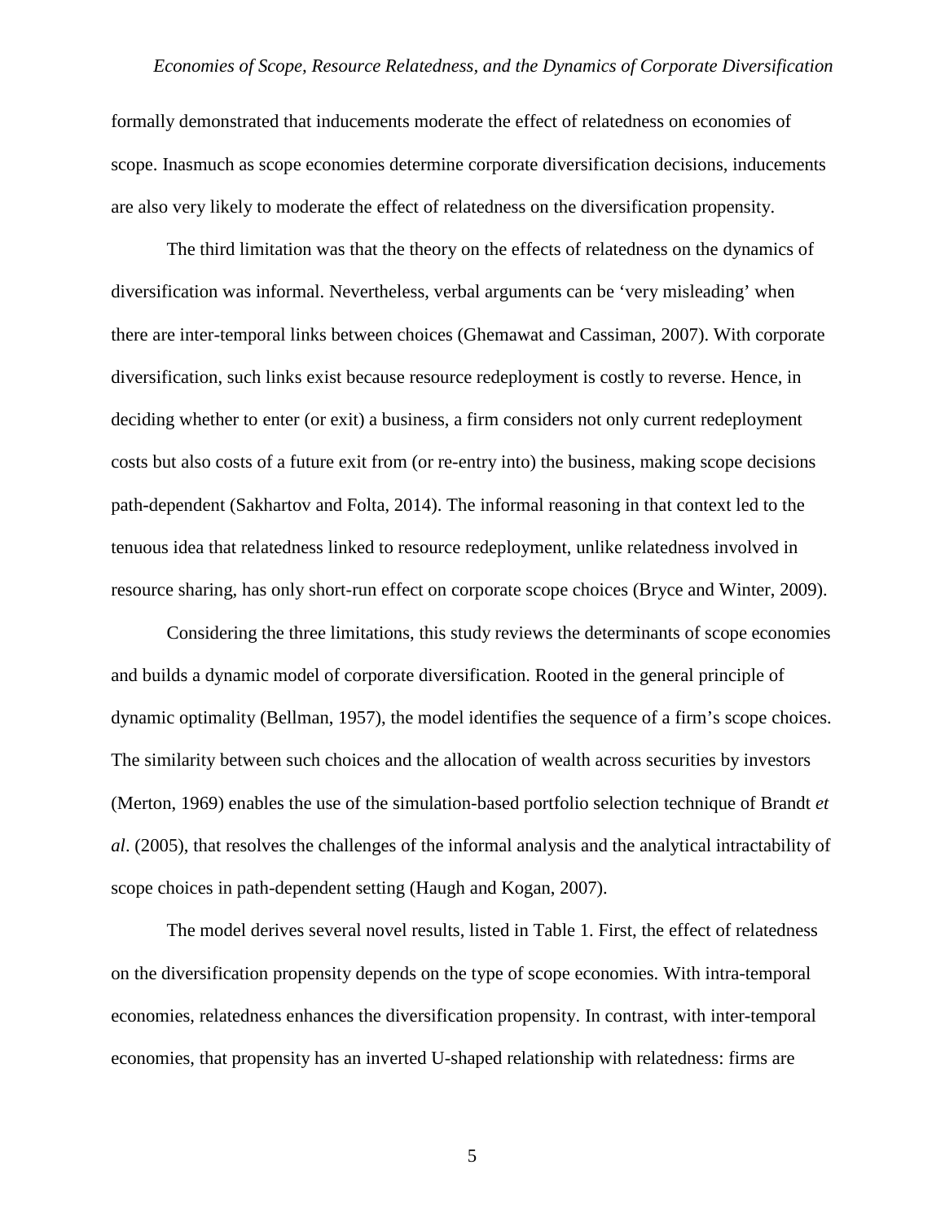formally demonstrated that inducements moderate the effect of relatedness on economies of scope. Inasmuch as scope economies determine corporate diversification decisions, inducements are also very likely to moderate the effect of relatedness on the diversification propensity.

The third limitation was that the theory on the effects of relatedness on the dynamics of diversification was informal. Nevertheless, verbal arguments can be 'very misleading' when there are inter-temporal links between choices (Ghemawat and Cassiman, 2007). With corporate diversification, such links exist because resource redeployment is costly to reverse. Hence, in deciding whether to enter (or exit) a business, a firm considers not only current redeployment costs but also costs of a future exit from (or re-entry into) the business, making scope decisions path-dependent (Sakhartov and Folta, 2014). The informal reasoning in that context led to the tenuous idea that relatedness linked to resource redeployment, unlike relatedness involved in resource sharing, has only short-run effect on corporate scope choices (Bryce and Winter, 2009).

Considering the three limitations, this study reviews the determinants of scope economies and builds a dynamic model of corporate diversification. Rooted in the general principle of dynamic optimality (Bellman, 1957), the model identifies the sequence of a firm's scope choices. The similarity between such choices and the allocation of wealth across securities by investors (Merton, 1969) enables the use of the simulation-based portfolio selection technique of Brandt *et al*. (2005), that resolves the challenges of the informal analysis and the analytical intractability of scope choices in path-dependent setting (Haugh and Kogan, 2007).

The model derives several novel results, listed in Table 1. First, the effect of relatedness on the diversification propensity depends on the type of scope economies. With intra-temporal economies, relatedness enhances the diversification propensity. In contrast, with inter-temporal economies, that propensity has an inverted U-shaped relationship with relatedness: firms are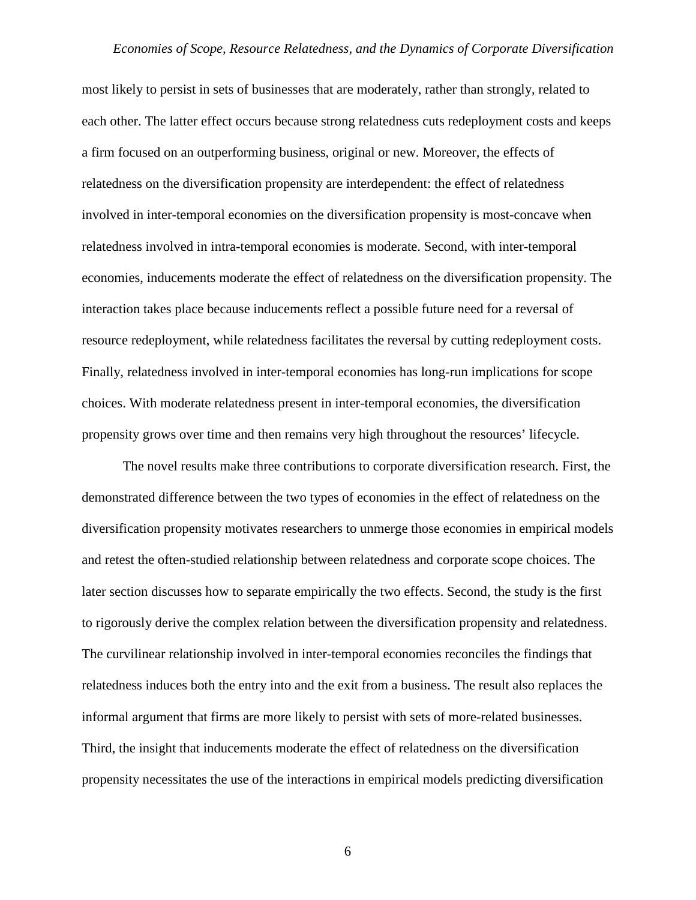most likely to persist in sets of businesses that are moderately, rather than strongly, related to each other. The latter effect occurs because strong relatedness cuts redeployment costs and keeps a firm focused on an outperforming business, original or new. Moreover, the effects of relatedness on the diversification propensity are interdependent: the effect of relatedness involved in inter-temporal economies on the diversification propensity is most-concave when relatedness involved in intra-temporal economies is moderate. Second, with inter-temporal economies, inducements moderate the effect of relatedness on the diversification propensity. The interaction takes place because inducements reflect a possible future need for a reversal of resource redeployment, while relatedness facilitates the reversal by cutting redeployment costs. Finally, relatedness involved in inter-temporal economies has long-run implications for scope choices. With moderate relatedness present in inter-temporal economies, the diversification propensity grows over time and then remains very high throughout the resources' lifecycle.

The novel results make three contributions to corporate diversification research. First, the demonstrated difference between the two types of economies in the effect of relatedness on the diversification propensity motivates researchers to unmerge those economies in empirical models and retest the often-studied relationship between relatedness and corporate scope choices. The later section discusses how to separate empirically the two effects. Second, the study is the first to rigorously derive the complex relation between the diversification propensity and relatedness. The curvilinear relationship involved in inter-temporal economies reconciles the findings that relatedness induces both the entry into and the exit from a business. The result also replaces the informal argument that firms are more likely to persist with sets of more-related businesses. Third, the insight that inducements moderate the effect of relatedness on the diversification propensity necessitates the use of the interactions in empirical models predicting diversification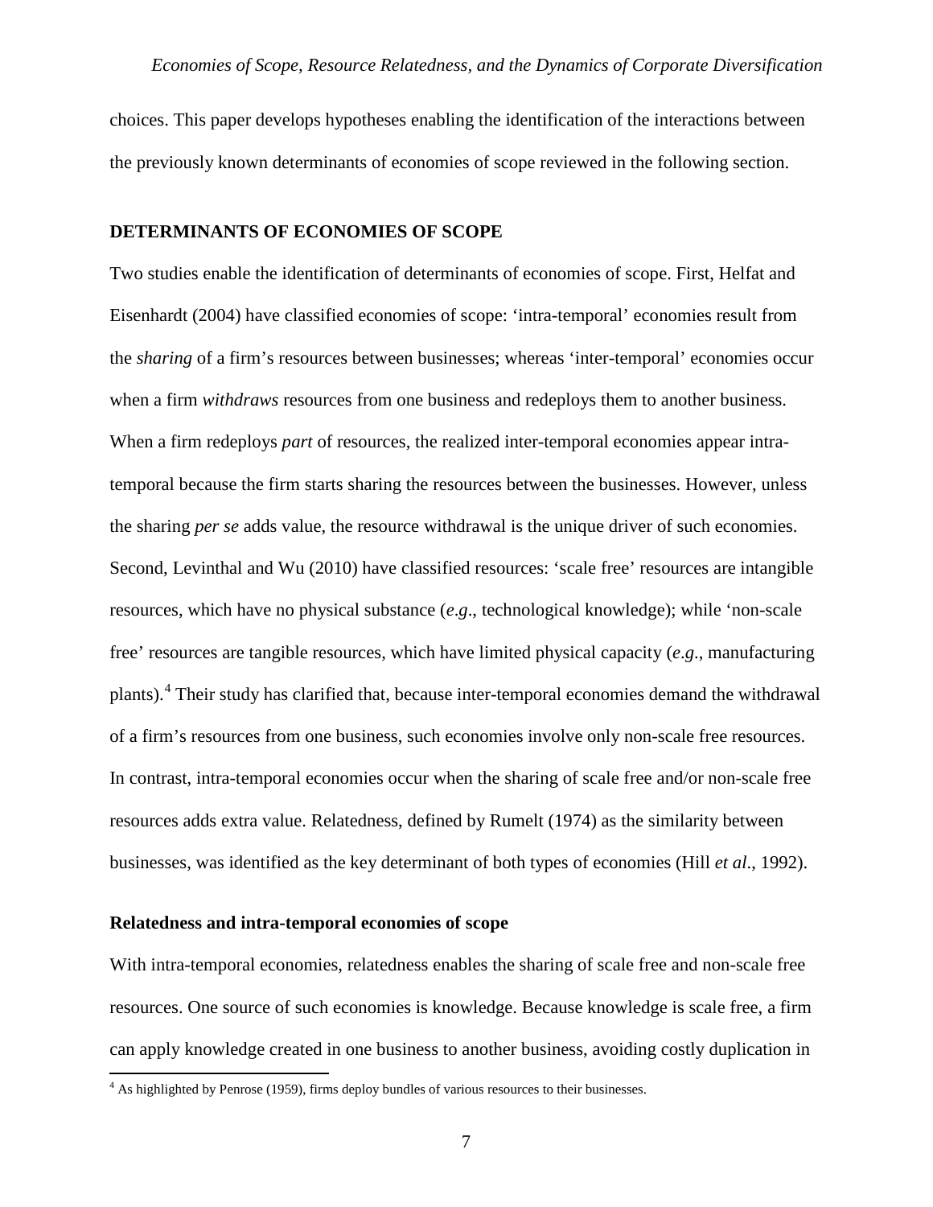choices. This paper develops hypotheses enabling the identification of the interactions between the previously known determinants of economies of scope reviewed in the following section.

## DETERMINANTS OF ECONOMIES OF SCOPE

Two studies enable the identification of determinants of economies of scope. First, Helfat and Eisenhardt (2004) have classified economies of scope: 'intra-temporal' economies result from the *sharing* of a firm's resources between businesses; whereas 'inter-temporal' economies occur when a firm *withdraws* resources from one business and redeploys them to another business. When a firm redeploys *part* of resources, the realized inter-temporal economies appear intra-temporal because the firm starts sharing the resources between the businesses. However, unless the sharing *per se* adds value, the resource withdrawal is the unique driver of such economies. Second, Levinthal and Wu (2010) have classified resources: 'scale free' resources are intangible resources, which have no physical substance (*e.g*., technological knowledge); while 'non-scale free' resources are tangible resources, which have limited physical capacity (*e.g*., manufacturing plants).[4] Their study has clarified that, because inter-temporal economies demand the withdrawal of a firm's resources from one business, such economies involve only non-scale free resources. In contrast, intra-temporal economies occur when the sharing of scale free and/or non-scale free resources adds extra value. Relatedness, defined by Rumelt (1974) as the similarity between businesses, was identified as the key determinant of both types of economies (Hill *et al*., 1992).

### Relatedness and intra-temporal economies of scope

With intra-temporal economies, relatedness enables the sharing of scale free and non-scale free resources. One source of such economies is knowledge. Because knowledge is scale free, a firm can apply knowledge created in one business to another business, avoiding costly duplication in

[4] As highlighted by Penrose (1959), firms deploy bundles of various resources to their businesses.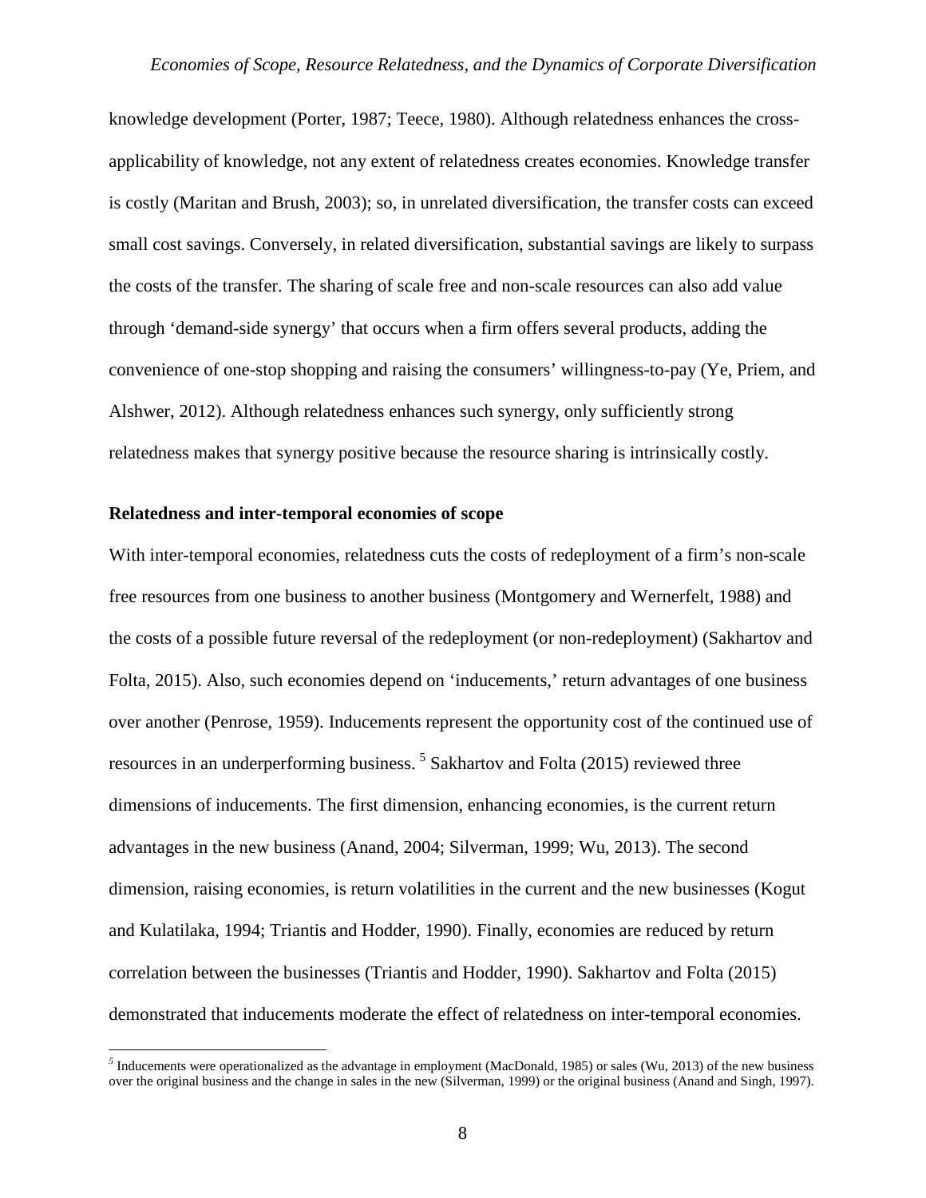knowledge development (Porter, 1987; Teece, 1980). Although relatedness enhances the cross-applicability of knowledge, not any extent of relatedness creates economies. Knowledge transfer is costly (Maritan and Brush, 2003); so, in unrelated diversification, the transfer costs can exceed small cost savings. Conversely, in related diversification, substantial savings are likely to surpass the costs of the transfer. The sharing of scale free and non-scale resources can also add value through 'demand-side synergy' that occurs when a firm offers several products, adding the convenience of one-stop shopping and raising the consumers' willingness-to-pay (Ye, Priem, and Alshwer, 2012). Although relatedness enhances such synergy, only sufficiently strong relatedness makes that synergy positive because the resource sharing is intrinsically costly.

**Relatedness and inter-temporal economies of scope**

With inter-temporal economies, relatedness cuts the costs of redeployment of a firm's non-scale free resources from one business to another business (Montgomery and Wernerfelt, 1988) and the costs of a possible future reversal of the redeployment (or non-redeployment) (Sakhartov and Folta, 2015). Also, such economies depend on 'inducements,' return advantages of one business over another (Penrose, 1959). Inducements represent the opportunity cost of the continued use of resources in an underperforming business.[5] Sakhartov and Folta (2015) reviewed three dimensions of inducements. The first dimension, enhancing economies, is the current return advantages in the new business (Anand, 2004; Silverman, 1999; Wu, 2013). The second dimension, raising economies, is return volatilities in the current and the new businesses (Kogut and Kulatilaka, 1994; Triantis and Hodder, 1990). Finally, economies are reduced by return correlation between the businesses (Triantis and Hodder, 1990). Sakhartov and Folta (2015) demonstrated that inducements moderate the effect of relatedness on inter-temporal economies.

[5] Inducements were operationalized as the advantage in employment (MacDonald, 1985) or sales (Wu, 2013) of the new business over the original business and the change in sales in the new (Silverman, 1999) or the original business (Anand and Singh, 1997).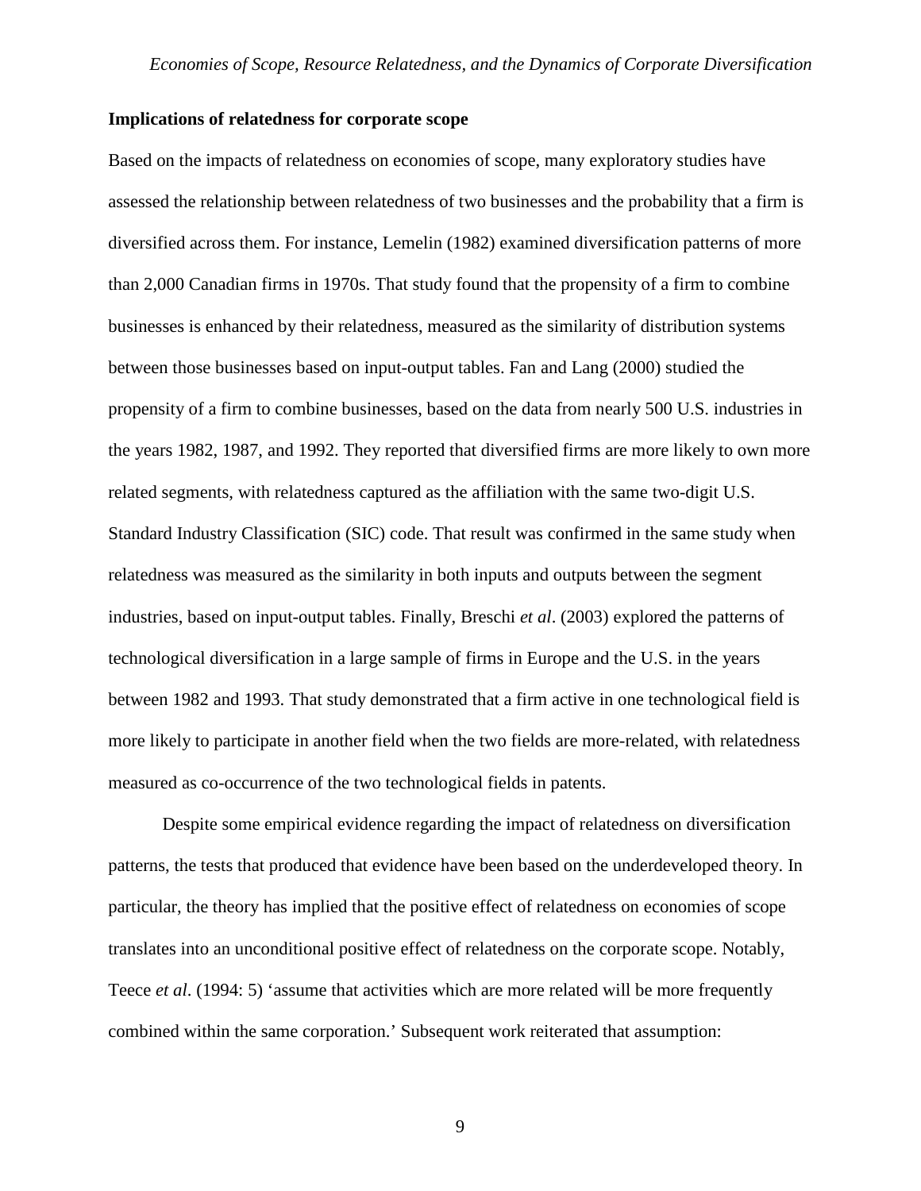**Implications of relatedness for corporate scope**

Based on the impacts of relatedness on economies of scope, many exploratory studies have assessed the relationship between relatedness of two businesses and the probability that a firm is diversified across them. For instance, Lemelin (1982) examined diversification patterns of more than 2,000 Canadian firms in 1970s. That study found that the propensity of a firm to combine businesses is enhanced by their relatedness, measured as the similarity of distribution systems between those businesses based on input-output tables. Fan and Lang (2000) studied the propensity of a firm to combine businesses, based on the data from nearly 500 U.S. industries in the years 1982, 1987, and 1992. They reported that diversified firms are more likely to own more related segments, with relatedness captured as the affiliation with the same two-digit U.S. Standard Industry Classification (SIC) code. That result was confirmed in the same study when relatedness was measured as the similarity in both inputs and outputs between the segment industries, based on input-output tables. Finally, Breschi *et al*. (2003) explored the patterns of technological diversification in a large sample of firms in Europe and the U.S. in the years between 1982 and 1993. That study demonstrated that a firm active in one technological field is more likely to participate in another field when the two fields are more-related, with relatedness measured as co-occurrence of the two technological fields in patents.

Despite some empirical evidence regarding the impact of relatedness on diversification patterns, the tests that produced that evidence have been based on the underdeveloped theory. In particular, the theory has implied that the positive effect of relatedness on economies of scope translates into an unconditional positive effect of relatedness on the corporate scope. Notably, Teece *et al*. (1994: 5) 'assume that activities which are more related will be more frequently combined within the same corporation.' Subsequent work reiterated that assumption: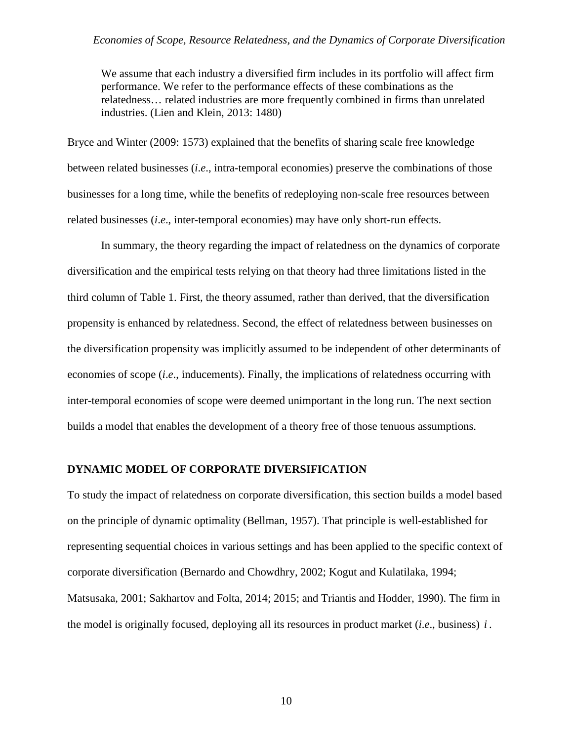> We assume that each industry a diversified firm includes in its portfolio will affect firm performance. We refer to the performance effects of these combinations as the relatedness… related industries are more frequently combined in firms than unrelated industries. (Lien and Klein, 2013: 1480)

Bryce and Winter (2009: 1573) explained that the benefits of sharing scale free knowledge between related businesses (*i.e*., intra-temporal economies) preserve the combinations of those businesses for a long time, while the benefits of redeploying non-scale free resources between related businesses (*i.e*., inter-temporal economies) may have only short-run effects.

In summary, the theory regarding the impact of relatedness on the dynamics of corporate diversification and the empirical tests relying on that theory had three limitations listed in the third column of Table 1. First, the theory assumed, rather than derived, that the diversification propensity is enhanced by relatedness. Second, the effect of relatedness between businesses on the diversification propensity was implicitly assumed to be independent of other determinants of economies of scope (*i.e*., inducements). Finally, the implications of relatedness occurring with inter-temporal economies of scope were deemed unimportant in the long run. The next section builds a model that enables the development of a theory free of those tenuous assumptions.

## DYNAMIC MODEL OF CORPORATE DIVERSIFICATION

To study the impact of relatedness on corporate diversification, this section builds a model based on the principle of dynamic optimality (Bellman, 1957). That principle is well-established for representing sequential choices in various settings and has been applied to the specific context of corporate diversification (Bernardo and Chowdhry, 2002; Kogut and Kulatilaka, 1994; Matsusaka, 2001; Sakhartov and Folta, 2014; 2015; and Triantis and Hodder, 1990). The firm in the model is originally focused, deploying all its resources in product market (*i.e*., business) $i$.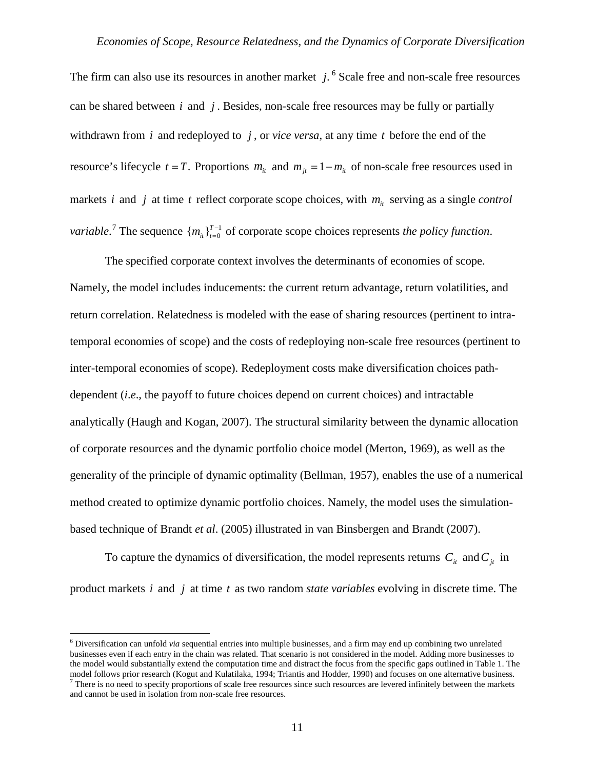The firm can also use its resources in another market $j$.[6] Scale free and non-scale free resources can be shared between $i$ and $j$. Besides, non-scale free resources may be fully or partially withdrawn from $i$ and redeployed to $j$, or *vice versa*, at any time $t$ before the end of the resource's lifecycle $t = T$. Proportions $m_{it}$ and $m_{jt} = 1 - m_{it}$ of non-scale free resources used in markets $i$ and $j$ at time $t$ reflect corporate scope choices, with $m_{it}$ serving as a single *control variable*.[7] The sequence $\{m_{it}\}_{t=0}^{T-1}$ of corporate scope choices represents *the policy function*.

The specified corporate context involves the determinants of economies of scope. Namely, the model includes inducements: the current return advantage, return volatilities, and return correlation. Relatedness is modeled with the ease of sharing resources (pertinent to intra-temporal economies of scope) and the costs of redeploying non-scale free resources (pertinent to inter-temporal economies of scope). Redeployment costs make diversification choices path-dependent (*i*.*e*., the payoff to future choices depend on current choices) and intractable analytically (Haugh and Kogan, 2007). The structural similarity between the dynamic allocation of corporate resources and the dynamic portfolio choice model (Merton, 1969), as well as the generality of the principle of dynamic optimality (Bellman, 1957), enables the use of a numerical method created to optimize dynamic portfolio choices. Namely, the model uses the simulation-based technique of Brandt *et al*. (2005) illustrated in van Binsbergen and Brandt (2007).

To capture the dynamics of diversification, the model represents returns $C_{it}$ and $C_{jt}$ in product markets $i$ and $j$ at time $t$ as two random *state variables* evolving in discrete time. The

[6] Diversification can unfold *via* sequential entries into multiple businesses, and a firm may end up combining two unrelated businesses even if each entry in the chain was related. That scenario is not considered in the model. Adding more businesses to the model would substantially extend the computation time and distract the focus from the specific gaps outlined in Table 1. The model follows prior research (Kogut and Kulatilaka, 1994; Triantis and Hodder, 1990) and focuses on one alternative business.

[7] There is no need to specify proportions of scale free resources since such resources are levered infinitely between the markets and cannot be used in isolation from non-scale free resources.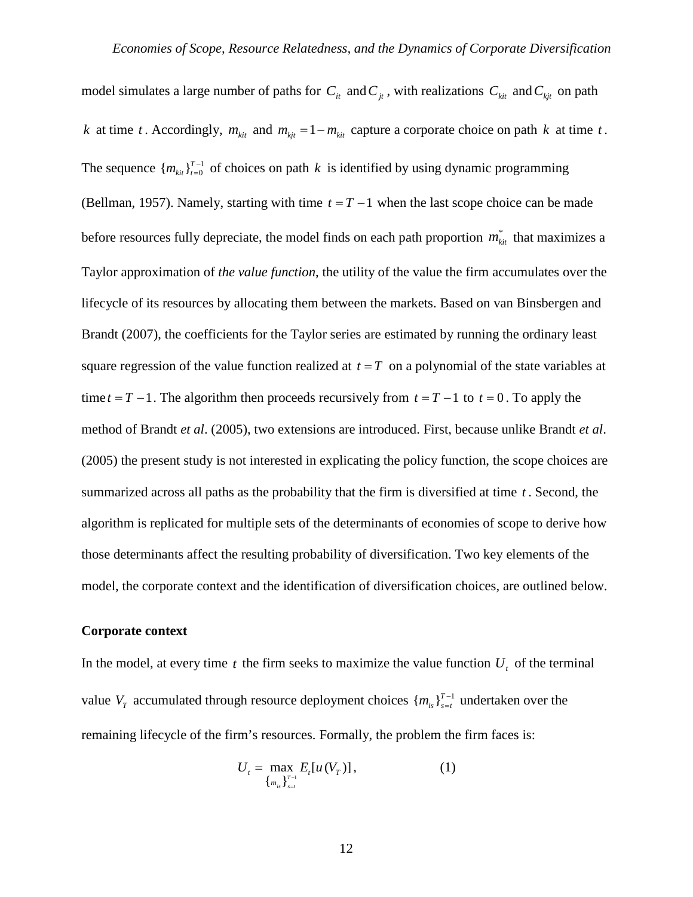model simulates a large number of paths for $C_{it}$ and $C_{jt}$, with realizations $C_{kit}$ and $C_{kjt}$ on path $k$ at time $t$. Accordingly, $m_{kit}$ and $m_{kjt} = 1 - m_{kit}$ capture a corporate choice on path $k$ at time $t$. The sequence $\{m_{kit}\}_{t=0}^{T-1}$ of choices on path $k$ is identified by using dynamic programming (Bellman, 1957). Namely, starting with time $t = T-1$ when the last scope choice can be made before resources fully depreciate, the model finds on each path proportion $m_{kit}^{*}$ that maximizes a Taylor approximation of *the value function*, the utility of the value the firm accumulates over the lifecycle of its resources by allocating them between the markets. Based on van Binsbergen and Brandt (2007), the coefficients for the Taylor series are estimated by running the ordinary least square regression of the value function realized at $t = T$ on a polynomial of the state variables at time $t = T-1$. The algorithm then proceeds recursively from $t = T-1$ to $t = 0$. To apply the method of Brandt *et al*. (2005), two extensions are introduced. First, because unlike Brandt *et al*. (2005) the present study is not interested in explicating the policy function, the scope choices are summarized across all paths as the probability that the firm is diversified at time $t$. Second, the algorithm is replicated for multiple sets of the determinants of economies of scope to derive how those determinants affect the resulting probability of diversification. Two key elements of the model, the corporate context and the identification of diversification choices, are outlined below.

**Corporate context**

In the model, at every time $t$ the firm seeks to maximize the value function $U_t$ of the terminal value $V_T$ accumulated through resource deployment choices $\{m_{is}\}_{s=t}^{T-1}$ undertaken over the remaining lifecycle of the firm's resources. Formally, the problem the firm faces is:

$$U_t = \max_{\{m_{is}\}_{s=t}^{T-1}} E_t[u(V_T)], \tag{1}$$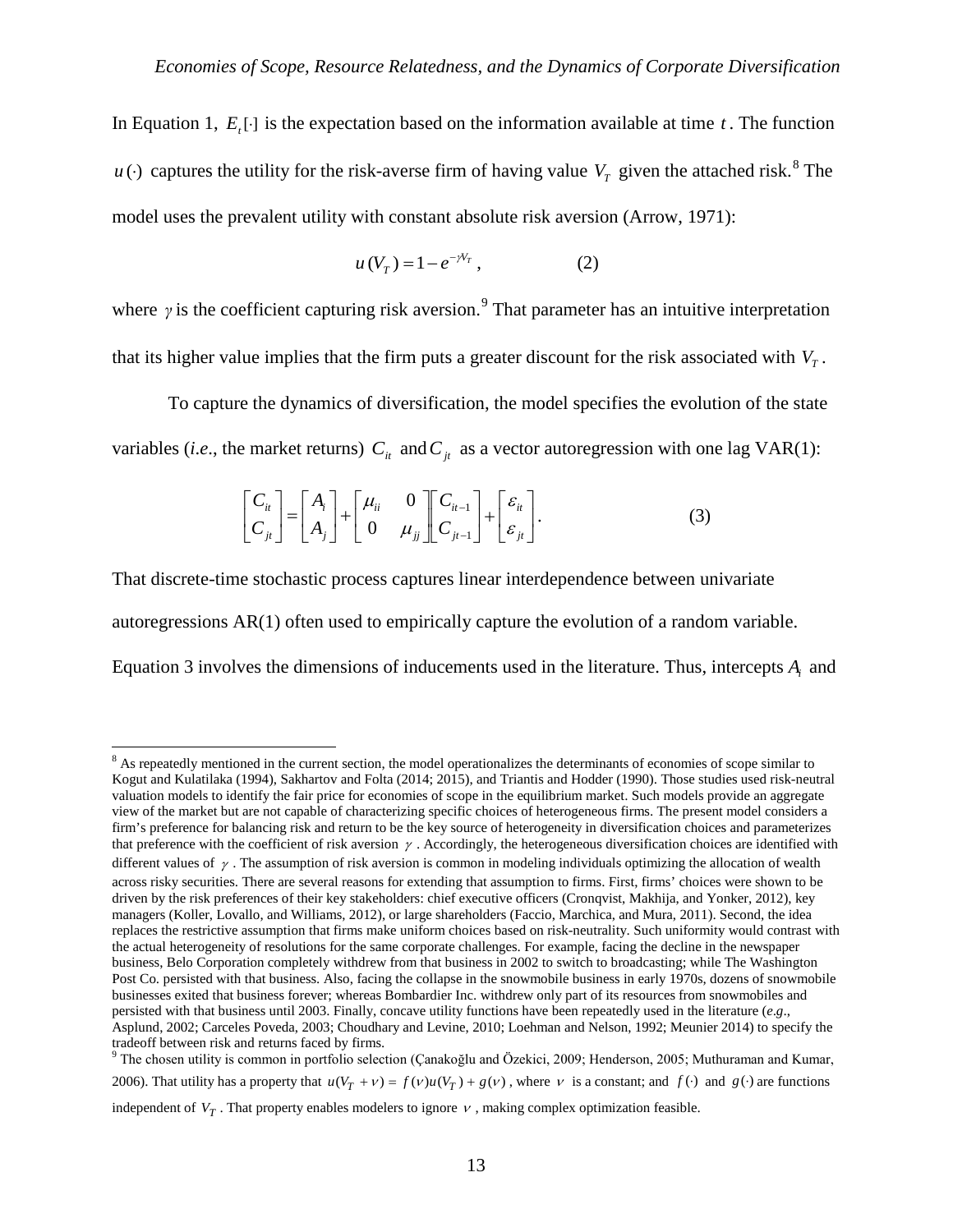In Equation 1, $E_t[\cdot]$ is the expectation based on the information available at time $t$. The function $u(\cdot)$ captures the utility for the risk-averse firm of having value $V_T$ given the attached risk.[8] The model uses the prevalent utility with constant absolute risk aversion (Arrow, 1971):

$$u(V_T) = 1 - e^{-\gamma V_T}, \qquad (2)$$

where $\gamma$ is the coefficient capturing risk aversion.[9] That parameter has an intuitive interpretation that its higher value implies that the firm puts a greater discount for the risk associated with $V_T$.

To capture the dynamics of diversification, the model specifies the evolution of the state variables (*i.e.*, the market returns) $C_{it}$ and $C_{jt}$ as a vector autoregression with one lag VAR(1):

$$\begin{bmatrix} C_{it} \\ C_{jt} \end{bmatrix} = \begin{bmatrix} A_i \\ A_j \end{bmatrix} + \begin{bmatrix} \mu_{ii} & 0 \\ 0 & \mu_{jj} \end{bmatrix} \begin{bmatrix} C_{it-1} \\ C_{jt-1} \end{bmatrix} + \begin{bmatrix} \varepsilon_{it} \\ \varepsilon_{jt} \end{bmatrix}. \qquad (3)$$

That discrete-time stochastic process captures linear interdependence between univariate autoregressions AR(1) often used to empirically capture the evolution of a random variable. Equation 3 involves the dimensions of inducements used in the literature. Thus, intercepts $A_i$ and

---

[8] As repeatedly mentioned in the current section, the model operationalizes the determinants of economies of scope similar to Kogut and Kulatilaka (1994), Sakhartov and Folta (2014; 2015), and Triantis and Hodder (1990). Those studies used risk-neutral valuation models to identify the fair price for economies of scope in the equilibrium market. Such models provide an aggregate view of the market but are not capable of characterizing specific choices of heterogeneous firms. The present model considers a firm's preference for balancing risk and return to be the key source of heterogeneity in diversification choices and parameterizes that preference with the coefficient of risk aversion $\gamma$. Accordingly, the heterogeneous diversification choices are identified with different values of $\gamma$. The assumption of risk aversion is common in modeling individuals optimizing the allocation of wealth across risky securities. There are several reasons for extending that assumption to firms. First, firms' choices were shown to be driven by the risk preferences of their key stakeholders: chief executive officers (Cronqvist, Makhija, and Yonker, 2012), key managers (Koller, Lovallo, and Williams, 2012), or large shareholders (Faccio, Marchica, and Mura, 2011). Second, the idea replaces the restrictive assumption that firms make uniform choices based on risk-neutrality. Such uniformity would contrast with the actual heterogeneity of resolutions for the same corporate challenges. For example, facing the decline in the newspaper business, Belo Corporation completely withdrew from that business in 2002 to switch to broadcasting; while The Washington Post Co. persisted with that business. Also, facing the collapse in the snowmobile business in early 1970s, dozens of snowmobile businesses exited that business forever; whereas Bombardier Inc. withdrew only part of its resources from snowmobiles and persisted with that business until 2003. Finally, concave utility functions have been repeatedly used in the literature (*e.g*., Asplund, 2002; Carceles Poveda, 2003; Choudhary and Levine, 2010; Loehman and Nelson, 1992; Meunier 2014) to specify the tradeoff between risk and returns faced by firms.

[9] The chosen utility is common in portfolio selection (Çanakoğlu and Özekici, 2009; Henderson, 2005; Muthuraman and Kumar, 2006). That utility has a property that $u(V_T + \nu) = f(\nu)u(V_T) + g(\nu)$, where $\nu$ is a constant; and $f(\cdot)$ and $g(\cdot)$ are functions independent of $V_T$. That property enables modelers to ignore $\nu$, making complex optimization feasible.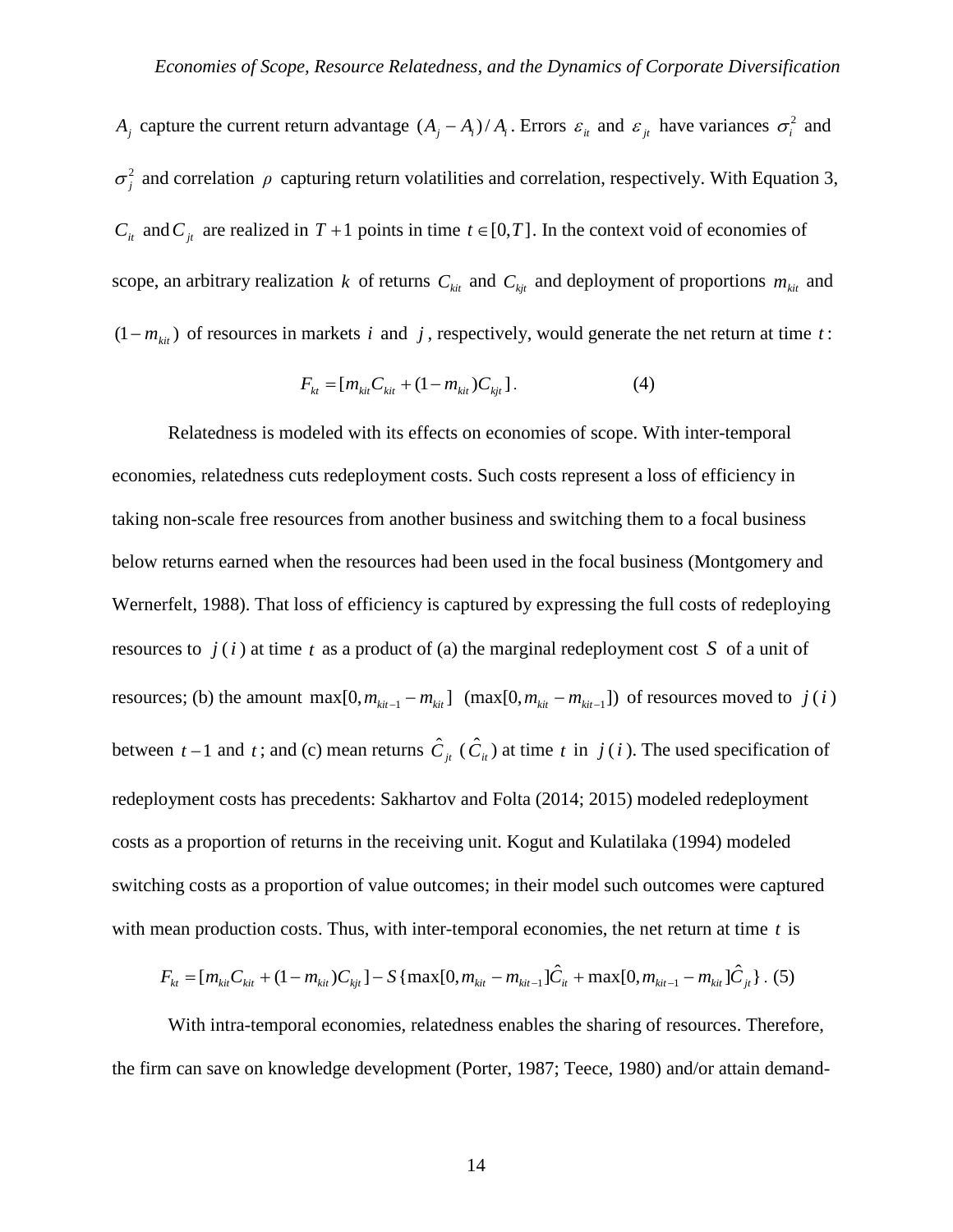$A_j$ capture the current return advantage $(A_j - A_i)/A_i$. Errors $\varepsilon_{it}$ and $\varepsilon_{jt}$ have variances $\sigma_i^2$ and $\sigma_j^2$ and correlation $\rho$ capturing return volatilities and correlation, respectively. With Equation 3, $C_{it}$ and $C_{jt}$ are realized in $T+1$ points in time $t \in [0,T]$. In the context void of economies of scope, an arbitrary realization $k$ of returns $C_{kit}$ and $C_{kjt}$ and deployment of proportions $m_{kit}$ and $(1-m_{kit})$ of resources in markets $i$ and $j$, respectively, would generate the net return at time $t$:

$$F_{kt} = [m_{kit}C_{kit} + (1-m_{kit})C_{kjt}]. \tag{4}$$

Relatedness is modeled with its effects on economies of scope. With inter-temporal economies, relatedness cuts redeployment costs. Such costs represent a loss of efficiency in taking non-scale free resources from another business and switching them to a focal business below returns earned when the resources had been used in the focal business (Montgomery and Wernerfelt, 1988). That loss of efficiency is captured by expressing the full costs of redeploying resources to $j$ ($i$) at time $t$ as a product of (a) the marginal redeployment cost $S$ of a unit of resources; (b) the amount $\max[0, m_{kit-1} - m_{kit}]$ ($\max[0, m_{kit} - m_{kit-1}]$) of resources moved to $j$ ($i$) between $t-1$ and $t$; and (c) mean returns $\hat{C}_{jt}$ ($\hat{C}_{it}$) at time $t$ in $j$ ($i$). The used specification of redeployment costs has precedents: Sakhartov and Folta (2014; 2015) modeled redeployment costs as a proportion of returns in the receiving unit. Kogut and Kulatilaka (1994) modeled switching costs as a proportion of value outcomes; in their model such outcomes were captured with mean production costs. Thus, with inter-temporal economies, the net return at time $t$ is

$$F_{kt} = [m_{kit}C_{kit} + (1-m_{kit})C_{kjt}] - S\{\max[0, m_{kit} - m_{kit-1}]\hat{C}_{it} + \max[0, m_{kit-1} - m_{kit}]\hat{C}_{jt}\}. \tag{5}$$

With intra-temporal economies, relatedness enables the sharing of resources. Therefore, the firm can save on knowledge development (Porter, 1987; Teece, 1980) and/or attain demand-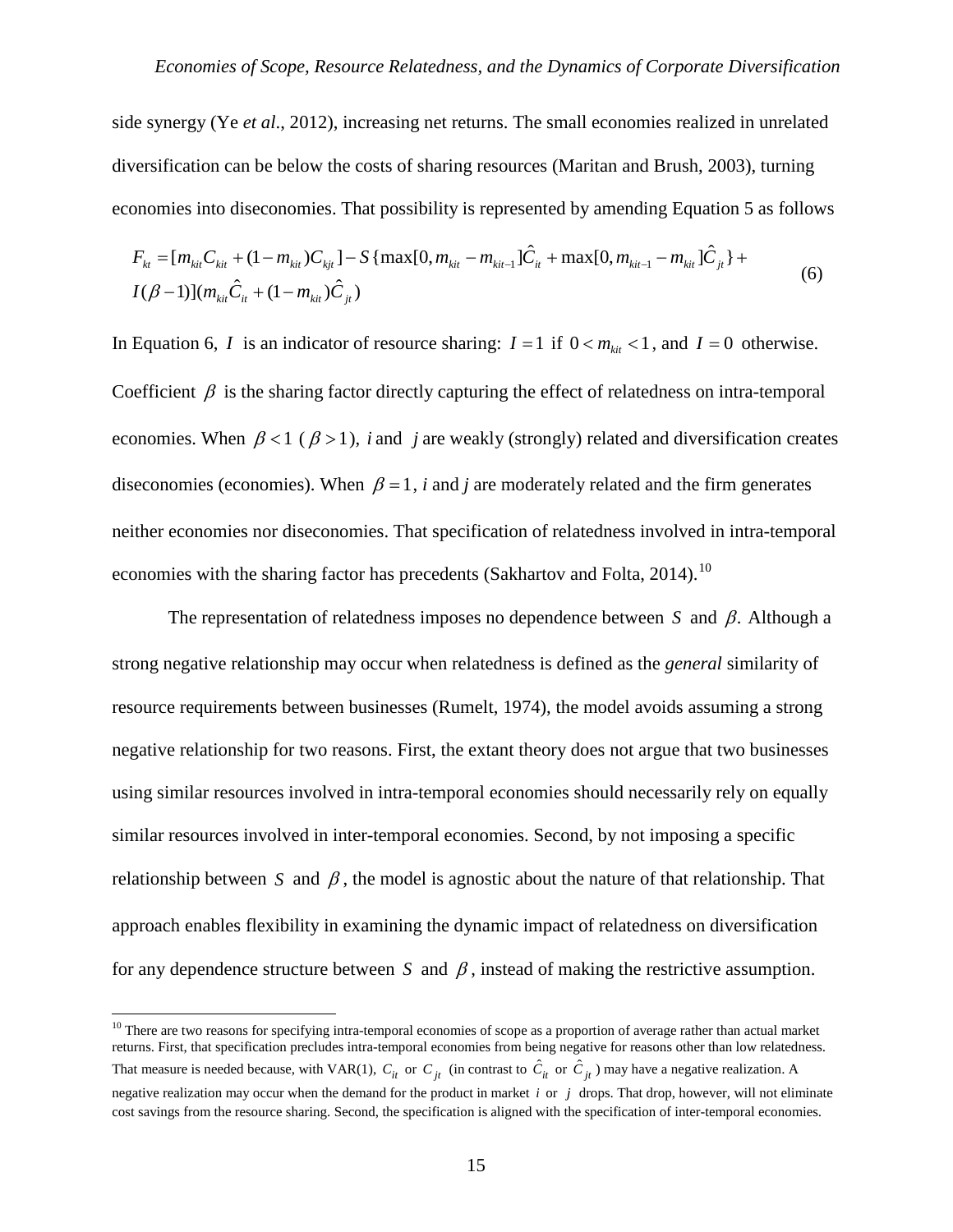side synergy (Ye *et al*., 2012), increasing net returns. The small economies realized in unrelated diversification can be below the costs of sharing resources (Maritan and Brush, 2003), turning economies into diseconomies. That possibility is represented by amending Equation 5 as follows

$$F_{kt} = [m_{kit}C_{kit} + (1-m_{kit})C_{kjt}] - S\{\max[0, m_{kit} - m_{kit-1}]\hat{C}_{it} + \max[0, m_{kit-1} - m_{kit}]\hat{C}_{jt}\} + I(\beta - 1)](m_{kit}\hat{C}_{it} + (1-m_{kit})\hat{C}_{jt}) \tag{6}$$

In Equation 6, $I$ is an indicator of resource sharing: $I = 1$ if $0 < m_{kit} < 1$, and $I = 0$ otherwise. Coefficient $\beta$ is the sharing factor directly capturing the effect of relatedness on intra-temporal economies. When $\beta < 1$ ($\beta > 1$), $i$ and $j$ are weakly (strongly) related and diversification creates diseconomies (economies). When $\beta = 1$, $i$ and $j$ are moderately related and the firm generates neither economies nor diseconomies. That specification of relatedness involved in intra-temporal economies with the sharing factor has precedents (Sakhartov and Folta, 2014).[10]

The representation of relatedness imposes no dependence between $S$ and $\beta$. Although a strong negative relationship may occur when relatedness is defined as the *general* similarity of resource requirements between businesses (Rumelt, 1974), the model avoids assuming a strong negative relationship for two reasons. First, the extant theory does not argue that two businesses using similar resources involved in intra-temporal economies should necessarily rely on equally similar resources involved in inter-temporal economies. Second, by not imposing a specific relationship between $S$ and $\beta$, the model is agnostic about the nature of that relationship. That approach enables flexibility in examining the dynamic impact of relatedness on diversification for any dependence structure between $S$ and $\beta$, instead of making the restrictive assumption.

[10] There are two reasons for specifying intra-temporal economies of scope as a proportion of average rather than actual market returns. First, that specification precludes intra-temporal economies from being negative for reasons other than low relatedness. That measure is needed because, with VAR(1), $C_{it}$ or $C_{jt}$ (in contrast to $\hat{C}_{it}$ or $\hat{C}_{jt}$) may have a negative realization. A negative realization may occur when the demand for the product in market $i$ or $j$ drops. That drop, however, will not eliminate cost savings from the resource sharing. Second, the specification is aligned with the specification of inter-temporal economies.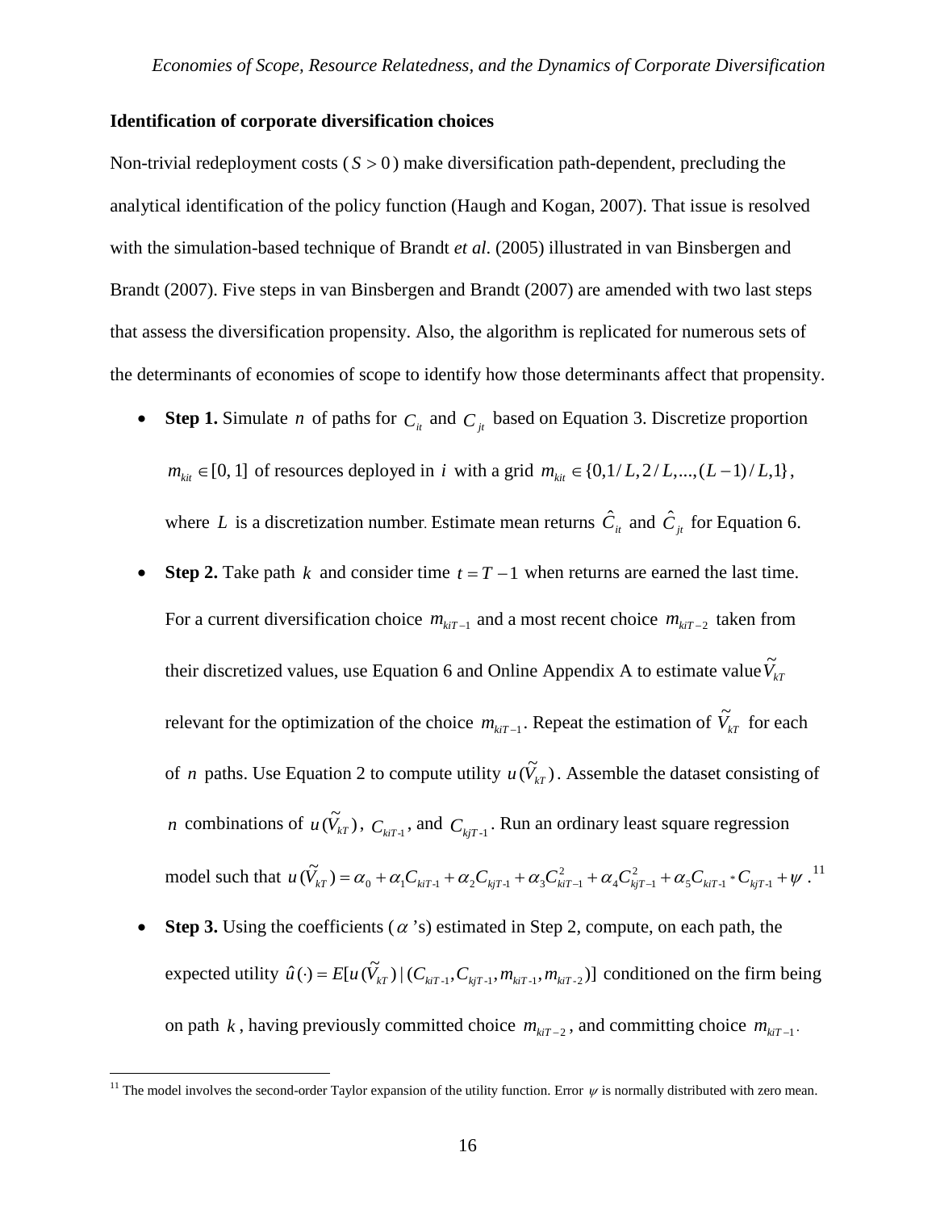**Identification of corporate diversification choices**

Non-trivial redeployment costs ($S > 0$) make diversification path-dependent, precluding the analytical identification of the policy function (Haugh and Kogan, 2007). That issue is resolved with the simulation-based technique of Brandt *et al*. (2005) illustrated in van Binsbergen and Brandt (2007). Five steps in van Binsbergen and Brandt (2007) are amended with two last steps that assess the diversification propensity. Also, the algorithm is replicated for numerous sets of the determinants of economies of scope to identify how those determinants affect that propensity.

- **Step 1.** Simulate $n$ of paths for $C_{it}$ and $C_{jt}$ based on Equation 3. Discretize proportion $m_{kit} \in [0, 1]$ of resources deployed in $i$ with a grid $m_{kit} \in \{0, 1/L, 2/L, ..., (L-1)/L, 1\}$, where $L$ is a discretization number. Estimate mean returns $\hat{C}_{it}$ and $\hat{C}_{jt}$ for Equation 6.
- **Step 2.** Take path $k$ and consider time $t = T-1$ when returns are earned the last time. For a current diversification choice $m_{kiT-1}$ and a most recent choice $m_{kiT-2}$ taken from their discretized values, use Equation 6 and Online Appendix A to estimate value $\tilde{V}_{kT}$ relevant for the optimization of the choice $m_{kiT-1}$. Repeat the estimation of $\tilde{V}_{kT}$ for each of $n$ paths. Use Equation 2 to compute utility $u(\tilde{V}_{kT})$. Assemble the dataset consisting of $n$ combinations of $u(\tilde{V}_{kT})$, $C_{kiT\text{-}1}$, and $C_{kjT\text{-}1}$. Run an ordinary least square regression model such that $u(\tilde{V}_{kT}) = \alpha_0 + \alpha_1 C_{kiT\text{-}1} + \alpha_2 C_{kjT\text{-}1} + \alpha_3 C_{kiT-1}^2 + \alpha_4 C_{kjT-1}^2 + \alpha_5 C_{kiT\text{-}1} * C_{kjT\text{-}1} + \psi$.[11]
- **Step 3.** Using the coefficients ($\alpha$'s) estimated in Step 2, compute, on each path, the expected utility $\hat{u}(\cdot) = E[u(\tilde{V}_{kT}) \mid (C_{kiT\text{-}1}, C_{kjT\text{-}1}, m_{kiT\text{-}1}, m_{kiT\text{-}2})]$ conditioned on the firm being on path $k$, having previously committed choice $m_{kiT-2}$, and committing choice $m_{kiT-1}$.

[11] The model involves the second-order Taylor expansion of the utility function. Error $\psi$ is normally distributed with zero mean.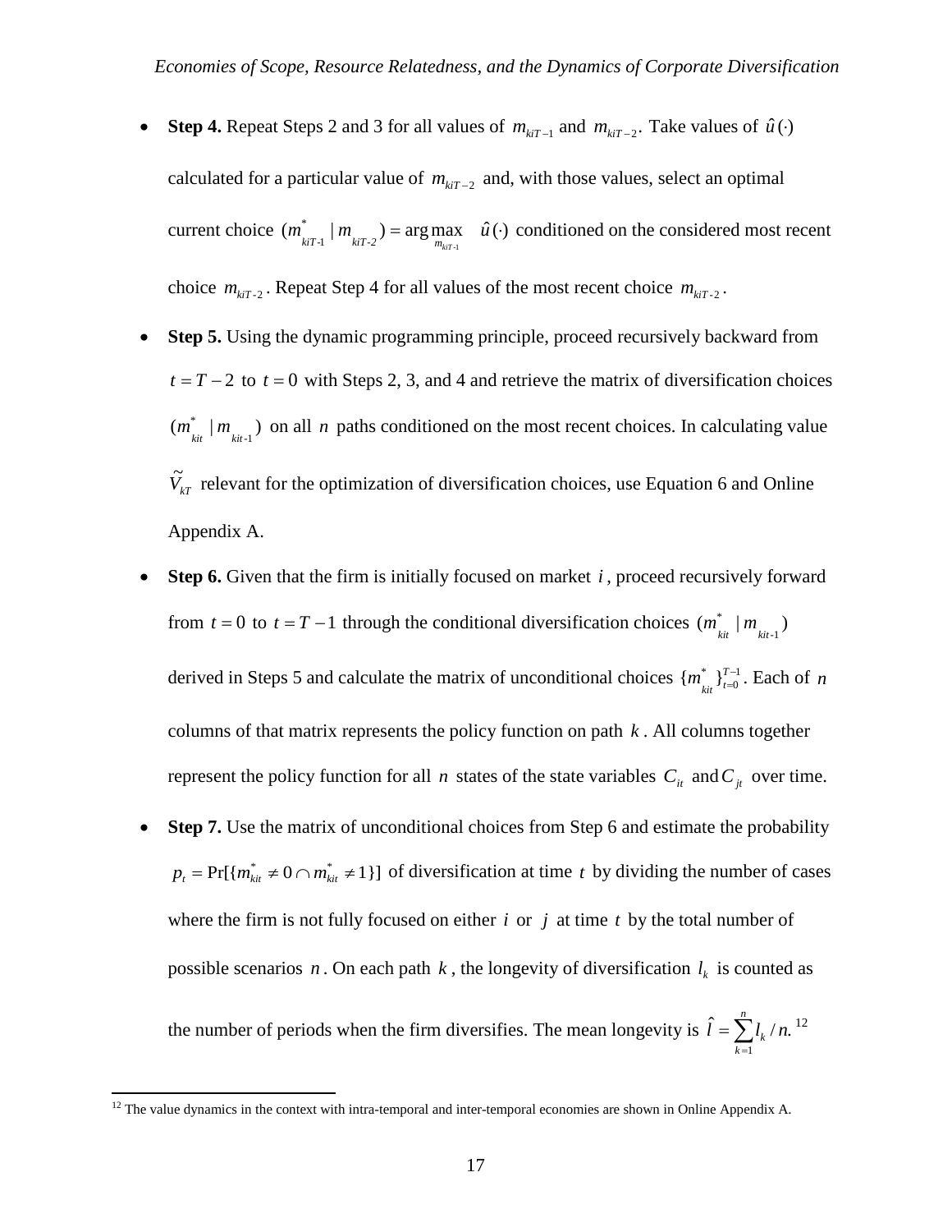- **Step 4.** Repeat Steps 2 and 3 for all values of $m_{kiT-1}$ and $m_{kiT-2}$. Take values of $\hat{u}(\cdot)$ calculated for a particular value of $m_{kiT-2}$ and, with those values, select an optimal current choice $(m^*_{kiT\text{-}1} \mid m_{kiT\text{-}2}) = \arg\max_{m_{kiT\text{-}1}} \hat{u}(\cdot)$ conditioned on the considered most recent choice $m_{kiT\text{-}2}$. Repeat Step 4 for all values of the most recent choice $m_{kiT\text{-}2}$.

- **Step 5.** Using the dynamic programming principle, proceed recursively backward from $t = T - 2$ to $t = 0$ with Steps 2, 3, and 4 and retrieve the matrix of diversification choices $(m^*_{kit} \mid m_{kit\text{-}1})$ on all $n$ paths conditioned on the most recent choices. In calculating value $\widetilde{V}_{kT}$ relevant for the optimization of diversification choices, use Equation 6 and Online Appendix A.

- **Step 6.** Given that the firm is initially focused on market $i$, proceed recursively forward from $t = 0$ to $t = T - 1$ through the conditional diversification choices $(m^*_{kit} \mid m_{kit\text{-}1})$ derived in Steps 5 and calculate the matrix of unconditional choices $\{m^*_{kit}\}_{t=0}^{T-1}$. Each of $n$ columns of that matrix represents the policy function on path $k$. All columns together represent the policy function for all $n$ states of the state variables $C_{it}$ and $C_{jt}$ over time.

- **Step 7.** Use the matrix of unconditional choices from Step 6 and estimate the probability $p_t = \Pr[\{m^*_{kit} \neq 0 \cap m^*_{kit} \neq 1\}]$ of diversification at time $t$ by dividing the number of cases where the firm is not fully focused on either $i$ or $j$ at time $t$ by the total number of possible scenarios $n$. On each path $k$, the longevity of diversification $l_k$ is counted as the number of periods when the firm diversifies. The mean longevity is $\hat{l} = \sum_{k=1}^{n} l_k / n.$[12]

[12] The value dynamics in the context with intra-temporal and inter-temporal economies are shown in Online Appendix A.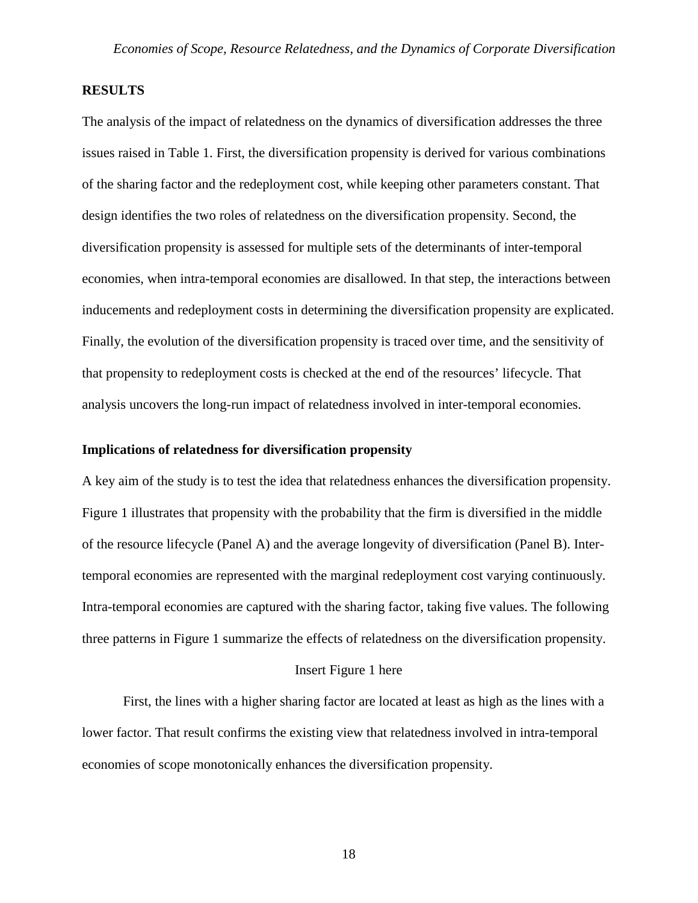## RESULTS

The analysis of the impact of relatedness on the dynamics of diversification addresses the three issues raised in Table 1. First, the diversification propensity is derived for various combinations of the sharing factor and the redeployment cost, while keeping other parameters constant. That design identifies the two roles of relatedness on the diversification propensity. Second, the diversification propensity is assessed for multiple sets of the determinants of inter-temporal economies, when intra-temporal economies are disallowed. In that step, the interactions between inducements and redeployment costs in determining the diversification propensity are explicated. Finally, the evolution of the diversification propensity is traced over time, and the sensitivity of that propensity to redeployment costs is checked at the end of the resources' lifecycle. That analysis uncovers the long-run impact of relatedness involved in inter-temporal economies.

### Implications of relatedness for diversification propensity

A key aim of the study is to test the idea that relatedness enhances the diversification propensity. Figure 1 illustrates that propensity with the probability that the firm is diversified in the middle of the resource lifecycle (Panel A) and the average longevity of diversification (Panel B). Inter-temporal economies are represented with the marginal redeployment cost varying continuously. Intra-temporal economies are captured with the sharing factor, taking five values. The following three patterns in Figure 1 summarize the effects of relatedness on the diversification propensity.

Insert Figure 1 here

First, the lines with a higher sharing factor are located at least as high as the lines with a lower factor. That result confirms the existing view that relatedness involved in intra-temporal economies of scope monotonically enhances the diversification propensity.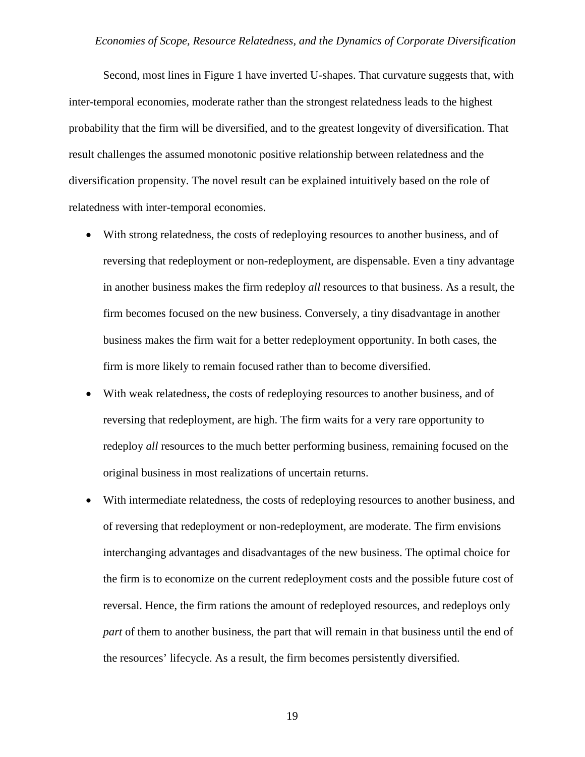Second, most lines in Figure 1 have inverted U-shapes. That curvature suggests that, with inter-temporal economies, moderate rather than the strongest relatedness leads to the highest probability that the firm will be diversified, and to the greatest longevity of diversification. That result challenges the assumed monotonic positive relationship between relatedness and the diversification propensity. The novel result can be explained intuitively based on the role of relatedness with inter-temporal economies.

- With strong relatedness, the costs of redeploying resources to another business, and of reversing that redeployment or non-redeployment, are dispensable. Even a tiny advantage in another business makes the firm redeploy *all* resources to that business. As a result, the firm becomes focused on the new business. Conversely, a tiny disadvantage in another business makes the firm wait for a better redeployment opportunity. In both cases, the firm is more likely to remain focused rather than to become diversified.
- With weak relatedness, the costs of redeploying resources to another business, and of reversing that redeployment, are high. The firm waits for a very rare opportunity to redeploy *all* resources to the much better performing business, remaining focused on the original business in most realizations of uncertain returns.
- With intermediate relatedness, the costs of redeploying resources to another business, and of reversing that redeployment or non-redeployment, are moderate. The firm envisions interchanging advantages and disadvantages of the new business. The optimal choice for the firm is to economize on the current redeployment costs and the possible future cost of reversal. Hence, the firm rations the amount of redeployed resources, and redeploys only *part* of them to another business, the part that will remain in that business until the end of the resources' lifecycle. As a result, the firm becomes persistently diversified.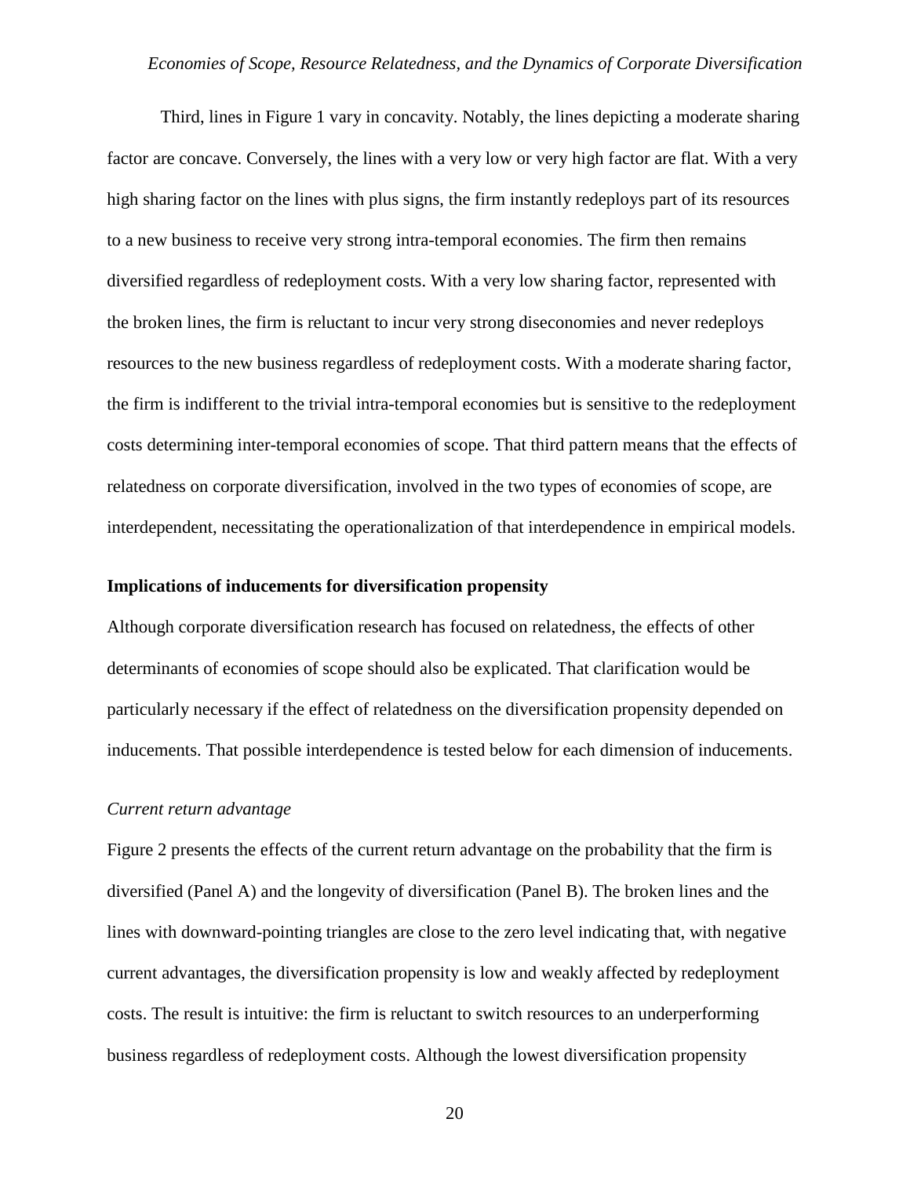Third, lines in Figure 1 vary in concavity. Notably, the lines depicting a moderate sharing factor are concave. Conversely, the lines with a very low or very high factor are flat. With a very high sharing factor on the lines with plus signs, the firm instantly redeploys part of its resources to a new business to receive very strong intra-temporal economies. The firm then remains diversified regardless of redeployment costs. With a very low sharing factor, represented with the broken lines, the firm is reluctant to incur very strong diseconomies and never redeploys resources to the new business regardless of redeployment costs. With a moderate sharing factor, the firm is indifferent to the trivial intra-temporal economies but is sensitive to the redeployment costs determining inter-temporal economies of scope. That third pattern means that the effects of relatedness on corporate diversification, involved in the two types of economies of scope, are interdependent, necessitating the operationalization of that interdependence in empirical models.

**Implications of inducements for diversification propensity**

Although corporate diversification research has focused on relatedness, the effects of other determinants of economies of scope should also be explicated. That clarification would be particularly necessary if the effect of relatedness on the diversification propensity depended on inducements. That possible interdependence is tested below for each dimension of inducements.

*Current return advantage*

Figure 2 presents the effects of the current return advantage on the probability that the firm is diversified (Panel A) and the longevity of diversification (Panel B). The broken lines and the lines with downward-pointing triangles are close to the zero level indicating that, with negative current advantages, the diversification propensity is low and weakly affected by redeployment costs. The result is intuitive: the firm is reluctant to switch resources to an underperforming business regardless of redeployment costs. Although the lowest diversification propensity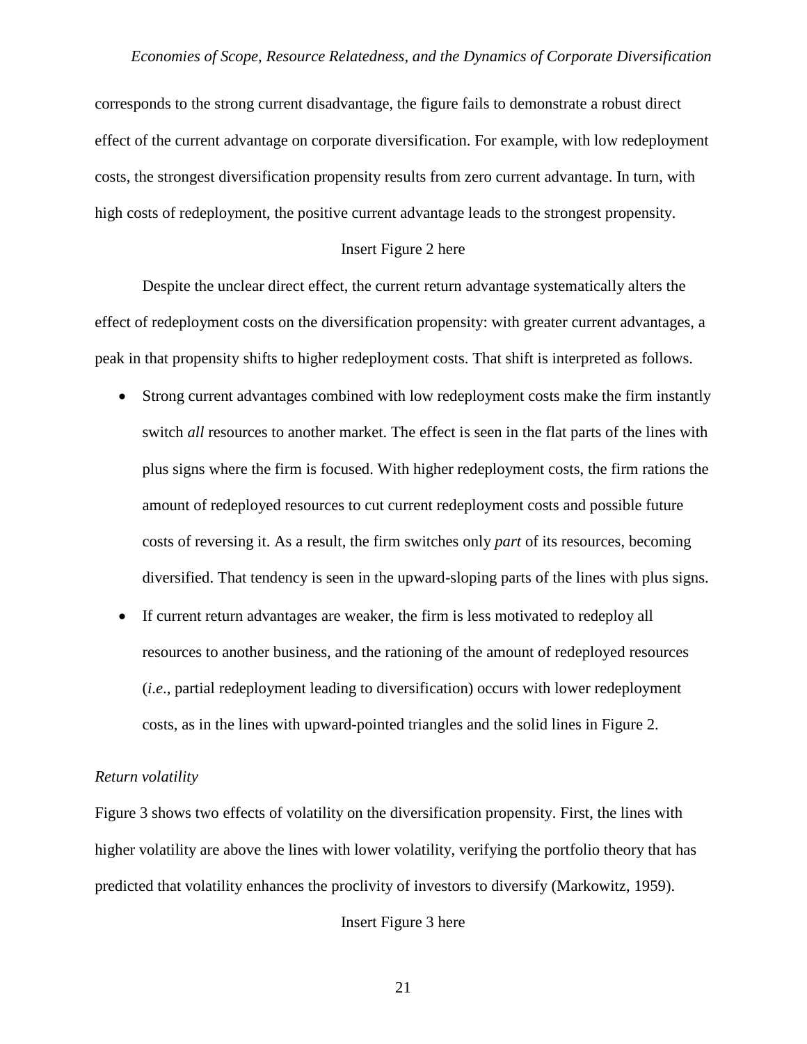corresponds to the strong current disadvantage, the figure fails to demonstrate a robust direct effect of the current advantage on corporate diversification. For example, with low redeployment costs, the strongest diversification propensity results from zero current advantage. In turn, with high costs of redeployment, the positive current advantage leads to the strongest propensity.

Insert Figure 2 here

Despite the unclear direct effect, the current return advantage systematically alters the effect of redeployment costs on the diversification propensity: with greater current advantages, a peak in that propensity shifts to higher redeployment costs. That shift is interpreted as follows.

- Strong current advantages combined with low redeployment costs make the firm instantly switch *all* resources to another market. The effect is seen in the flat parts of the lines with plus signs where the firm is focused. With higher redeployment costs, the firm rations the amount of redeployed resources to cut current redeployment costs and possible future costs of reversing it. As a result, the firm switches only *part* of its resources, becoming diversified. That tendency is seen in the upward-sloping parts of the lines with plus signs.
- If current return advantages are weaker, the firm is less motivated to redeploy all resources to another business, and the rationing of the amount of redeployed resources (*i.e*., partial redeployment leading to diversification) occurs with lower redeployment costs, as in the lines with upward-pointed triangles and the solid lines in Figure 2.

*Return volatility*

Figure 3 shows two effects of volatility on the diversification propensity. First, the lines with higher volatility are above the lines with lower volatility, verifying the portfolio theory that has predicted that volatility enhances the proclivity of investors to diversify (Markowitz, 1959).

Insert Figure 3 here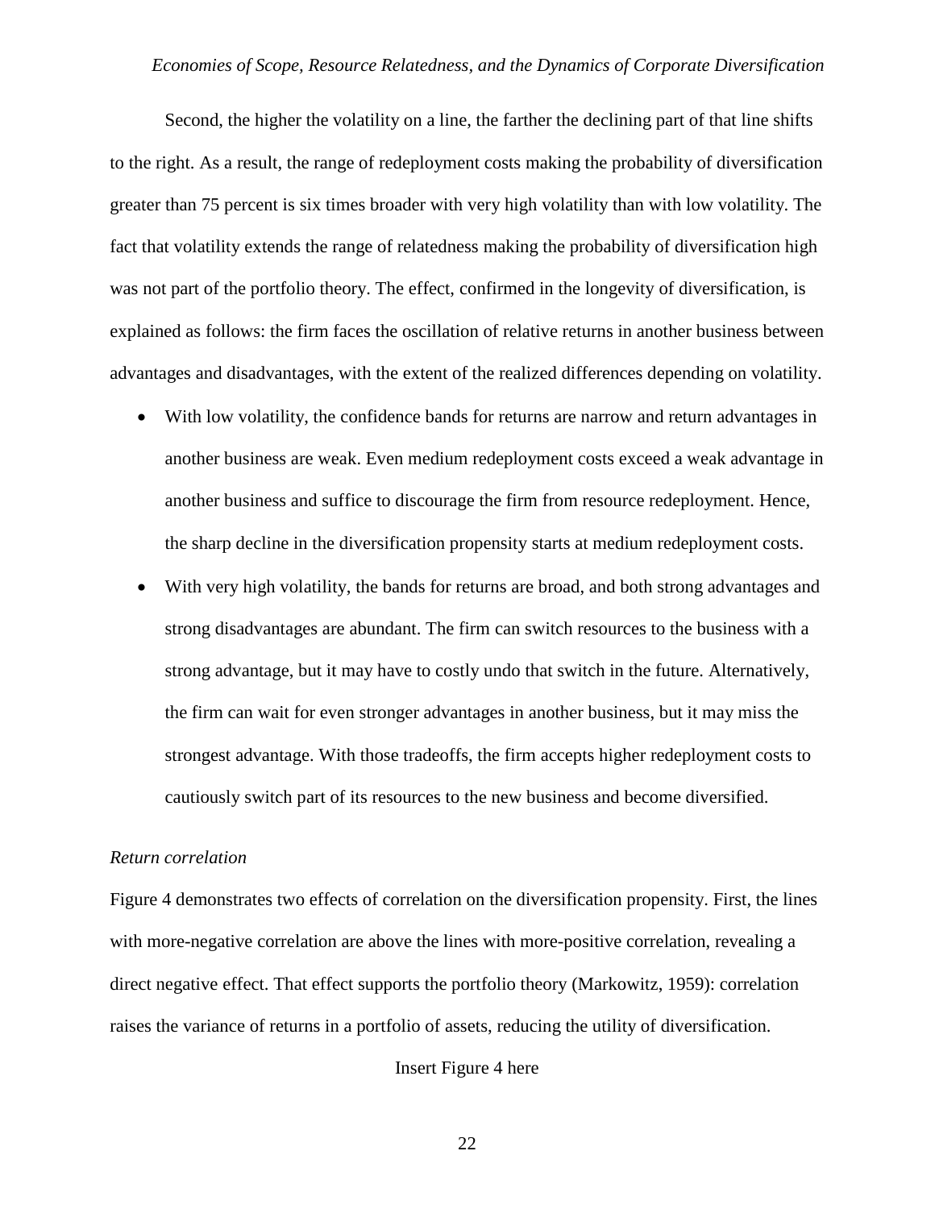Second, the higher the volatility on a line, the farther the declining part of that line shifts to the right. As a result, the range of redeployment costs making the probability of diversification greater than 75 percent is six times broader with very high volatility than with low volatility. The fact that volatility extends the range of relatedness making the probability of diversification high was not part of the portfolio theory. The effect, confirmed in the longevity of diversification, is explained as follows: the firm faces the oscillation of relative returns in another business between advantages and disadvantages, with the extent of the realized differences depending on volatility.

- With low volatility, the confidence bands for returns are narrow and return advantages in another business are weak. Even medium redeployment costs exceed a weak advantage in another business and suffice to discourage the firm from resource redeployment. Hence, the sharp decline in the diversification propensity starts at medium redeployment costs.
- With very high volatility, the bands for returns are broad, and both strong advantages and strong disadvantages are abundant. The firm can switch resources to the business with a strong advantage, but it may have to costly undo that switch in the future. Alternatively, the firm can wait for even stronger advantages in another business, but it may miss the strongest advantage. With those tradeoffs, the firm accepts higher redeployment costs to cautiously switch part of its resources to the new business and become diversified.

*Return correlation*

Figure 4 demonstrates two effects of correlation on the diversification propensity. First, the lines with more-negative correlation are above the lines with more-positive correlation, revealing a direct negative effect. That effect supports the portfolio theory (Markowitz, 1959): correlation raises the variance of returns in a portfolio of assets, reducing the utility of diversification.

Insert Figure 4 here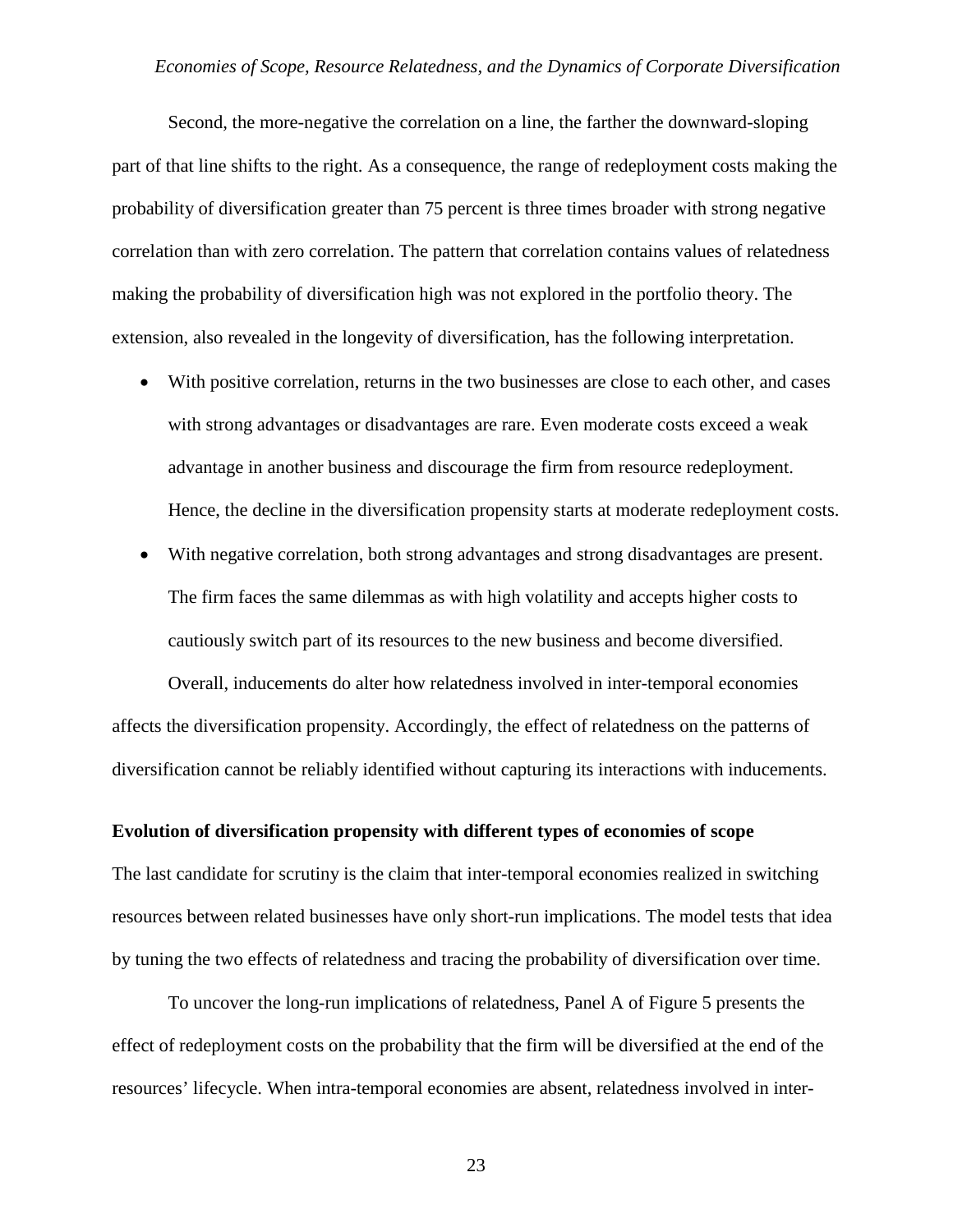Second, the more-negative the correlation on a line, the farther the downward-sloping part of that line shifts to the right. As a consequence, the range of redeployment costs making the probability of diversification greater than 75 percent is three times broader with strong negative correlation than with zero correlation. The pattern that correlation contains values of relatedness making the probability of diversification high was not explored in the portfolio theory. The extension, also revealed in the longevity of diversification, has the following interpretation.

- With positive correlation, returns in the two businesses are close to each other, and cases with strong advantages or disadvantages are rare. Even moderate costs exceed a weak advantage in another business and discourage the firm from resource redeployment. Hence, the decline in the diversification propensity starts at moderate redeployment costs.
- With negative correlation, both strong advantages and strong disadvantages are present. The firm faces the same dilemmas as with high volatility and accepts higher costs to cautiously switch part of its resources to the new business and become diversified.

Overall, inducements do alter how relatedness involved in inter-temporal economies affects the diversification propensity. Accordingly, the effect of relatedness on the patterns of diversification cannot be reliably identified without capturing its interactions with inducements.

**Evolution of diversification propensity with different types of economies of scope**

The last candidate for scrutiny is the claim that inter-temporal economies realized in switching resources between related businesses have only short-run implications. The model tests that idea by tuning the two effects of relatedness and tracing the probability of diversification over time.

To uncover the long-run implications of relatedness, Panel A of Figure 5 presents the effect of redeployment costs on the probability that the firm will be diversified at the end of the resources' lifecycle. When intra-temporal economies are absent, relatedness involved in inter-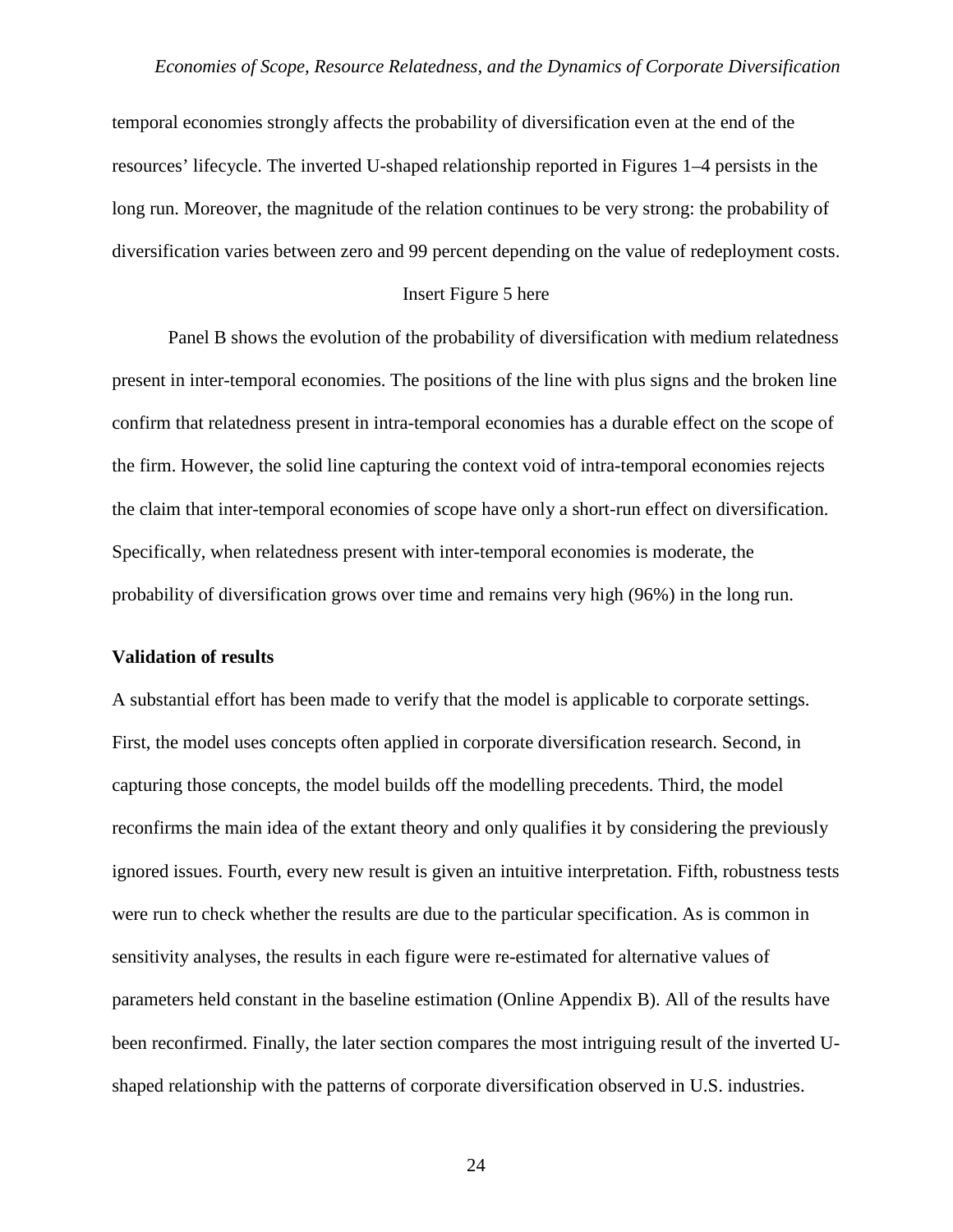temporal economies strongly affects the probability of diversification even at the end of the resources' lifecycle. The inverted U-shaped relationship reported in Figures 1–4 persists in the long run. Moreover, the magnitude of the relation continues to be very strong: the probability of diversification varies between zero and 99 percent depending on the value of redeployment costs.

Insert Figure 5 here

Panel B shows the evolution of the probability of diversification with medium relatedness present in inter-temporal economies. The positions of the line with plus signs and the broken line confirm that relatedness present in intra-temporal economies has a durable effect on the scope of the firm. However, the solid line capturing the context void of intra-temporal economies rejects the claim that inter-temporal economies of scope have only a short-run effect on diversification. Specifically, when relatedness present with inter-temporal economies is moderate, the probability of diversification grows over time and remains very high (96%) in the long run.

**Validation of results**

A substantial effort has been made to verify that the model is applicable to corporate settings. First, the model uses concepts often applied in corporate diversification research. Second, in capturing those concepts, the model builds off the modelling precedents. Third, the model reconfirms the main idea of the extant theory and only qualifies it by considering the previously ignored issues. Fourth, every new result is given an intuitive interpretation. Fifth, robustness tests were run to check whether the results are due to the particular specification. As is common in sensitivity analyses, the results in each figure were re-estimated for alternative values of parameters held constant in the baseline estimation (Online Appendix B). All of the results have been reconfirmed. Finally, the later section compares the most intriguing result of the inverted U-shaped relationship with the patterns of corporate diversification observed in U.S. industries.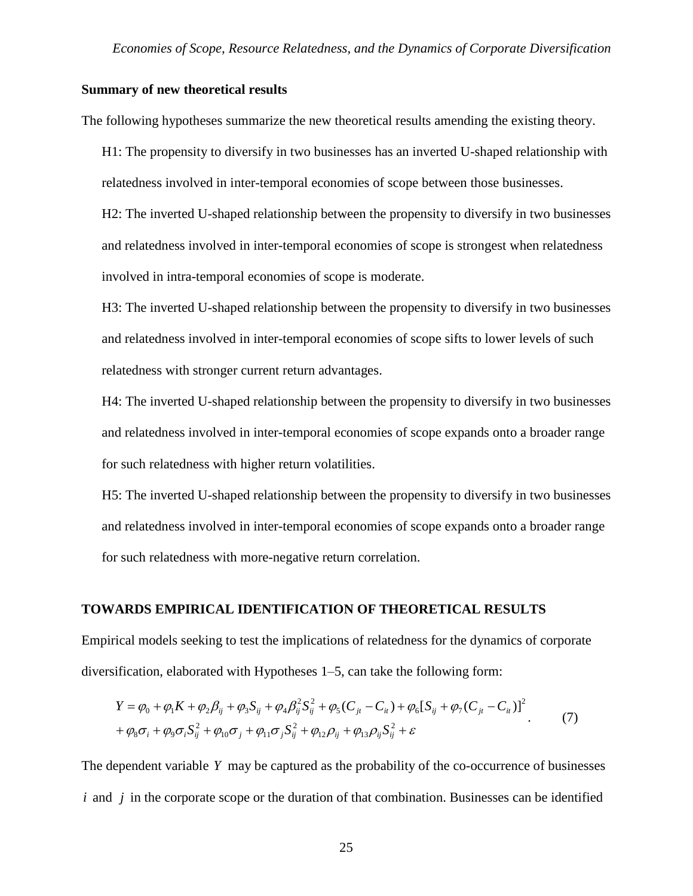**Summary of new theoretical results**

The following hypotheses summarize the new theoretical results amending the existing theory.

H1: The propensity to diversify in two businesses has an inverted U-shaped relationship with relatedness involved in inter-temporal economies of scope between those businesses.

H2: The inverted U-shaped relationship between the propensity to diversify in two businesses and relatedness involved in inter-temporal economies of scope is strongest when relatedness involved in intra-temporal economies of scope is moderate.

H3: The inverted U-shaped relationship between the propensity to diversify in two businesses and relatedness involved in inter-temporal economies of scope sifts to lower levels of such relatedness with stronger current return advantages.

H4: The inverted U-shaped relationship between the propensity to diversify in two businesses and relatedness involved in inter-temporal economies of scope expands onto a broader range for such relatedness with higher return volatilities.

H5: The inverted U-shaped relationship between the propensity to diversify in two businesses and relatedness involved in inter-temporal economies of scope expands onto a broader range for such relatedness with more-negative return correlation.

## TOWARDS EMPIRICAL IDENTIFICATION OF THEORETICAL RESULTS

Empirical models seeking to test the implications of relatedness for the dynamics of corporate diversification, elaborated with Hypotheses 1–5, can take the following form:

$$\begin{aligned} Y = {} & \varphi_0 + \varphi_1 K + \varphi_2 \beta_{ij} + \varphi_3 S_{ij} + \varphi_4 \beta_{ij}^2 S_{ij}^2 + \varphi_5 (C_{jt} - C_{it}) + \varphi_6 [S_{ij} + \varphi_7 (C_{jt} - C_{it})]^2 \\ & + \varphi_8 \sigma_i + \varphi_9 \sigma_i S_{ij}^2 + \varphi_{10} \sigma_j + \varphi_{11} \sigma_j S_{ij}^2 + \varphi_{12} \rho_{ij} + \varphi_{13} \rho_{ij} S_{ij}^2 + \varepsilon \end{aligned} \quad (7)$$

The dependent variable $Y$ may be captured as the probability of the co-occurrence of businesses $i$ and $j$ in the corporate scope or the duration of that combination. Businesses can be identified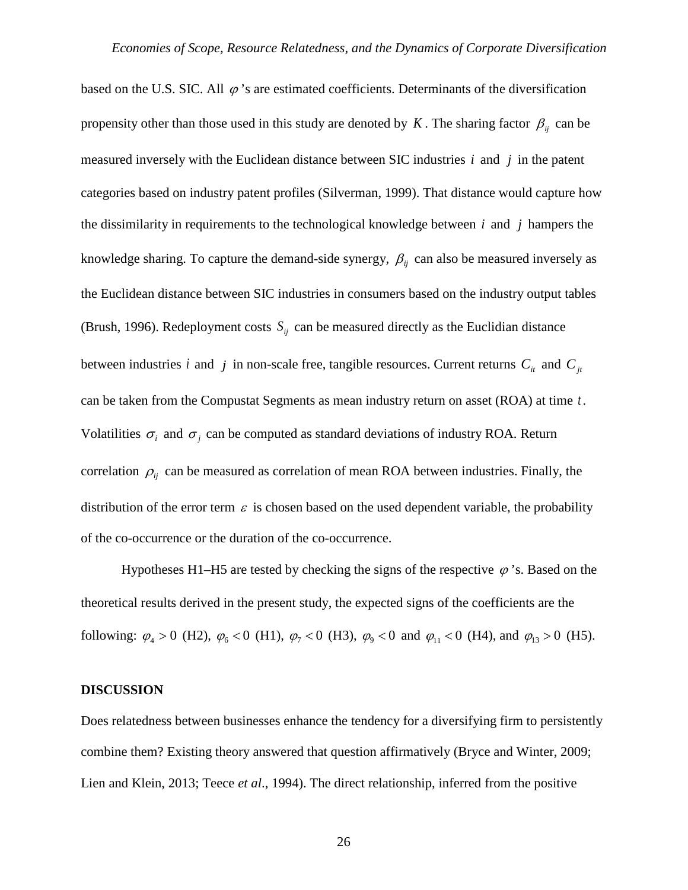based on the U.S. SIC. All $\varphi$'s are estimated coefficients. Determinants of the diversification propensity other than those used in this study are denoted by $K$. The sharing factor $\beta_{ij}$ can be measured inversely with the Euclidean distance between SIC industries $i$ and $j$ in the patent categories based on industry patent profiles (Silverman, 1999). That distance would capture how the dissimilarity in requirements to the technological knowledge between $i$ and $j$ hampers the knowledge sharing. To capture the demand-side synergy, $\beta_{ij}$ can also be measured inversely as the Euclidean distance between SIC industries in consumers based on the industry output tables (Brush, 1996). Redeployment costs $S_{ij}$ can be measured directly as the Euclidian distance between industries $i$ and $j$ in non-scale free, tangible resources. Current returns $C_{it}$ and $C_{jt}$ can be taken from the Compustat Segments as mean industry return on asset (ROA) at time $t$. Volatilities $\sigma_i$ and $\sigma_j$ can be computed as standard deviations of industry ROA. Return correlation $\rho_{ij}$ can be measured as correlation of mean ROA between industries. Finally, the distribution of the error term $\varepsilon$ is chosen based on the used dependent variable, the probability of the co-occurrence or the duration of the co-occurrence.

Hypotheses H1–H5 are tested by checking the signs of the respective $\varphi$'s. Based on the theoretical results derived in the present study, the expected signs of the coefficients are the following: $\varphi_4 > 0$ (H2), $\varphi_6 < 0$ (H1), $\varphi_7 < 0$ (H3), $\varphi_9 < 0$ and $\varphi_{11} < 0$ (H4), and $\varphi_{13} > 0$ (H5).

## DISCUSSION

Does relatedness between businesses enhance the tendency for a diversifying firm to persistently combine them? Existing theory answered that question affirmatively (Bryce and Winter, 2009; Lien and Klein, 2013; Teece *et al*., 1994). The direct relationship, inferred from the positive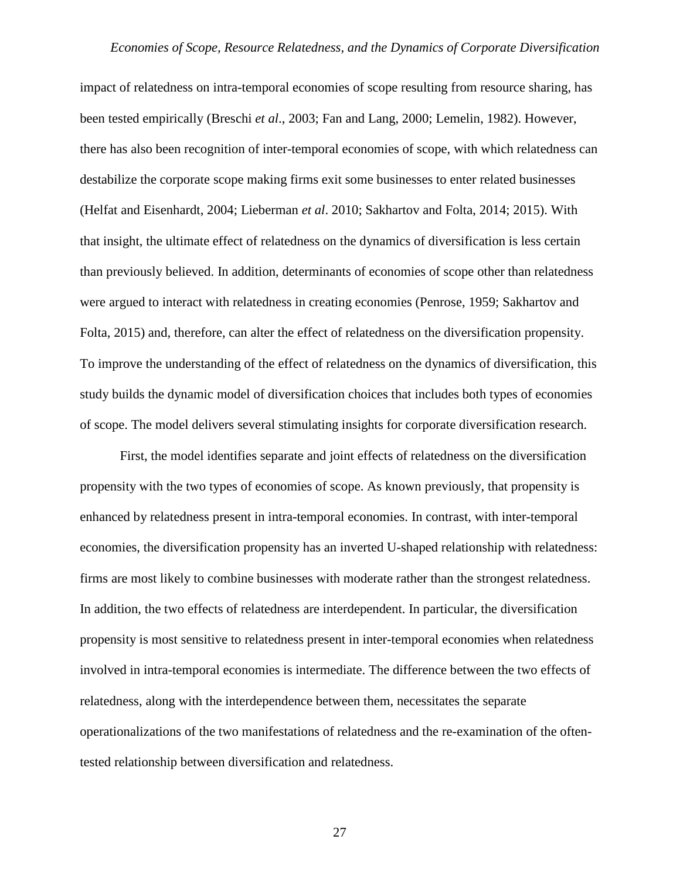impact of relatedness on intra-temporal economies of scope resulting from resource sharing, has been tested empirically (Breschi *et al*., 2003; Fan and Lang, 2000; Lemelin, 1982). However, there has also been recognition of inter-temporal economies of scope, with which relatedness can destabilize the corporate scope making firms exit some businesses to enter related businesses (Helfat and Eisenhardt, 2004; Lieberman *et al*. 2010; Sakhartov and Folta, 2014; 2015). With that insight, the ultimate effect of relatedness on the dynamics of diversification is less certain than previously believed. In addition, determinants of economies of scope other than relatedness were argued to interact with relatedness in creating economies (Penrose, 1959; Sakhartov and Folta, 2015) and, therefore, can alter the effect of relatedness on the diversification propensity. To improve the understanding of the effect of relatedness on the dynamics of diversification, this study builds the dynamic model of diversification choices that includes both types of economies of scope. The model delivers several stimulating insights for corporate diversification research.

First, the model identifies separate and joint effects of relatedness on the diversification propensity with the two types of economies of scope. As known previously, that propensity is enhanced by relatedness present in intra-temporal economies. In contrast, with inter-temporal economies, the diversification propensity has an inverted U-shaped relationship with relatedness: firms are most likely to combine businesses with moderate rather than the strongest relatedness. In addition, the two effects of relatedness are interdependent. In particular, the diversification propensity is most sensitive to relatedness present in inter-temporal economies when relatedness involved in intra-temporal economies is intermediate. The difference between the two effects of relatedness, along with the interdependence between them, necessitates the separate operationalizations of the two manifestations of relatedness and the re-examination of the often-tested relationship between diversification and relatedness.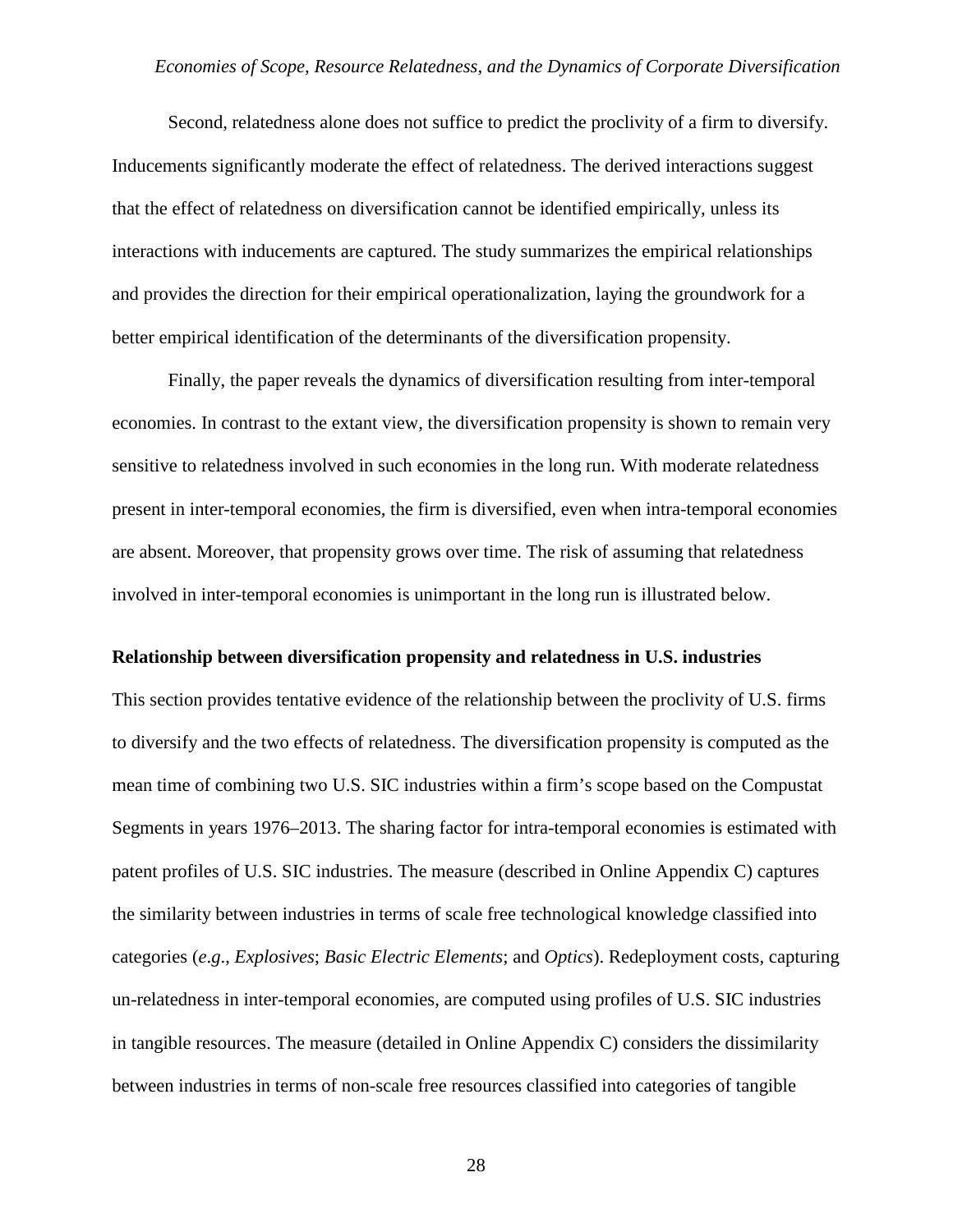Second, relatedness alone does not suffice to predict the proclivity of a firm to diversify. Inducements significantly moderate the effect of relatedness. The derived interactions suggest that the effect of relatedness on diversification cannot be identified empirically, unless its interactions with inducements are captured. The study summarizes the empirical relationships and provides the direction for their empirical operationalization, laying the groundwork for a better empirical identification of the determinants of the diversification propensity.

Finally, the paper reveals the dynamics of diversification resulting from inter-temporal economies. In contrast to the extant view, the diversification propensity is shown to remain very sensitive to relatedness involved in such economies in the long run. With moderate relatedness present in inter-temporal economies, the firm is diversified, even when intra-temporal economies are absent. Moreover, that propensity grows over time. The risk of assuming that relatedness involved in inter-temporal economies is unimportant in the long run is illustrated below.

**Relationship between diversification propensity and relatedness in U.S. industries**

This section provides tentative evidence of the relationship between the proclivity of U.S. firms to diversify and the two effects of relatedness. The diversification propensity is computed as the mean time of combining two U.S. SIC industries within a firm's scope based on the Compustat Segments in years 1976–2013. The sharing factor for intra-temporal economies is estimated with patent profiles of U.S. SIC industries. The measure (described in Online Appendix C) captures the similarity between industries in terms of scale free technological knowledge classified into categories (*e.g*., *Explosives*; *Basic Electric Elements*; and *Optics*). Redeployment costs, capturing un-relatedness in inter-temporal economies, are computed using profiles of U.S. SIC industries in tangible resources. The measure (detailed in Online Appendix C) considers the dissimilarity between industries in terms of non-scale free resources classified into categories of tangible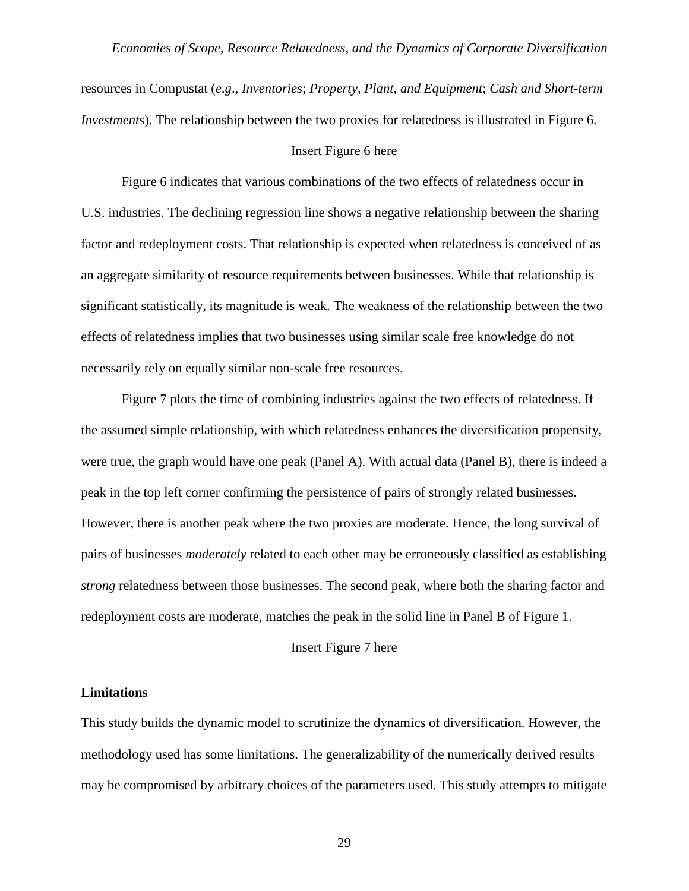resources in Compustat (*e.g*., *Inventories*; *Property, Plant, and Equipment*; *Cash and Short-term Investments*). The relationship between the two proxies for relatedness is illustrated in Figure 6.

Insert Figure 6 here

Figure 6 indicates that various combinations of the two effects of relatedness occur in U.S. industries. The declining regression line shows a negative relationship between the sharing factor and redeployment costs. That relationship is expected when relatedness is conceived of as an aggregate similarity of resource requirements between businesses. While that relationship is significant statistically, its magnitude is weak. The weakness of the relationship between the two effects of relatedness implies that two businesses using similar scale free knowledge do not necessarily rely on equally similar non-scale free resources.

Figure 7 plots the time of combining industries against the two effects of relatedness. If the assumed simple relationship, with which relatedness enhances the diversification propensity, were true, the graph would have one peak (Panel A). With actual data (Panel B), there is indeed a peak in the top left corner confirming the persistence of pairs of strongly related businesses. However, there is another peak where the two proxies are moderate. Hence, the long survival of pairs of businesses *moderately* related to each other may be erroneously classified as establishing *strong* relatedness between those businesses. The second peak, where both the sharing factor and redeployment costs are moderate, matches the peak in the solid line in Panel B of Figure 1.

Insert Figure 7 here

**Limitations**

This study builds the dynamic model to scrutinize the dynamics of diversification. However, the methodology used has some limitations. The generalizability of the numerically derived results may be compromised by arbitrary choices of the parameters used. This study attempts to mitigate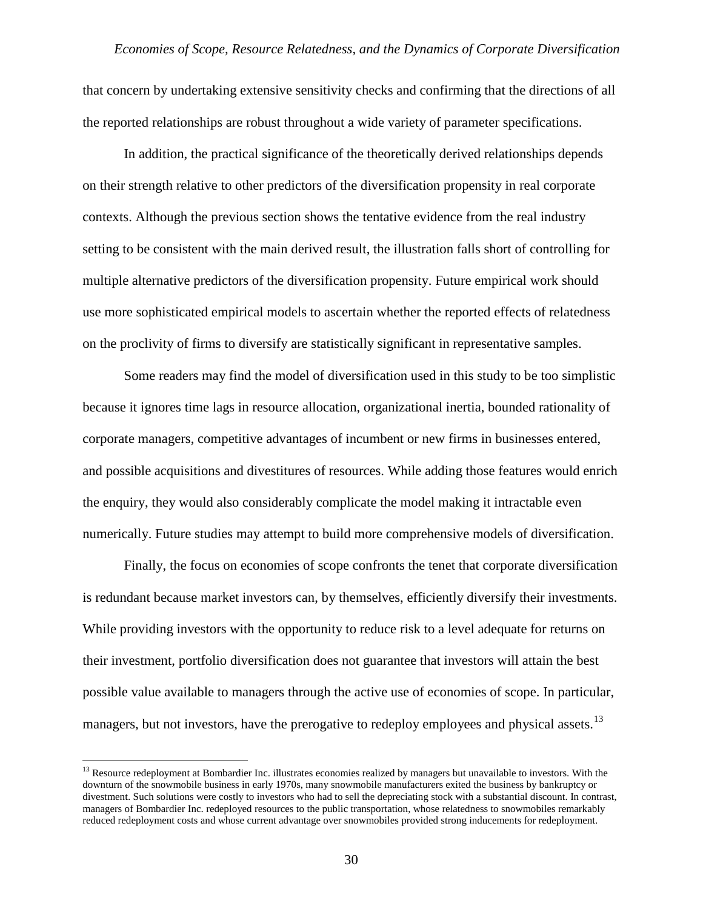that concern by undertaking extensive sensitivity checks and confirming that the directions of all the reported relationships are robust throughout a wide variety of parameter specifications.

In addition, the practical significance of the theoretically derived relationships depends on their strength relative to other predictors of the diversification propensity in real corporate contexts. Although the previous section shows the tentative evidence from the real industry setting to be consistent with the main derived result, the illustration falls short of controlling for multiple alternative predictors of the diversification propensity. Future empirical work should use more sophisticated empirical models to ascertain whether the reported effects of relatedness on the proclivity of firms to diversify are statistically significant in representative samples.

Some readers may find the model of diversification used in this study to be too simplistic because it ignores time lags in resource allocation, organizational inertia, bounded rationality of corporate managers, competitive advantages of incumbent or new firms in businesses entered, and possible acquisitions and divestitures of resources. While adding those features would enrich the enquiry, they would also considerably complicate the model making it intractable even numerically. Future studies may attempt to build more comprehensive models of diversification.

Finally, the focus on economies of scope confronts the tenet that corporate diversification is redundant because market investors can, by themselves, efficiently diversify their investments. While providing investors with the opportunity to reduce risk to a level adequate for returns on their investment, portfolio diversification does not guarantee that investors will attain the best possible value available to managers through the active use of economies of scope. In particular, managers, but not investors, have the prerogative to redeploy employees and physical assets.[13]

[13] Resource redeployment at Bombardier Inc. illustrates economies realized by managers but unavailable to investors. With the downturn of the snowmobile business in early 1970s, many snowmobile manufacturers exited the business by bankruptcy or divestment. Such solutions were costly to investors who had to sell the depreciating stock with a substantial discount. In contrast, managers of Bombardier Inc. redeployed resources to the public transportation, whose relatedness to snowmobiles remarkably reduced redeployment costs and whose current advantage over snowmobiles provided strong inducements for redeployment.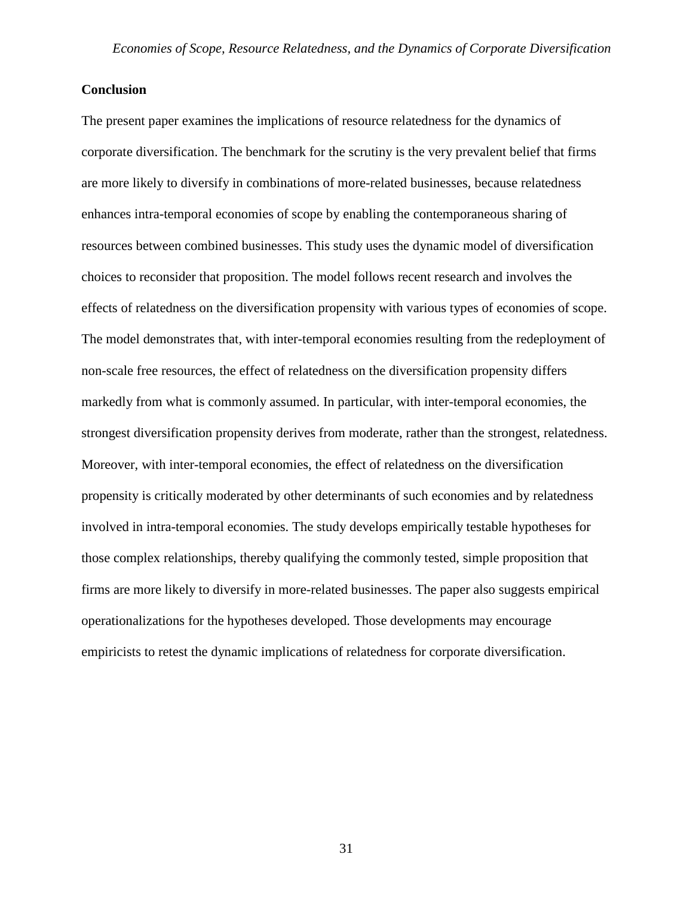## Conclusion

The present paper examines the implications of resource relatedness for the dynamics of corporate diversification. The benchmark for the scrutiny is the very prevalent belief that firms are more likely to diversify in combinations of more-related businesses, because relatedness enhances intra-temporal economies of scope by enabling the contemporaneous sharing of resources between combined businesses. This study uses the dynamic model of diversification choices to reconsider that proposition. The model follows recent research and involves the effects of relatedness on the diversification propensity with various types of economies of scope. The model demonstrates that, with inter-temporal economies resulting from the redeployment of non-scale free resources, the effect of relatedness on the diversification propensity differs markedly from what is commonly assumed. In particular, with inter-temporal economies, the strongest diversification propensity derives from moderate, rather than the strongest, relatedness. Moreover, with inter-temporal economies, the effect of relatedness on the diversification propensity is critically moderated by other determinants of such economies and by relatedness involved in intra-temporal economies. The study develops empirically testable hypotheses for those complex relationships, thereby qualifying the commonly tested, simple proposition that firms are more likely to diversify in more-related businesses. The paper also suggests empirical operationalizations for the hypotheses developed. Those developments may encourage empiricists to retest the dynamic implications of relatedness for corporate diversification.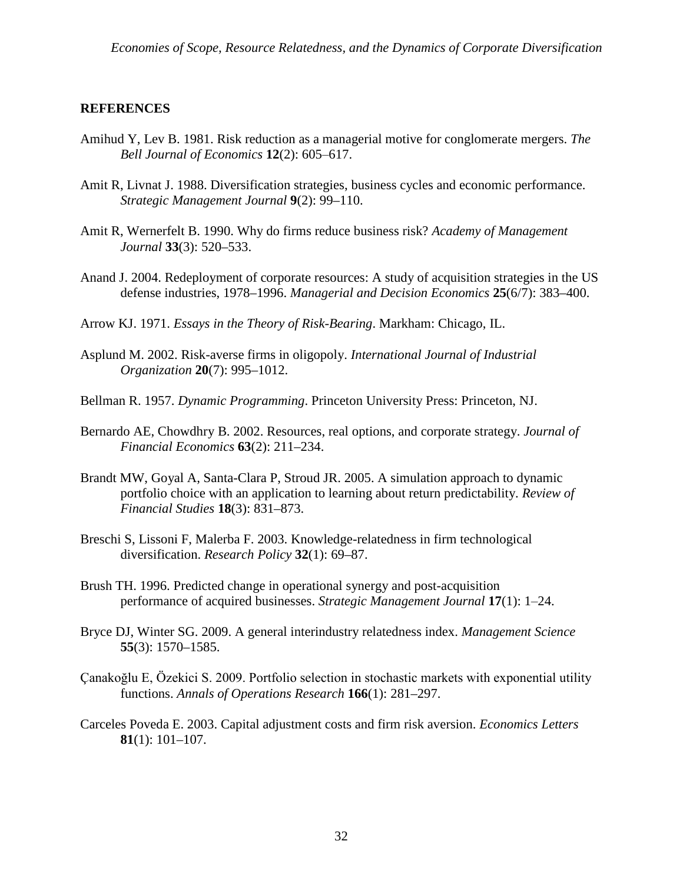## REFERENCES

Amihud Y, Lev B. 1981. Risk reduction as a managerial motive for conglomerate mergers. *The Bell Journal of Economics* **12**(2): 605–617.

Amit R, Livnat J. 1988. Diversification strategies, business cycles and economic performance. *Strategic Management Journal* **9**(2): 99–110.

Amit R, Wernerfelt B. 1990. Why do firms reduce business risk? *Academy of Management Journal* **33**(3): 520–533.

Anand J. 2004. Redeployment of corporate resources: A study of acquisition strategies in the US defense industries, 1978–1996. *Managerial and Decision Economics* **25**(6/7): 383–400.

Arrow KJ. 1971. *Essays in the Theory of Risk-Bearing*. Markham: Chicago, IL.

Asplund M. 2002. Risk-averse firms in oligopoly. *International Journal of Industrial Organization* **20**(7): 995–1012.

Bellman R. 1957. *Dynamic Programming*. Princeton University Press: Princeton, NJ.

Bernardo AE, Chowdhry B. 2002. Resources, real options, and corporate strategy. *Journal of Financial Economics* **63**(2): 211–234.

Brandt MW, Goyal A, Santa-Clara P, Stroud JR. 2005. A simulation approach to dynamic portfolio choice with an application to learning about return predictability. *Review of Financial Studies* **18**(3): 831–873.

Breschi S, Lissoni F, Malerba F. 2003. Knowledge-relatedness in firm technological diversification. *Research Policy* **32**(1): 69–87.

Brush TH. 1996. Predicted change in operational synergy and post-acquisition performance of acquired businesses. *Strategic Management Journal* **17**(1): 1–24.

Bryce DJ, Winter SG. 2009. A general interindustry relatedness index. *Management Science* **55**(3): 1570–1585.

Çanakoğlu E, Özekici S. 2009. Portfolio selection in stochastic markets with exponential utility functions. *Annals of Operations Research* **166**(1): 281–297.

Carceles Poveda E. 2003. Capital adjustment costs and firm risk aversion. *Economics Letters* **81**(1): 101–107.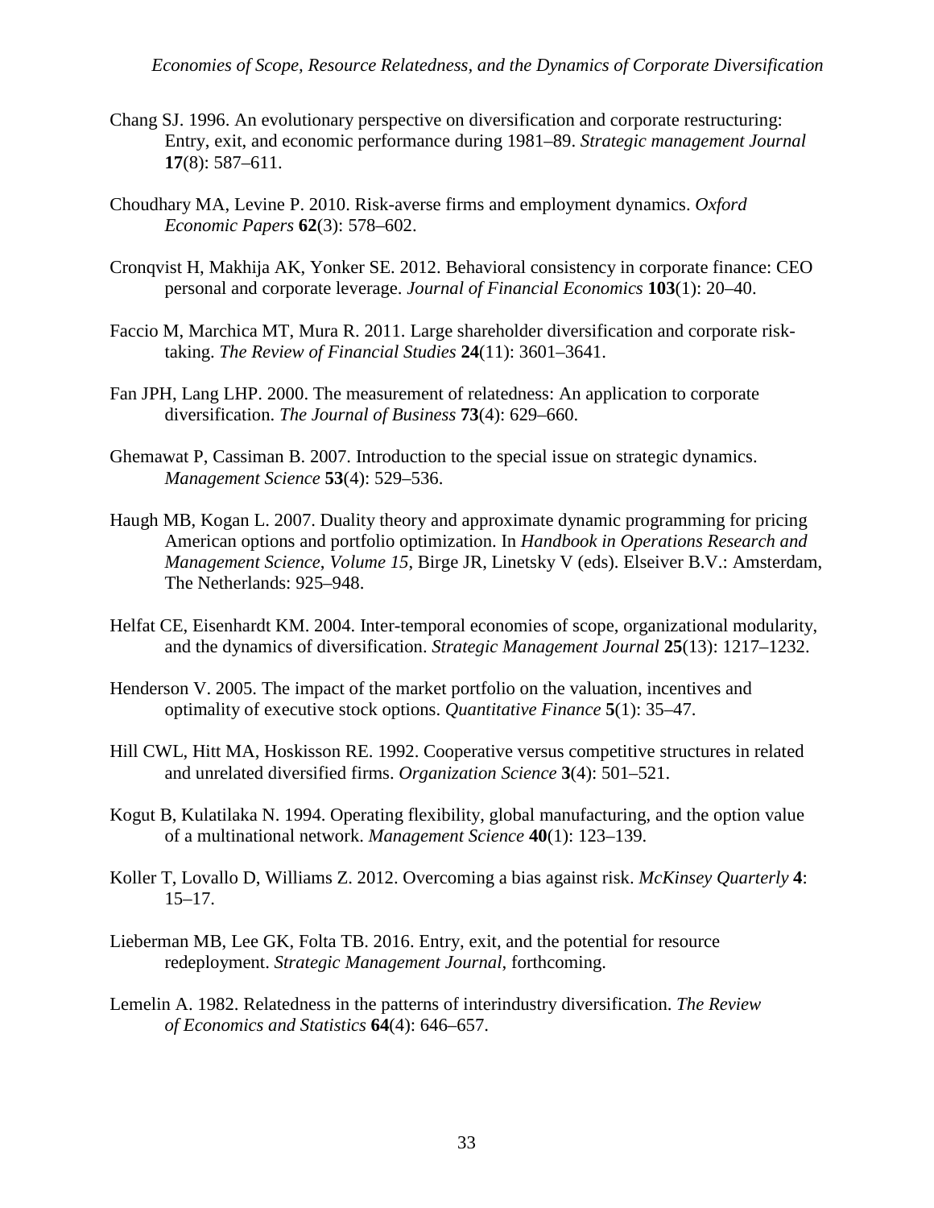Chang SJ. 1996. An evolutionary perspective on diversification and corporate restructuring: Entry, exit, and economic performance during 1981–89. *Strategic management Journal* **17**(8): 587–611.

Choudhary MA, Levine P. 2010. Risk-averse firms and employment dynamics. *Oxford Economic Papers* **62**(3): 578–602.

Cronqvist H, Makhija AK, Yonker SE. 2012. Behavioral consistency in corporate finance: CEO personal and corporate leverage. *Journal of Financial Economics* **103**(1): 20–40.

Faccio M, Marchica MT, Mura R. 2011. Large shareholder diversification and corporate risk-taking. *The Review of Financial Studies* **24**(11): 3601–3641.

Fan JPH, Lang LHP. 2000. The measurement of relatedness: An application to corporate diversification. *The Journal of Business* **73**(4): 629–660.

Ghemawat P, Cassiman B. 2007. Introduction to the special issue on strategic dynamics. *Management Science* **53**(4): 529–536.

Haugh MB, Kogan L. 2007. Duality theory and approximate dynamic programming for pricing American options and portfolio optimization. In *Handbook in Operations Research and Management Science*, *Volume 15*, Birge JR, Linetsky V (eds). Elseiver B.V.: Amsterdam, The Netherlands: 925–948.

Helfat CE, Eisenhardt KM. 2004. Inter-temporal economies of scope, organizational modularity, and the dynamics of diversification. *Strategic Management Journal* **25**(13): 1217–1232.

Henderson V. 2005. The impact of the market portfolio on the valuation, incentives and optimality of executive stock options. *Quantitative Finance* **5**(1): 35–47.

Hill CWL, Hitt MA, Hoskisson RE. 1992. Cooperative versus competitive structures in related and unrelated diversified firms. *Organization Science* **3**(4): 501–521.

Kogut B, Kulatilaka N. 1994. Operating flexibility, global manufacturing, and the option value of a multinational network. *Management Science* **40**(1): 123–139.

Koller T, Lovallo D, Williams Z. 2012. Overcoming a bias against risk. *McKinsey Quarterly* **4**: 15–17.

Lieberman MB, Lee GK, Folta TB. 2016. Entry, exit, and the potential for resource redeployment. *Strategic Management Journal*, forthcoming.

Lemelin A. 1982. Relatedness in the patterns of interindustry diversification. *The Review of Economics and Statistics* **64**(4): 646–657.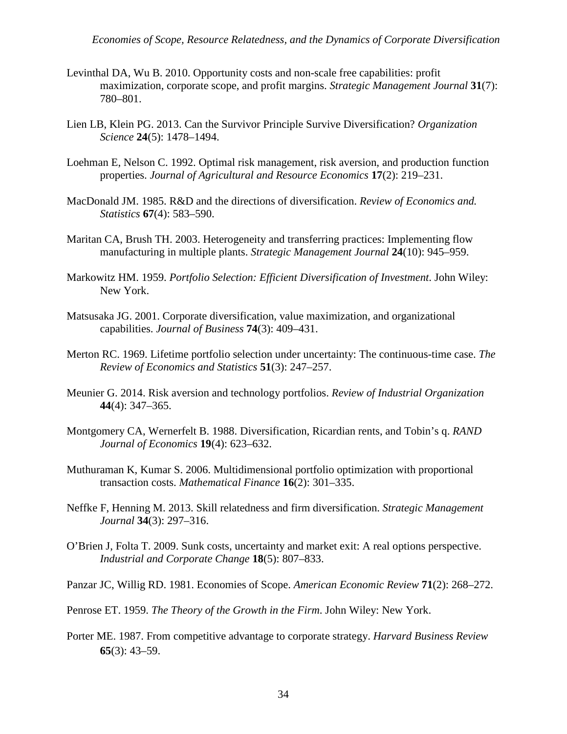Levinthal DA, Wu B. 2010. Opportunity costs and non-scale free capabilities: profit maximization, corporate scope, and profit margins. *Strategic Management Journal* **31**(7): 780–801.

Lien LB, Klein PG. 2013. Can the Survivor Principle Survive Diversification? *Organization Science* **24**(5): 1478–1494.

Loehman E, Nelson C. 1992. Optimal risk management, risk aversion, and production function properties. *Journal of Agricultural and Resource Economics* **17**(2): 219–231.

MacDonald JM. 1985. R&D and the directions of diversification. *Review of Economics and. Statistics* **67**(4): 583–590.

Maritan CA, Brush TH. 2003. Heterogeneity and transferring practices: Implementing flow manufacturing in multiple plants. *Strategic Management Journal* **24**(10): 945–959.

Markowitz HM. 1959. *Portfolio Selection: Efficient Diversification of Investment*. John Wiley: New York.

Matsusaka JG. 2001. Corporate diversification, value maximization, and organizational capabilities. *Journal of Business* **74**(3): 409–431.

Merton RC. 1969. Lifetime portfolio selection under uncertainty: The continuous-time case. *The Review of Economics and Statistics* **51**(3): 247–257.

Meunier G. 2014. Risk aversion and technology portfolios. *Review of Industrial Organization* **44**(4): 347–365.

Montgomery CA, Wernerfelt B. 1988. Diversification, Ricardian rents, and Tobin's q. *RAND Journal of Economics* **19**(4): 623–632.

Muthuraman K, Kumar S. 2006. Multidimensional portfolio optimization with proportional transaction costs. *Mathematical Finance* **16**(2): 301–335.

Neffke F, Henning M. 2013. Skill relatedness and firm diversification. *Strategic Management Journal* **34**(3): 297–316.

O'Brien J, Folta T. 2009. Sunk costs, uncertainty and market exit: A real options perspective. *Industrial and Corporate Change* **18**(5): 807–833.

Panzar JC, Willig RD. 1981. Economies of Scope. *American Economic Review* **71**(2): 268–272.

Penrose ET. 1959. *The Theory of the Growth in the Firm*. John Wiley: New York.

Porter ME. 1987. From competitive advantage to corporate strategy. *Harvard Business Review* **65**(3): 43–59.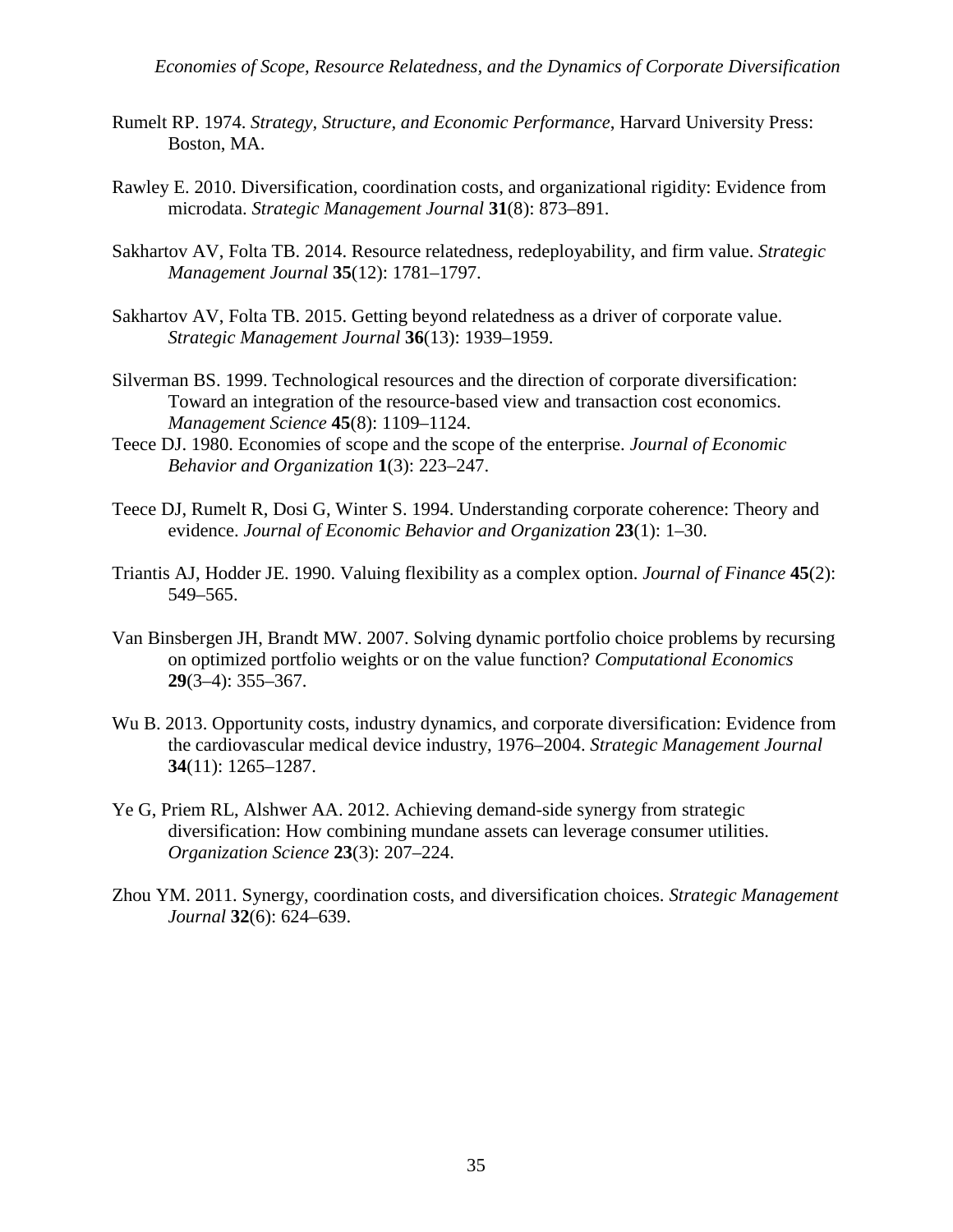Rumelt RP. 1974. *Strategy, Structure, and Economic Performance*, Harvard University Press: Boston, MA.

Rawley E. 2010. Diversification, coordination costs, and organizational rigidity: Evidence from microdata. *Strategic Management Journal* **31**(8): 873–891.

Sakhartov AV, Folta TB. 2014. Resource relatedness, redeployability, and firm value. *Strategic Management Journal* **35**(12): 1781–1797.

Sakhartov AV, Folta TB. 2015. Getting beyond relatedness as a driver of corporate value. *Strategic Management Journal* **36**(13): 1939–1959.

Silverman BS. 1999. Technological resources and the direction of corporate diversification: Toward an integration of the resource-based view and transaction cost economics. *Management Science* **45**(8): 1109–1124.

Teece DJ. 1980. Economies of scope and the scope of the enterprise. *Journal of Economic Behavior and Organization* **1**(3): 223–247.

Teece DJ, Rumelt R, Dosi G, Winter S. 1994. Understanding corporate coherence: Theory and evidence. *Journal of Economic Behavior and Organization* **23**(1): 1–30.

Triantis AJ, Hodder JE. 1990. Valuing flexibility as a complex option. *Journal of Finance* **45**(2): 549–565.

Van Binsbergen JH, Brandt MW. 2007. Solving dynamic portfolio choice problems by recursing on optimized portfolio weights or on the value function? *Computational Economics* **29**(3–4): 355–367.

Wu B. 2013. Opportunity costs, industry dynamics, and corporate diversification: Evidence from the cardiovascular medical device industry, 1976–2004. *Strategic Management Journal* **34**(11): 1265–1287.

Ye G, Priem RL, Alshwer AA. 2012. Achieving demand-side synergy from strategic diversification: How combining mundane assets can leverage consumer utilities. *Organization Science* **23**(3): 207–224.

Zhou YM. 2011. Synergy, coordination costs, and diversification choices. *Strategic Management Journal* **32**(6): 624–639.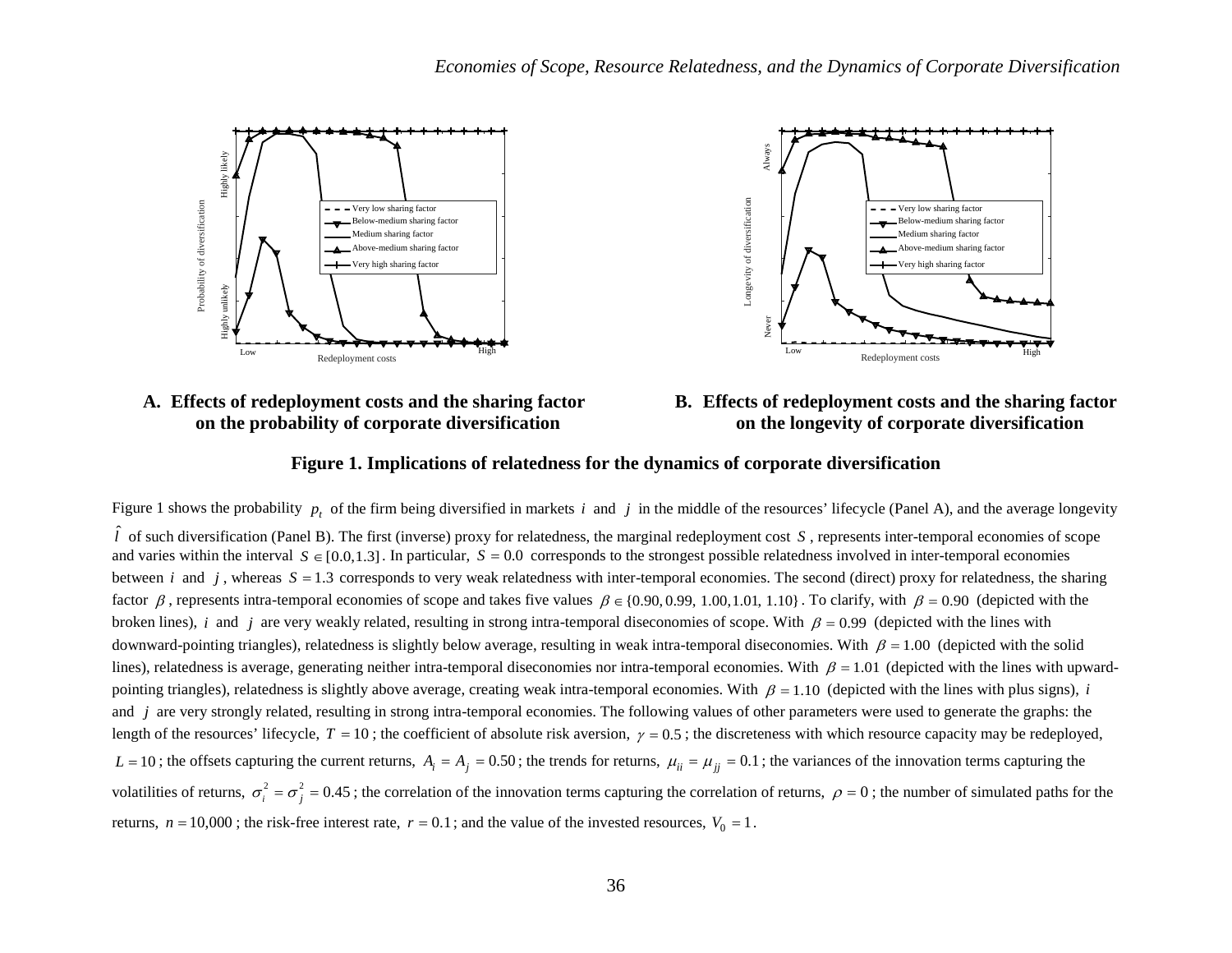**A. Effects of redeployment costs and the sharing factor on the probability of corporate diversification**

**B. Effects of redeployment costs and the sharing factor on the longevity of corporate diversification**

**Figure 1. Implications of relatedness for the dynamics of corporate diversification**

Figure 1 shows the probability $p_t$ of the firm being diversified in markets $i$ and $j$ in the middle of the resources' lifecycle (Panel A), and the average longevity $\hat{l}$ of such diversification (Panel B). The first (inverse) proxy for relatedness, the marginal redeployment cost $S$, represents inter-temporal economies of scope and varies within the interval $S \in [0.0, 1.3]$. In particular, $S = 0.0$ corresponds to the strongest possible relatedness involved in inter-temporal economies between $i$ and $j$, whereas $S = 1.3$ corresponds to very weak relatedness with inter-temporal economies. The second (direct) proxy for relatedness, the sharing factor $\beta$, represents intra-temporal economies of scope and takes five values $\beta \in \{0.90, 0.99, 1.00, 1.01, 1.10\}$. To clarify, with $\beta = 0.90$ (depicted with the broken lines), $i$ and $j$ are very weakly related, resulting in strong intra-temporal diseconomies of scope. With $\beta = 0.99$ (depicted with the lines with downward-pointing triangles), relatedness is slightly below average, resulting in weak intra-temporal diseconomies. With $\beta = 1.00$ (depicted with the solid lines), relatedness is average, generating neither intra-temporal diseconomies nor intra-temporal economies. With $\beta = 1.01$ (depicted with the lines with upward-pointing triangles), relatedness is slightly above average, creating weak intra-temporal economies. With $\beta = 1.10$ (depicted with the lines with plus signs), $i$ and $j$ are very strongly related, resulting in strong intra-temporal economies. The following values of other parameters were used to generate the graphs: the length of the resources' lifecycle, $T = 10$; the coefficient of absolute risk aversion, $\gamma = 0.5$; the discreteness with which resource capacity may be redeployed, $L = 10$; the offsets capturing the current returns, $A_i = A_j = 0.50$; the trends for returns, $\mu_{ii} = \mu_{jj} = 0.1$; the variances of the innovation terms capturing the volatilities of returns, $\sigma_i^2 = \sigma_j^2 = 0.45$; the correlation of the innovation terms capturing the correlation of returns, $\rho = 0$; the number of simulated paths for the returns, $n = 10{,}000$; the risk-free interest rate, $r = 0.1$; and the value of the invested resources, $V_0 = 1$.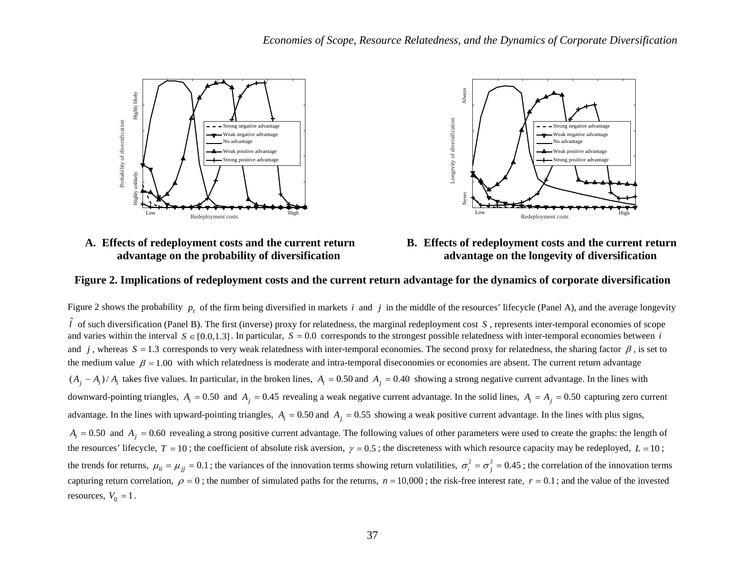**A. Effects of redeployment costs and the current return advantage on the probability of diversification**

**B. Effects of redeployment costs and the current return advantage on the longevity of diversification**

**Figure 2. Implications of redeployment costs and the current return advantage for the dynamics of corporate diversification**

Figure 2 shows the probability $p_t$ of the firm being diversified in markets $i$ and $j$ in the middle of the resources' lifecycle (Panel A), and the average longevity $\hat{l}$ of such diversification (Panel B). The first (inverse) proxy for relatedness, the marginal redeployment cost $S$, represents inter-temporal economies of scope and varies within the interval $S \in [0.0, 1.3]$. In particular, $S = 0.0$ corresponds to the strongest possible relatedness with inter-temporal economies between $i$ and $j$, whereas $S = 1.3$ corresponds to very weak relatedness with inter-temporal economies. The second proxy for relatedness, the sharing factor $\beta$, is set to the medium value $\beta = 1.00$ with which relatedness is moderate and intra-temporal diseconomies or economies are absent. The current return advantage $(A_j - A_i)/A_i$ takes five values. In particular, in the broken lines, $A_i = 0.50$ and $A_j = 0.40$ showing a strong negative current advantage. In the lines with downward-pointing triangles, $A_i = 0.50$ and $A_j = 0.45$ revealing a weak negative current advantage. In the solid lines, $A_i = A_j = 0.50$ capturing zero current advantage. In the lines with upward-pointing triangles, $A_i = 0.50$ and $A_j = 0.55$ showing a weak positive current advantage. In the lines with plus signs, $A_i = 0.50$ and $A_j = 0.60$ revealing a strong positive current advantage. The following values of other parameters were used to create the graphs: the length of the resources' lifecycle, $T = 10$; the coefficient of absolute risk aversion, $\gamma = 0.5$; the discreteness with which resource capacity may be redeployed, $L = 10$; the trends for returns, $\mu_{ii} = \mu_{jj} = 0.1$; the variances of the innovation terms showing return volatilities, $\sigma_i^2 = \sigma_j^2 = 0.45$; the correlation of the innovation terms capturing return correlation, $\rho = 0$; the number of simulated paths for the returns, $n = 10{,}000$; the risk-free interest rate, $r = 0.1$; and the value of the invested resources, $V_0 = 1$.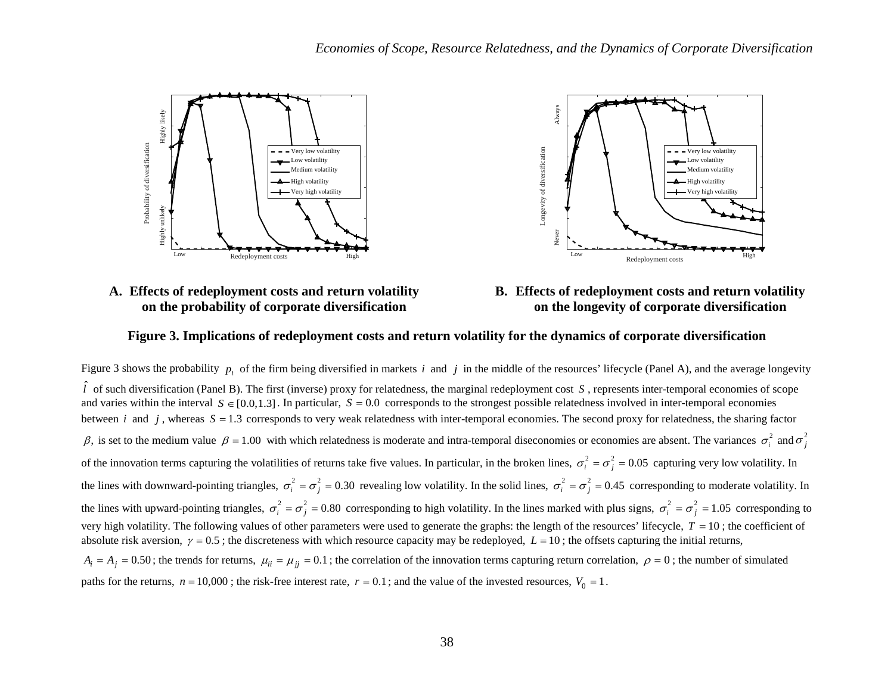**A. Effects of redeployment costs and return volatility on the probability of corporate diversification**

**B. Effects of redeployment costs and return volatility on the longevity of corporate diversification**

**Figure 3. Implications of redeployment costs and return volatility for the dynamics of corporate diversification**

Figure 3 shows the probability $p_t$ of the firm being diversified in markets $i$ and $j$ in the middle of the resources' lifecycle (Panel A), and the average longevity $\hat{l}$ of such diversification (Panel B). The first (inverse) proxy for relatedness, the marginal redeployment cost $S$, represents inter-temporal economies of scope and varies within the interval $S \in [0.0, 1.3]$. In particular, $S = 0.0$ corresponds to the strongest possible relatedness involved in inter-temporal economies between $i$ and $j$, whereas $S = 1.3$ corresponds to very weak relatedness with inter-temporal economies. The second proxy for relatedness, the sharing factor $\beta$, is set to the medium value $\beta = 1.00$ with which relatedness is moderate and intra-temporal diseconomies or economies are absent. The variances $\sigma_i^2$ and $\sigma_j^2$ of the innovation terms capturing the volatilities of returns take five values. In particular, in the broken lines, $\sigma_i^2 = \sigma_j^2 = 0.05$ capturing very low volatility. In the lines with downward-pointing triangles, $\sigma_i^2 = \sigma_j^2 = 0.30$ revealing low volatility. In the solid lines, $\sigma_i^2 = \sigma_j^2 = 0.45$ corresponding to moderate volatility. In the lines with upward-pointing triangles, $\sigma_i^2 = \sigma_j^2 = 0.80$ corresponding to high volatility. In the lines marked with plus signs, $\sigma_i^2 = \sigma_j^2 = 1.05$ corresponding to very high volatility. The following values of other parameters were used to generate the graphs: the length of the resources' lifecycle, $T = 10$; the coefficient of absolute risk aversion, $\gamma = 0.5$; the discreteness with which resource capacity may be redeployed, $L = 10$; the offsets capturing the initial returns, $A_i = A_j = 0.50$; the trends for returns, $\mu_{ii} = \mu_{jj} = 0.1$; the correlation of the innovation terms capturing return correlation, $\rho = 0$; the number of simulated paths for the returns, $n = 10{,}000$; the risk-free interest rate, $r = 0.1$; and the value of the invested resources, $V_0 = 1$.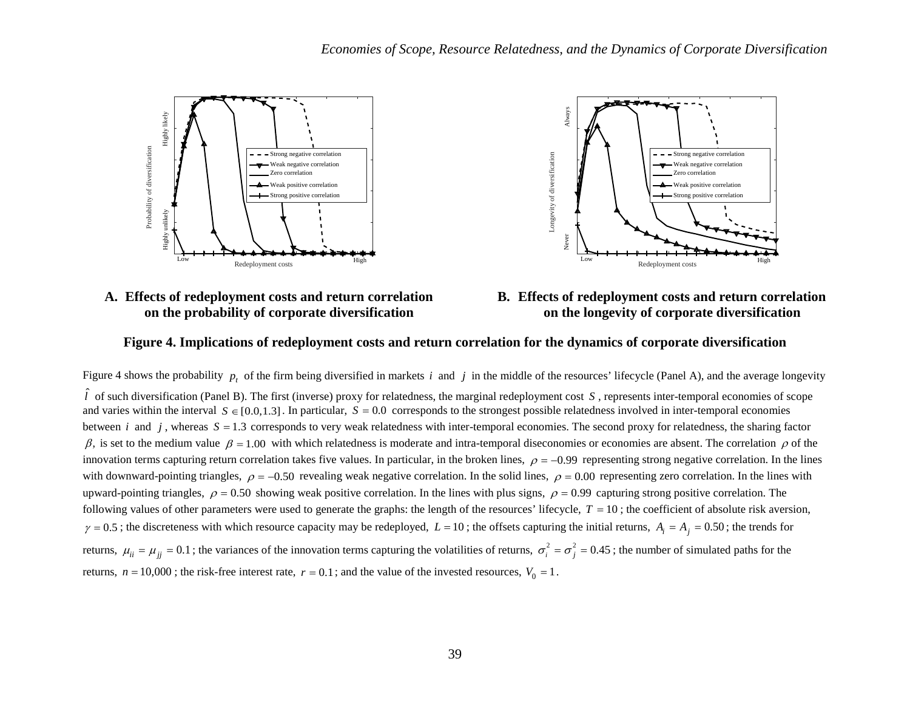**A. Effects of redeployment costs and return correlation on the probability of corporate diversification**

**B. Effects of redeployment costs and return correlation on the longevity of corporate diversification**

**Figure 4. Implications of redeployment costs and return correlation for the dynamics of corporate diversification**

Figure 4 shows the probability $p_t$ of the firm being diversified in markets $i$ and $j$ in the middle of the resources' lifecycle (Panel A), and the average longevity $\hat{l}$ of such diversification (Panel B). The first (inverse) proxy for relatedness, the marginal redeployment cost $S$, represents inter-temporal economies of scope and varies within the interval $S \in [0.0, 1.3]$. In particular, $S = 0.0$ corresponds to the strongest possible relatedness involved in inter-temporal economies between $i$ and $j$, whereas $S = 1.3$ corresponds to very weak relatedness with inter-temporal economies. The second proxy for relatedness, the sharing factor $\beta$, is set to the medium value $\beta = 1.00$ with which relatedness is moderate and intra-temporal diseconomies or economies are absent. The correlation $\rho$ of the innovation terms capturing return correlation takes five values. In particular, in the broken lines, $\rho = -0.99$ representing strong negative correlation. In the lines with downward-pointing triangles, $\rho = -0.50$ revealing weak negative correlation. In the solid lines, $\rho = 0.00$ representing zero correlation. In the lines with upward-pointing triangles, $\rho = 0.50$ showing weak positive correlation. In the lines with plus signs, $\rho = 0.99$ capturing strong positive correlation. The following values of other parameters were used to generate the graphs: the length of the resources' lifecycle, $T = 10$; the coefficient of absolute risk aversion, $\gamma = 0.5$; the discreteness with which resource capacity may be redeployed, $L = 10$; the offsets capturing the initial returns, $A_i = A_j = 0.50$; the trends for returns, $\mu_{ii} = \mu_{jj} = 0.1$; the variances of the innovation terms capturing the volatilities of returns, $\sigma_i^2 = \sigma_j^2 = 0.45$; the number of simulated paths for the returns, $n = 10{,}000$; the risk-free interest rate, $r = 0.1$; and the value of the invested resources, $V_0 = 1$.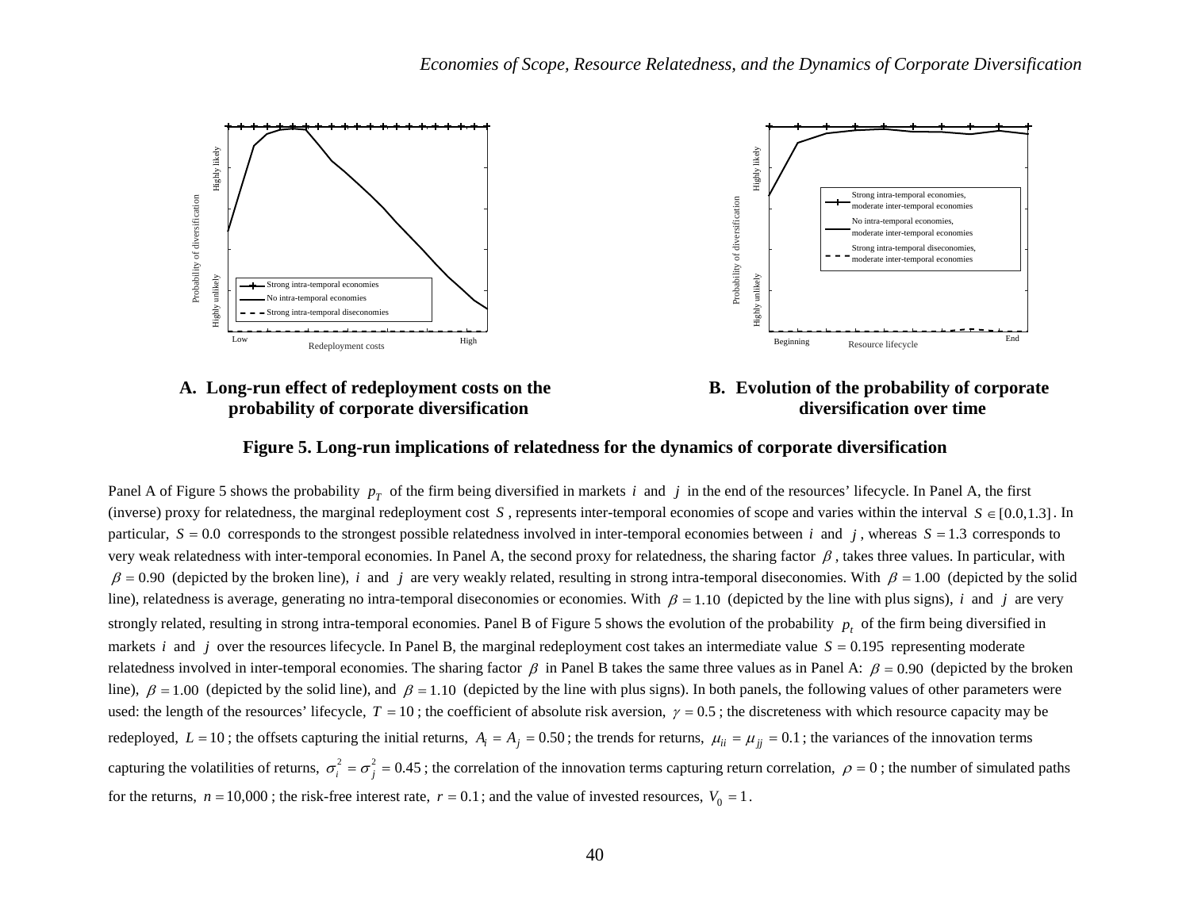**A. Long-run effect of redeployment costs on the probability of corporate diversification**

**B. Evolution of the probability of corporate diversification over time**

**Figure 5. Long-run implications of relatedness for the dynamics of corporate diversification**

Panel A of Figure 5 shows the probability $p_T$ of the firm being diversified in markets $i$ and $j$ in the end of the resources' lifecycle. In Panel A, the first (inverse) proxy for relatedness, the marginal redeployment cost $S$, represents inter-temporal economies of scope and varies within the interval $S \in [0.0, 1.3]$. In particular, $S = 0.0$ corresponds to the strongest possible relatedness involved in inter-temporal economies between $i$ and $j$, whereas $S = 1.3$ corresponds to very weak relatedness with inter-temporal economies. In Panel A, the second proxy for relatedness, the sharing factor $\beta$, takes three values. In particular, with $\beta = 0.90$ (depicted by the broken line), $i$ and $j$ are very weakly related, resulting in strong intra-temporal diseconomies. With $\beta = 1.00$ (depicted by the solid line), relatedness is average, generating no intra-temporal diseconomies or economies. With $\beta = 1.10$ (depicted by the line with plus signs), $i$ and $j$ are very strongly related, resulting in strong intra-temporal economies. Panel B of Figure 5 shows the evolution of the probability $p_t$ of the firm being diversified in markets $i$ and $j$ over the resources lifecycle. In Panel B, the marginal redeployment cost takes an intermediate value $S = 0.195$ representing moderate relatedness involved in inter-temporal economies. The sharing factor $\beta$ in Panel B takes the same three values as in Panel A: $\beta = 0.90$ (depicted by the broken line), $\beta = 1.00$ (depicted by the solid line), and $\beta = 1.10$ (depicted by the line with plus signs). In both panels, the following values of other parameters were used: the length of the resources' lifecycle, $T = 10$; the coefficient of absolute risk aversion, $\gamma = 0.5$; the discreteness with which resource capacity may be redeployed, $L = 10$; the offsets capturing the initial returns, $A_i = A_j = 0.50$; the trends for returns, $\mu_{ii} = \mu_{jj} = 0.1$; the variances of the innovation terms capturing the volatilities of returns, $\sigma_i^2 = \sigma_j^2 = 0.45$; the correlation of the innovation terms capturing return correlation, $\rho = 0$; the number of simulated paths for the returns, $n = 10{,}000$; the risk-free interest rate, $r = 0.1$; and the value of invested resources, $V_0 = 1$.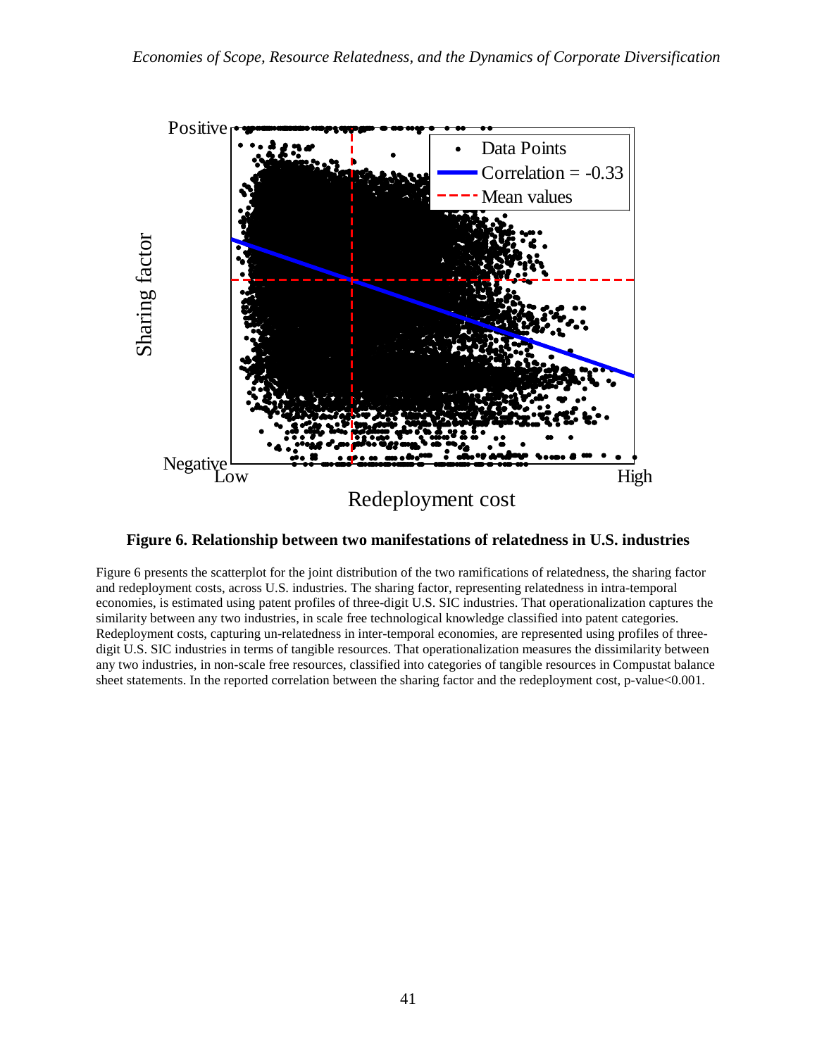**Figure 6. Relationship between two manifestations of relatedness in U.S. industries**

Figure 6 presents the scatterplot for the joint distribution of the two ramifications of relatedness, the sharing factor and redeployment costs, across U.S. industries. The sharing factor, representing relatedness in intra-temporal economies, is estimated using patent profiles of three-digit U.S. SIC industries. That operationalization captures the similarity between any two industries, in scale free technological knowledge classified into patent categories. Redeployment costs, capturing un-relatedness in inter-temporal economies, are represented using profiles of three-digit U.S. SIC industries in terms of tangible resources. That operationalization measures the dissimilarity between any two industries, in non-scale free resources, classified into categories of tangible resources in Compustat balance sheet statements. In the reported correlation between the sharing factor and the redeployment cost, p-value<0.001.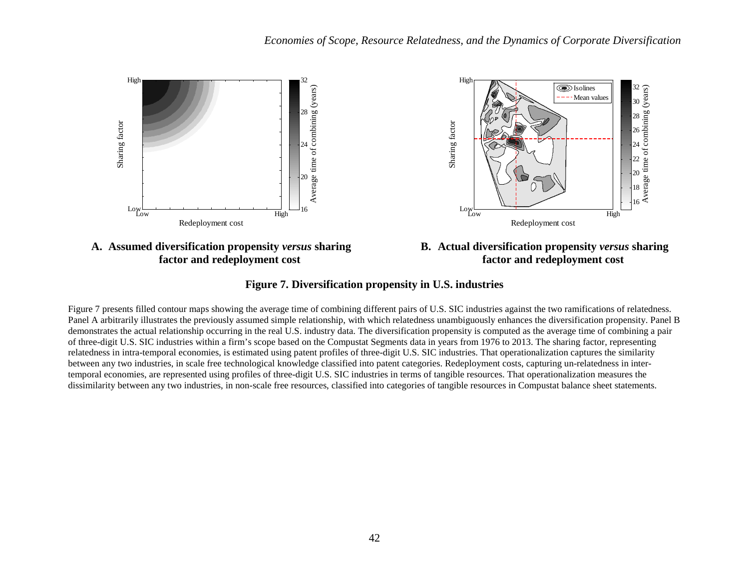**A. Assumed diversification propensity *versus* sharing factor and redeployment cost**

**B. Actual diversification propensity *versus* sharing factor and redeployment cost**

**Figure 7. Diversification propensity in U.S. industries**

Figure 7 presents filled contour maps showing the average time of combining different pairs of U.S. SIC industries against the two ramifications of relatedness. Panel A arbitrarily illustrates the previously assumed simple relationship, with which relatedness unambiguously enhances the diversification propensity. Panel B demonstrates the actual relationship occurring in the real U.S. industry data. The diversification propensity is computed as the average time of combining a pair of three-digit U.S. SIC industries within a firm's scope based on the Compustat Segments data in years from 1976 to 2013. The sharing factor, representing relatedness in intra-temporal economies, is estimated using patent profiles of three-digit U.S. SIC industries. That operationalization captures the similarity between any two industries, in scale free technological knowledge classified into patent categories. Redeployment costs, capturing un-relatedness in inter-temporal economies, are represented using profiles of three-digit U.S. SIC industries in terms of tangible resources. That operationalization measures the dissimilarity between any two industries, in non-scale free resources, classified into categories of tangible resources in Compustat balance sheet statements.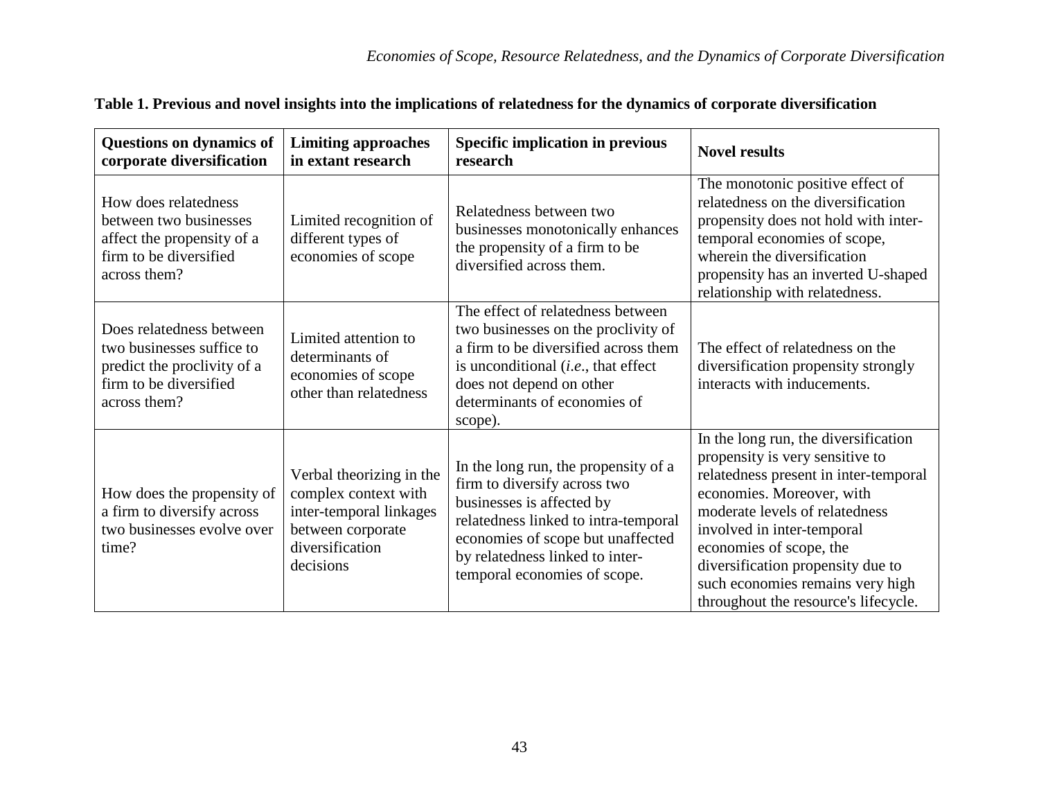**Table 1. Previous and novel insights into the implications of relatedness for the dynamics of corporate diversification**

| Questions on dynamics of corporate diversification | Limiting approaches in extant research | Specific implication in previous research | Novel results |
|---|---|---|---|
| How does relatedness between two businesses affect the propensity of a firm to be diversified across them? | Limited recognition of different types of economies of scope | Relatedness between two businesses monotonically enhances the propensity of a firm to be diversified across them. | The monotonic positive effect of relatedness on the diversification propensity does not hold with inter-temporal economies of scope, wherein the diversification propensity has an inverted U-shaped relationship with relatedness. |
| Does relatedness between two businesses suffice to predict the proclivity of a firm to be diversified across them? | Limited attention to determinants of economies of scope other than relatedness | The effect of relatedness between two businesses on the proclivity of a firm to be diversified across them is unconditional (*i.e*., that effect does not depend on other determinants of economies of scope). | The effect of relatedness on the diversification propensity strongly interacts with inducements. |
| How does the propensity of a firm to diversify across two businesses evolve over time? | Verbal theorizing in the complex context with inter-temporal linkages between corporate diversification decisions | In the long run, the propensity of a firm to diversify across two businesses is affected by relatedness linked to intra-temporal economies of scope but unaffected by relatedness linked to inter-temporal economies of scope. | In the long run, the diversification propensity is very sensitive to relatedness present in inter-temporal economies. Moreover, with moderate levels of relatedness involved in inter-temporal economies of scope, the diversification propensity due to such economies remains very high throughout the resource's lifecycle. |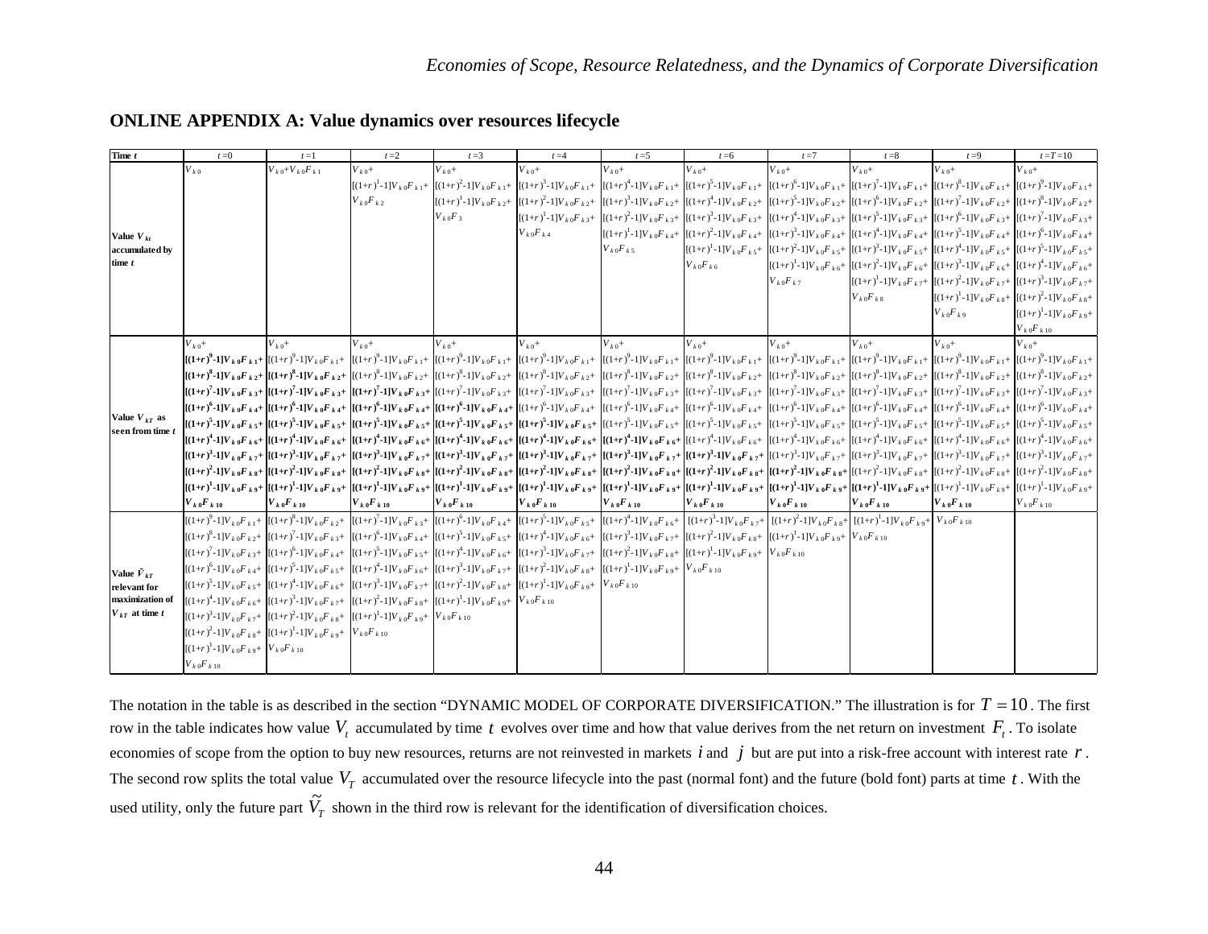## ONLINE APPENDIX A: Value dynamics over resources lifecycle

| Time $t$ | $t$=0 | $t$=1 | $t$=2 | $t$=3 | $t$=4 | $t$=5 | $t$=6 | $t$=7 | $t$=8 | $t$=9 | $t$=$T$=10 |
|---|---|---|---|---|---|---|---|---|---|---|---|
| Value $V_{kt}$ accumulated by time $t$ | $V_{k0}$ | $V_{k0}+V_{k0}F_{k1}$ | $V_{k0}+$<br>$[(1+r)^1-1]V_{k0}F_{k1}+$<br>$V_{k0}F_{k2}$ | $V_{k0}+$<br>$[(1+r)^2-1]V_{k0}F_{k1}+$<br>$[(1+r)^1-1]V_{k0}F_{k2}+$<br>$V_{k0}F_3$ | $V_{k0}+$<br>$[(1+r)^3-1]V_{k0}F_{k1}+$<br>$[(1+r)^2-1]V_{k0}F_{k2}+$<br>$[(1+r)^1-1]V_{k0}F_{k3}+$<br>$V_{k0}F_{k4}$ | $V_{k0}+$<br>$[(1+r)^4-1]V_{k0}F_{k1}+$<br>$[(1+r)^3-1]V_{k0}F_{k2}+$<br>$[(1+r)^2-1]V_{k0}F_{k3}+$<br>$[(1+r)^1-1]V_{k0}F_{k4}+$<br>$V_{k0}F_{k5}$ | $V_{k0}+$<br>$[(1+r)^5-1]V_{k0}F_{k1}+$<br>$[(1+r)^4-1]V_{k0}F_{k2}+$<br>$[(1+r)^3-1]V_{k0}F_{k3}+$<br>$[(1+r)^2-1]V_{k0}F_{k4}+$<br>$[(1+r)^1-1]V_{k0}F_{k5}+$<br>$V_{k0}F_{k6}$ | $V_{k0}+$<br>$[(1+r)^6-1]V_{k0}F_{k1}+$<br>$[(1+r)^5-1]V_{k0}F_{k2}+$<br>$[(1+r)^4-1]V_{k0}F_{k3}+$<br>$[(1+r)^3-1]V_{k0}F_{k4}+$<br>$[(1+r)^2-1]V_{k0}F_{k5}+$<br>$[(1+r)^1-1]V_{k0}F_{k6}+$<br>$V_{k0}F_{k7}$ | $V_{k0}+$<br>$[(1+r)^7-1]V_{k0}F_{k1}+$<br>$[(1+r)^6-1]V_{k0}F_{k2}+$<br>$[(1+r)^5-1]V_{k0}F_{k3}+$<br>$[(1+r)^4-1]V_{k0}F_{k4}+$<br>$[(1+r)^3-1]V_{k0}F_{k5}+$<br>$[(1+r)^2-1]V_{k0}F_{k6}+$<br>$[(1+r)^1-1]V_{k0}F_{k7}+$<br>$V_{k0}F_{k8}$ | $V_{k0}+$<br>$[(1+r)^8-1]V_{k0}F_{k1}+$<br>$[(1+r)^7-1]V_{k0}F_{k2}+$<br>$[(1+r)^6-1]V_{k0}F_{k3}+$<br>$[(1+r)^5-1]V_{k0}F_{k4}+$<br>$[(1+r)^4-1]V_{k0}F_{k5}+$<br>$[(1+r)^3-1]V_{k0}F_{k6}+$<br>$[(1+r)^2-1]V_{k0}F_{k7}+$<br>$[(1+r)^1-1]V_{k0}F_{k8}+$<br>$V_{k0}F_{k9}$ | $V_{k0}+$<br>$[(1+r)^9-1]V_{k0}F_{k1}+$<br>$[(1+r)^8-1]V_{k0}F_{k2}+$<br>$[(1+r)^7-1]V_{k0}F_{k3}+$<br>$[(1+r)^6-1]V_{k0}F_{k4}+$<br>$[(1+r)^5-1]V_{k0}F_{k5}+$<br>$[(1+r)^4-1]V_{k0}F_{k6}+$<br>$[(1+r)^3-1]V_{k0}F_{k7}+$<br>$[(1+r)^2-1]V_{k0}F_{k8}+$<br>$[(1+r)^1-1]V_{k0}F_{k9}+$<br>$V_{k0}F_{k10}$ |
| Value $V_{kT}$ as seen from time $t$ | $V_{k0}+$<br>**$[(1+r)^9-1]V_{k0}F_{k1}+$**<br>**$[(1+r)^8-1]V_{k0}F_{k2}+$**<br>**$[(1+r)^7-1]V_{k0}F_{k3}+$**<br>**$[(1+r)^6-1]V_{k0}F_{k4}+$**<br>**$[(1+r)^5-1]V_{k0}F_{k5}+$**<br>**$[(1+r)^4-1]V_{k0}F_{k6}+$**<br>**$[(1+r)^3-1]V_{k0}F_{k7}+$**<br>**$[(1+r)^2-1]V_{k0}F_{k8}+$**<br>**$[(1+r)^1-1]V_{k0}F_{k9}+$**<br>**$V_{k0}F_{k10}$** | $V_{k0}+$<br>$[(1+r)^9-1]V_{k0}F_{k1}+$<br>**$[(1+r)^8-1]V_{k0}F_{k2}+$**<br>**$[(1+r)^7-1]V_{k0}F_{k3}+$**<br>**$[(1+r)^6-1]V_{k0}F_{k4}+$**<br>**$[(1+r)^5-1]V_{k0}F_{k5}+$**<br>**$[(1+r)^4-1]V_{k0}F_{k6}+$**<br>**$[(1+r)^3-1]V_{k0}F_{k7}+$**<br>**$[(1+r)^2-1]V_{k0}F_{k8}+$**<br>**$[(1+r)^1-1]V_{k0}F_{k9}+$**<br>**$V_{k0}F_{k10}$** | $V_{k0}+$<br>$[(1+r)^9-1]V_{k0}F_{k1}+$<br>$[(1+r)^8-1]V_{k0}F_{k2}+$<br>**$[(1+r)^7-1]V_{k0}F_{k3}+$**<br>**$[(1+r)^6-1]V_{k0}F_{k4}+$**<br>**$[(1+r)^5-1]V_{k0}F_{k5}+$**<br>**$[(1+r)^4-1]V_{k0}F_{k6}+$**<br>**$[(1+r)^3-1]V_{k0}F_{k7}+$**<br>**$[(1+r)^2-1]V_{k0}F_{k8}+$**<br>**$[(1+r)^1-1]V_{k0}F_{k9}+$**<br>**$V_{k0}F_{k10}$** | $V_{k0}+$<br>$[(1+r)^9-1]V_{k0}F_{k1}+$<br>$[(1+r)^8-1]V_{k0}F_{k2}+$<br>$[(1+r)^7-1]V_{k0}F_{k3}+$<br>**$[(1+r)^6-1]V_{k0}F_{k4}+$**<br>**$[(1+r)^5-1]V_{k0}F_{k5}+$**<br>**$[(1+r)^4-1]V_{k0}F_{k6}+$**<br>**$[(1+r)^3-1]V_{k0}F_{k7}+$**<br>**$[(1+r)^2-1]V_{k0}F_{k8}+$**<br>**$[(1+r)^1-1]V_{k0}F_{k9}+$**<br>**$V_{k0}F_{k10}$** | $V_{k0}+$<br>$[(1+r)^9-1]V_{k0}F_{k1}+$<br>$[(1+r)^8-1]V_{k0}F_{k2}+$<br>$[(1+r)^7-1]V_{k0}F_{k3}+$<br>$[(1+r)^6-1]V_{k0}F_{k4}+$<br>**$[(1+r)^5-1]V_{k0}F_{k5}+$**<br>**$[(1+r)^4-1]V_{k0}F_{k6}+$**<br>**$[(1+r)^3-1]V_{k0}F_{k7}+$**<br>**$[(1+r)^2-1]V_{k0}F_{k8}+$**<br>**$[(1+r)^1-1]V_{k0}F_{k9}+$**<br>**$V_{k0}F_{k10}$** | $V_{k0}+$<br>$[(1+r)^9-1]V_{k0}F_{k1}+$<br>$[(1+r)^8-1]V_{k0}F_{k2}+$<br>$[(1+r)^7-1]V_{k0}F_{k3}+$<br>$[(1+r)^6-1]V_{k0}F_{k4}+$<br>$[(1+r)^5-1]V_{k0}F_{k5}+$<br>**$[(1+r)^4-1]V_{k0}F_{k6}+$**<br>**$[(1+r)^3-1]V_{k0}F_{k7}+$**<br>**$[(1+r)^2-1]V_{k0}F_{k8}+$**<br>**$[(1+r)^1-1]V_{k0}F_{k9}+$**<br>**$V_{k0}F_{k10}$** | $V_{k0}+$<br>$[(1+r)^9-1]V_{k0}F_{k1}+$<br>$[(1+r)^8-1]V_{k0}F_{k2}+$<br>$[(1+r)^7-1]V_{k0}F_{k3}+$<br>$[(1+r)^6-1]V_{k0}F_{k4}+$<br>$[(1+r)^5-1]V_{k0}F_{k5}+$<br>$[(1+r)^4-1]V_{k0}F_{k6}+$<br>**$[(1+r)^3-1]V_{k0}F_{k7}+$**<br>**$[(1+r)^2-1]V_{k0}F_{k8}+$**<br>**$[(1+r)^1-1]V_{k0}F_{k9}+$**<br>**$V_{k0}F_{k10}$** | $V_{k0}+$<br>$[(1+r)^9-1]V_{k0}F_{k1}+$<br>$[(1+r)^8-1]V_{k0}F_{k2}+$<br>$[(1+r)^7-1]V_{k0}F_{k3}+$<br>$[(1+r)^6-1]V_{k0}F_{k4}+$<br>$[(1+r)^5-1]V_{k0}F_{k5}+$<br>$[(1+r)^4-1]V_{k0}F_{k6}+$<br>$[(1+r)^3-1]V_{k0}F_{k7}+$<br>**$[(1+r)^2-1]V_{k0}F_{k8}+$**<br>**$[(1+r)^1-1]V_{k0}F_{k9}+$**<br>**$V_{k0}F_{k10}$** | $V_{k0}+$<br>$[(1+r)^9-1]V_{k0}F_{k1}+$<br>$[(1+r)^8-1]V_{k0}F_{k2}+$<br>$[(1+r)^7-1]V_{k0}F_{k3}+$<br>$[(1+r)^6-1]V_{k0}F_{k4}+$<br>$[(1+r)^5-1]V_{k0}F_{k5}+$<br>$[(1+r)^4-1]V_{k0}F_{k6}+$<br>$[(1+r)^3-1]V_{k0}F_{k7}+$<br>$[(1+r)^2-1]V_{k0}F_{k8}+$<br>**$[(1+r)^1-1]V_{k0}F_{k9}+$**<br>**$V_{k0}F_{k10}$** | $V_{k0}+$<br>$[(1+r)^9-1]V_{k0}F_{k1}+$<br>$[(1+r)^8-1]V_{k0}F_{k2}+$<br>$[(1+r)^7-1]V_{k0}F_{k3}+$<br>$[(1+r)^6-1]V_{k0}F_{k4}+$<br>$[(1+r)^5-1]V_{k0}F_{k5}+$<br>$[(1+r)^4-1]V_{k0}F_{k6}+$<br>$[(1+r)^3-1]V_{k0}F_{k7}+$<br>$[(1+r)^2-1]V_{k0}F_{k8}+$<br>$[(1+r)^1-1]V_{k0}F_{k9}+$<br>**$V_{k0}F_{k10}$** | $V_{k0}+$<br>$[(1+r)^9-1]V_{k0}F_{k1}+$<br>$[(1+r)^8-1]V_{k0}F_{k2}+$<br>$[(1+r)^7-1]V_{k0}F_{k3}+$<br>$[(1+r)^6-1]V_{k0}F_{k4}+$<br>$[(1+r)^5-1]V_{k0}F_{k5}+$<br>$[(1+r)^4-1]V_{k0}F_{k6}+$<br>$[(1+r)^3-1]V_{k0}F_{k7}+$<br>$[(1+r)^2-1]V_{k0}F_{k8}+$<br>$[(1+r)^1-1]V_{k0}F_{k9}+$<br>$V_{k0}F_{k10}$ |
| Value $\tilde{V}_{kT}$ relevant for maximization of $V_{kT}$ at time $t$ | $[(1+r)^9-1]V_{k0}F_{k1}+$<br>$[(1+r)^8-1]V_{k0}F_{k2}+$<br>$[(1+r)^7-1]V_{k0}F_{k3}+$<br>$[(1+r)^6-1]V_{k0}F_{k4}+$<br>$[(1+r)^5-1]V_{k0}F_{k5}+$<br>$[(1+r)^4-1]V_{k0}F_{k6}+$<br>$[(1+r)^3-1]V_{k0}F_{k7}+$<br>$[(1+r)^2-1]V_{k0}F_{k8}+$<br>$[(1+r)^1-1]V_{k0}F_{k9}+$<br>$V_{k0}F_{k10}$ | $[(1+r)^8-1]V_{k0}F_{k2}+$<br>$[(1+r)^7-1]V_{k0}F_{k3}+$<br>$[(1+r)^6-1]V_{k0}F_{k4}+$<br>$[(1+r)^5-1]V_{k0}F_{k5}+$<br>$[(1+r)^4-1]V_{k0}F_{k6}+$<br>$[(1+r)^3-1]V_{k0}F_{k7}+$<br>$[(1+r)^2-1]V_{k0}F_{k8}+$<br>$[(1+r)^1-1]V_{k0}F_{k9}+$<br>$V_{k0}F_{k10}$ | $[(1+r)^7-1]V_{k0}F_{k3}+$<br>$[(1+r)^6-1]V_{k0}F_{k4}+$<br>$[(1+r)^5-1]V_{k0}F_{k5}+$<br>$[(1+r)^4-1]V_{k0}F_{k6}+$<br>$[(1+r)^3-1]V_{k0}F_{k7}+$<br>$[(1+r)^2-1]V_{k0}F_{k8}+$<br>$[(1+r)^1-1]V_{k0}F_{k9}+$<br>$V_{k0}F_{k10}$ | $[(1+r)^6-1]V_{k0}F_{k4}+$<br>$[(1+r)^5-1]V_{k0}F_{k5}+$<br>$[(1+r)^4-1]V_{k0}F_{k6}+$<br>$[(1+r)^3-1]V_{k0}F_{k7}+$<br>$[(1+r)^2-1]V_{k0}F_{k8}+$<br>$[(1+r)^1-1]V_{k0}F_{k9}+$<br>$V_{k0}F_{k10}$ | $[(1+r)^5-1]V_{k0}F_{k5}+$<br>$[(1+r)^4-1]V_{k0}F_{k6}+$<br>$[(1+r)^3-1]V_{k0}F_{k7}+$<br>$[(1+r)^2-1]V_{k0}F_{k8}+$<br>$[(1+r)^1-1]V_{k0}F_{k9}+$<br>$V_{k0}F_{k10}$ | $[(1+r)^4-1]V_{k0}F_{k6}+$<br>$[(1+r)^3-1]V_{k0}F_{k7}+$<br>$[(1+r)^2-1]V_{k0}F_{k8}+$<br>$[(1+r)^1-1]V_{k0}F_{k9}+$<br>$V_{k0}F_{k10}$ | $[(1+r)^3-1]V_{k0}F_{k7}+$<br>$[(1+r)^2-1]V_{k0}F_{k8}+$<br>$[(1+r)^1-1]V_{k0}F_{k9}+$<br>$V_{k0}F_{k10}$ | $[(1+r)^2-1]V_{k0}F_{k8}+$<br>$[(1+r)^1-1]V_{k0}F_{k9}+$<br>$V_{k0}F_{k10}$ | $[(1+r)^1-1]V_{k0}F_{k9}+$<br>$V_{k0}F_{k10}$ | $V_{k0}F_{k10}$ | |

The notation in the table is as described in the section "DYNAMIC MODEL OF CORPORATE DIVERSIFICATION." The illustration is for $T = 10$. The first row in the table indicates how value $V_t$ accumulated by time $t$ evolves over time and how that value derives from the net return on investment $F_t$. To isolate economies of scope from the option to buy new resources, returns are not reinvested in markets $i$ and $j$ but are put into a risk-free account with interest rate $r$. The second row splits the total value $V_T$ accumulated over the resource lifecycle into the past (normal font) and the future (bold font) parts at time $t$. With the used utility, only the future part $\tilde{V}_T$ shown in the third row is relevant for the identification of diversification choices.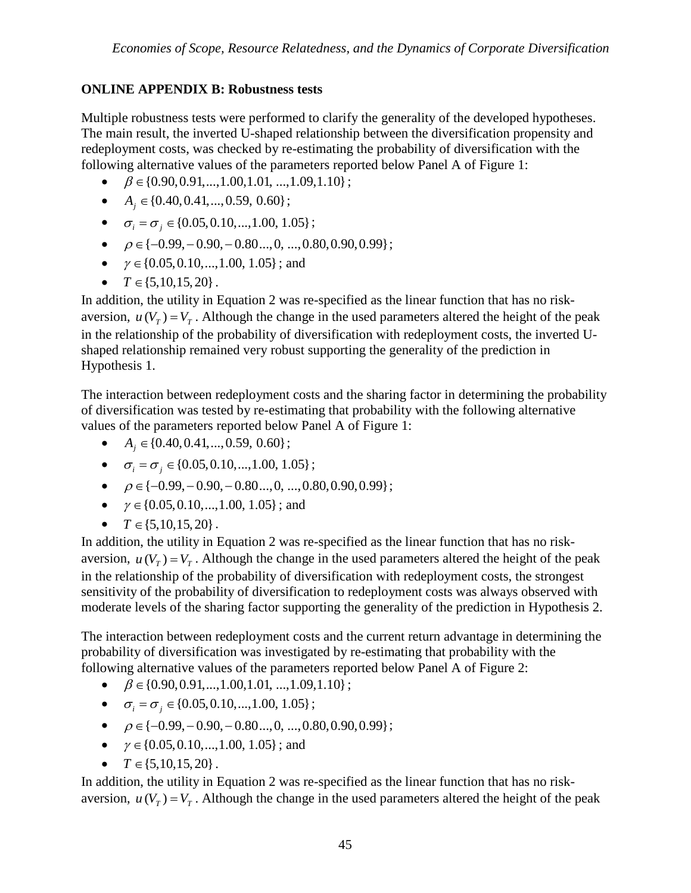**ONLINE APPENDIX B: Robustness tests**

Multiple robustness tests were performed to clarify the generality of the developed hypotheses. The main result, the inverted U-shaped relationship between the diversification propensity and redeployment costs, was checked by re-estimating the probability of diversification with the following alternative values of the parameters reported below Panel A of Figure 1:

- $\beta \in \{0.90, 0.91, ..., 1.00, 1.01, ..., 1.09, 1.10\}$;
- $A_j \in \{0.40, 0.41, ..., 0.59, 0.60\}$;
- $\sigma_i = \sigma_j \in \{0.05, 0.10, ..., 1.00, 1.05\}$;
- $\rho \in \{-0.99, -0.90, -0.80 ..., 0, ..., 0.80, 0.90, 0.99\}$;
- $\gamma \in \{0.05, 0.10, ..., 1.00, 1.05\}$; and
- $T \in \{5, 10, 15, 20\}$.

In addition, the utility in Equation 2 was re-specified as the linear function that has no risk-aversion, $u(V_T) = V_T$. Although the change in the used parameters altered the height of the peak in the relationship of the probability of diversification with redeployment costs, the inverted U-shaped relationship remained very robust supporting the generality of the prediction in Hypothesis 1.

The interaction between redeployment costs and the sharing factor in determining the probability of diversification was tested by re-estimating that probability with the following alternative values of the parameters reported below Panel A of Figure 1:

- $A_j \in \{0.40, 0.41, ..., 0.59, 0.60\}$;
- $\sigma_i = \sigma_j \in \{0.05, 0.10, ..., 1.00, 1.05\}$;
- $\rho \in \{-0.99, -0.90, -0.80 ..., 0, ..., 0.80, 0.90, 0.99\}$;
- $\gamma \in \{0.05, 0.10, ..., 1.00, 1.05\}$; and
- $T \in \{5, 10, 15, 20\}$.

In addition, the utility in Equation 2 was re-specified as the linear function that has no risk-aversion, $u(V_T) = V_T$. Although the change in the used parameters altered the height of the peak in the relationship of the probability of diversification with redeployment costs, the strongest sensitivity of the probability of diversification to redeployment costs was always observed with moderate levels of the sharing factor supporting the generality of the prediction in Hypothesis 2.

The interaction between redeployment costs and the current return advantage in determining the probability of diversification was investigated by re-estimating that probability with the following alternative values of the parameters reported below Panel A of Figure 2:

- $\beta \in \{0.90, 0.91, ..., 1.00, 1.01, ..., 1.09, 1.10\}$;
- $\sigma_i = \sigma_j \in \{0.05, 0.10, ..., 1.00, 1.05\}$;
- $\rho \in \{-0.99, -0.90, -0.80 ..., 0, ..., 0.80, 0.90, 0.99\}$;
- $\gamma \in \{0.05, 0.10, ..., 1.00, 1.05\}$; and
- $T \in \{5, 10, 15, 20\}$.

In addition, the utility in Equation 2 was re-specified as the linear function that has no risk-aversion, $u(V_T) = V_T$. Although the change in the used parameters altered the height of the peak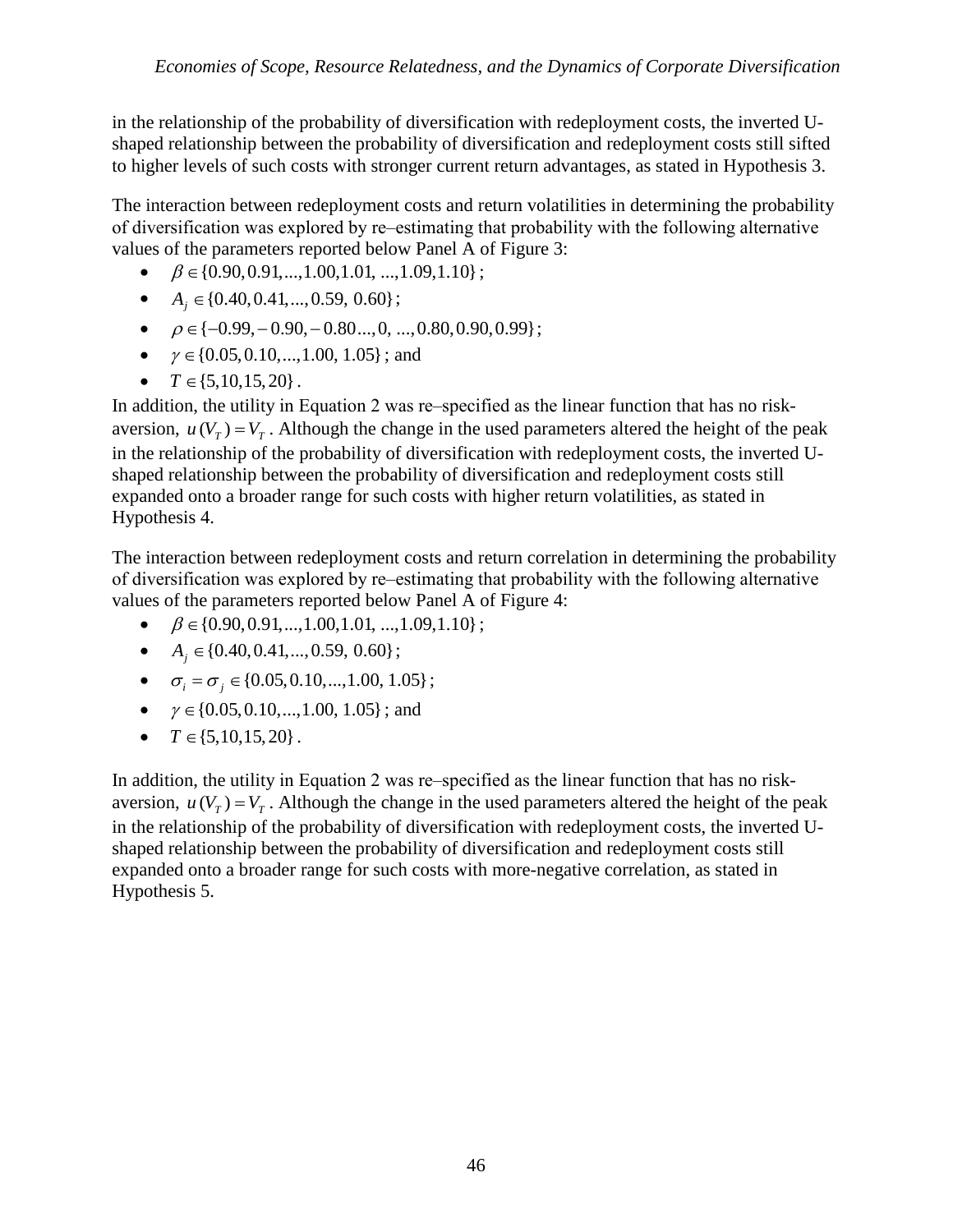in the relationship of the probability of diversification with redeployment costs, the inverted U-shaped relationship between the probability of diversification and redeployment costs still sifted to higher levels of such costs with stronger current return advantages, as stated in Hypothesis 3.

The interaction between redeployment costs and return volatilities in determining the probability of diversification was explored by re–estimating that probability with the following alternative values of the parameters reported below Panel A of Figure 3:

- $\beta \in \{0.90, 0.91, ..., 1.00, 1.01, ..., 1.09, 1.10\}$;
- $A_j \in \{0.40, 0.41, ..., 0.59, 0.60\}$;
- $\rho \in \{-0.99, -0.90, -0.80 ..., 0, ..., 0.80, 0.90, 0.99\}$;
- $\gamma \in \{0.05, 0.10, ..., 1.00, 1.05\}$; and
- $T \in \{5, 10, 15, 20\}$.

In addition, the utility in Equation 2 was re–specified as the linear function that has no risk-aversion, $u(V_T) = V_T$. Although the change in the used parameters altered the height of the peak in the relationship of the probability of diversification with redeployment costs, the inverted U-shaped relationship between the probability of diversification and redeployment costs still expanded onto a broader range for such costs with higher return volatilities, as stated in Hypothesis 4.

The interaction between redeployment costs and return correlation in determining the probability of diversification was explored by re–estimating that probability with the following alternative values of the parameters reported below Panel A of Figure 4:

- $\beta \in \{0.90, 0.91, ..., 1.00, 1.01, ..., 1.09, 1.10\}$;
- $A_j \in \{0.40, 0.41, ..., 0.59, 0.60\}$;
- $\sigma_i = \sigma_j \in \{0.05, 0.10, ..., 1.00, 1.05\}$;
- $\gamma \in \{0.05, 0.10, ..., 1.00, 1.05\}$; and
- $T \in \{5, 10, 15, 20\}$.

In addition, the utility in Equation 2 was re–specified as the linear function that has no risk-aversion, $u(V_T) = V_T$. Although the change in the used parameters altered the height of the peak in the relationship of the probability of diversification with redeployment costs, the inverted U-shaped relationship between the probability of diversification and redeployment costs still expanded onto a broader range for such costs with more-negative correlation, as stated in Hypothesis 5.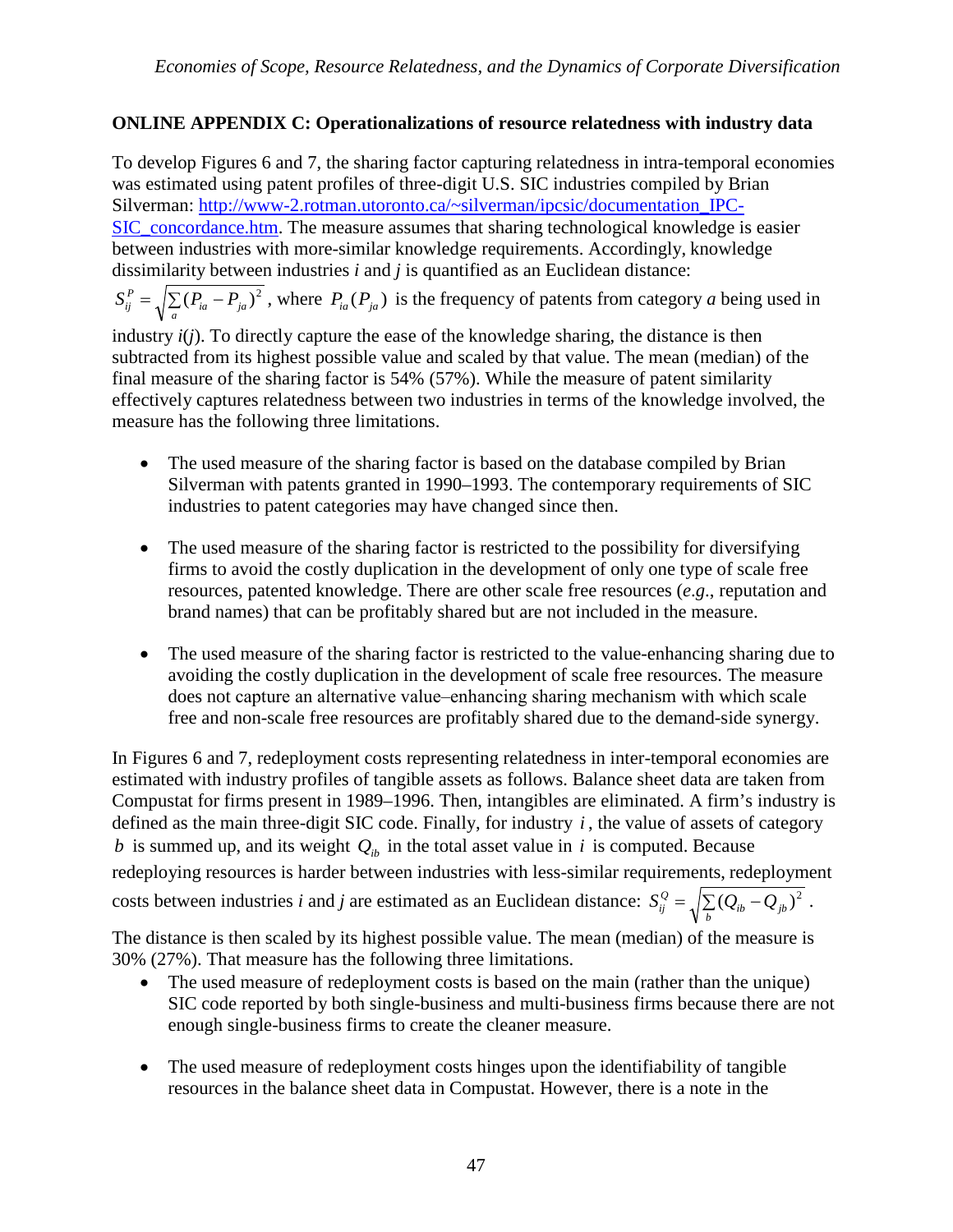**ONLINE APPENDIX C: Operationalizations of resource relatedness with industry data**

To develop Figures 6 and 7, the sharing factor capturing relatedness in intra-temporal economies was estimated using patent profiles of three-digit U.S. SIC industries compiled by Brian Silverman: http://www-2.rotman.utoronto.ca/~silverman/ipcsic/documentation_IPC-SIC_concordance.htm. The measure assumes that sharing technological knowledge is easier between industries with more-similar knowledge requirements. Accordingly, knowledge dissimilarity between industries *i* and *j* is quantified as an Euclidean distance: $S_{ij}^{P} = \sqrt{\sum_{a}(P_{ia} - P_{ja})^2}$, where $P_{ia}(P_{ja})$ is the frequency of patents from category *a* being used in industry *i*(*j*). To directly capture the ease of the knowledge sharing, the distance is then subtracted from its highest possible value and scaled by that value. The mean (median) of the final measure of the sharing factor is 54% (57%). While the measure of patent similarity effectively captures relatedness between two industries in terms of the knowledge involved, the measure has the following three limitations.

- The used measure of the sharing factor is based on the database compiled by Brian Silverman with patents granted in 1990–1993. The contemporary requirements of SIC industries to patent categories may have changed since then.
- The used measure of the sharing factor is restricted to the possibility for diversifying firms to avoid the costly duplication in the development of only one type of scale free resources, patented knowledge. There are other scale free resources (*e.g.*, reputation and brand names) that can be profitably shared but are not included in the measure.
- The used measure of the sharing factor is restricted to the value-enhancing sharing due to avoiding the costly duplication in the development of scale free resources. The measure does not capture an alternative value–enhancing sharing mechanism with which scale free and non-scale free resources are profitably shared due to the demand-side synergy.

In Figures 6 and 7, redeployment costs representing relatedness in inter-temporal economies are estimated with industry profiles of tangible assets as follows. Balance sheet data are taken from Compustat for firms present in 1989–1996. Then, intangibles are eliminated. A firm's industry is defined as the main three-digit SIC code. Finally, for industry $i$, the value of assets of category $b$ is summed up, and its weight $Q_{ib}$ in the total asset value in $i$ is computed. Because redeploying resources is harder between industries with less-similar requirements, redeployment costs between industries *i* and *j* are estimated as an Euclidean distance: $S_{ij}^{Q} = \sqrt{\sum_{b}(Q_{ib} - Q_{jb})^2}$.

The distance is then scaled by its highest possible value. The mean (median) of the measure is 30% (27%). That measure has the following three limitations.

- The used measure of redeployment costs is based on the main (rather than the unique) SIC code reported by both single-business and multi-business firms because there are not enough single-business firms to create the cleaner measure.
- The used measure of redeployment costs hinges upon the identifiability of tangible resources in the balance sheet data in Compustat. However, there is a note in the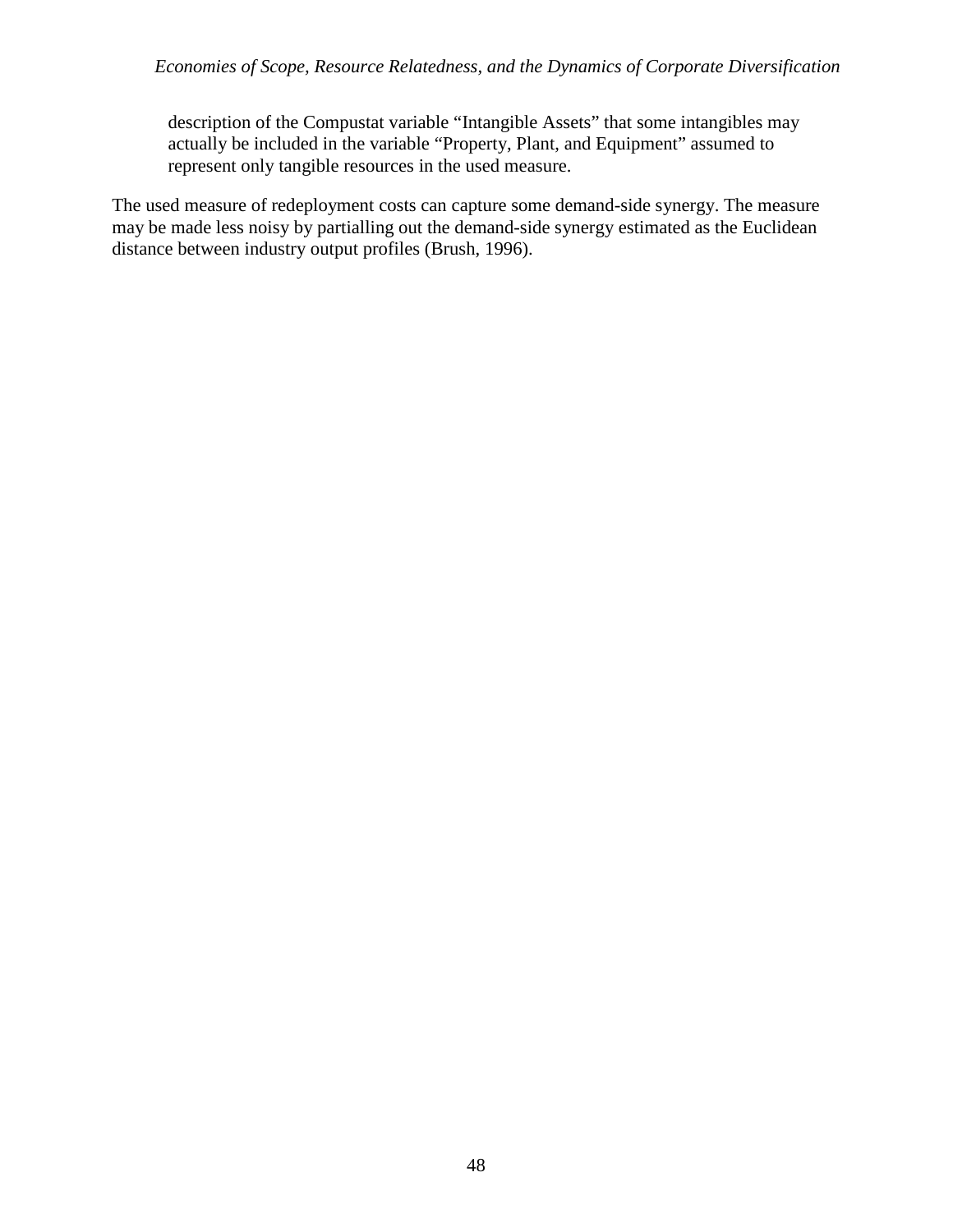description of the Compustat variable “Intangible Assets” that some intangibles may actually be included in the variable “Property, Plant, and Equipment” assumed to represent only tangible resources in the used measure.

The used measure of redeployment costs can capture some demand-side synergy. The measure may be made less noisy by partialling out the demand-side synergy estimated as the Euclidean distance between industry output profiles (Brush, 1996).